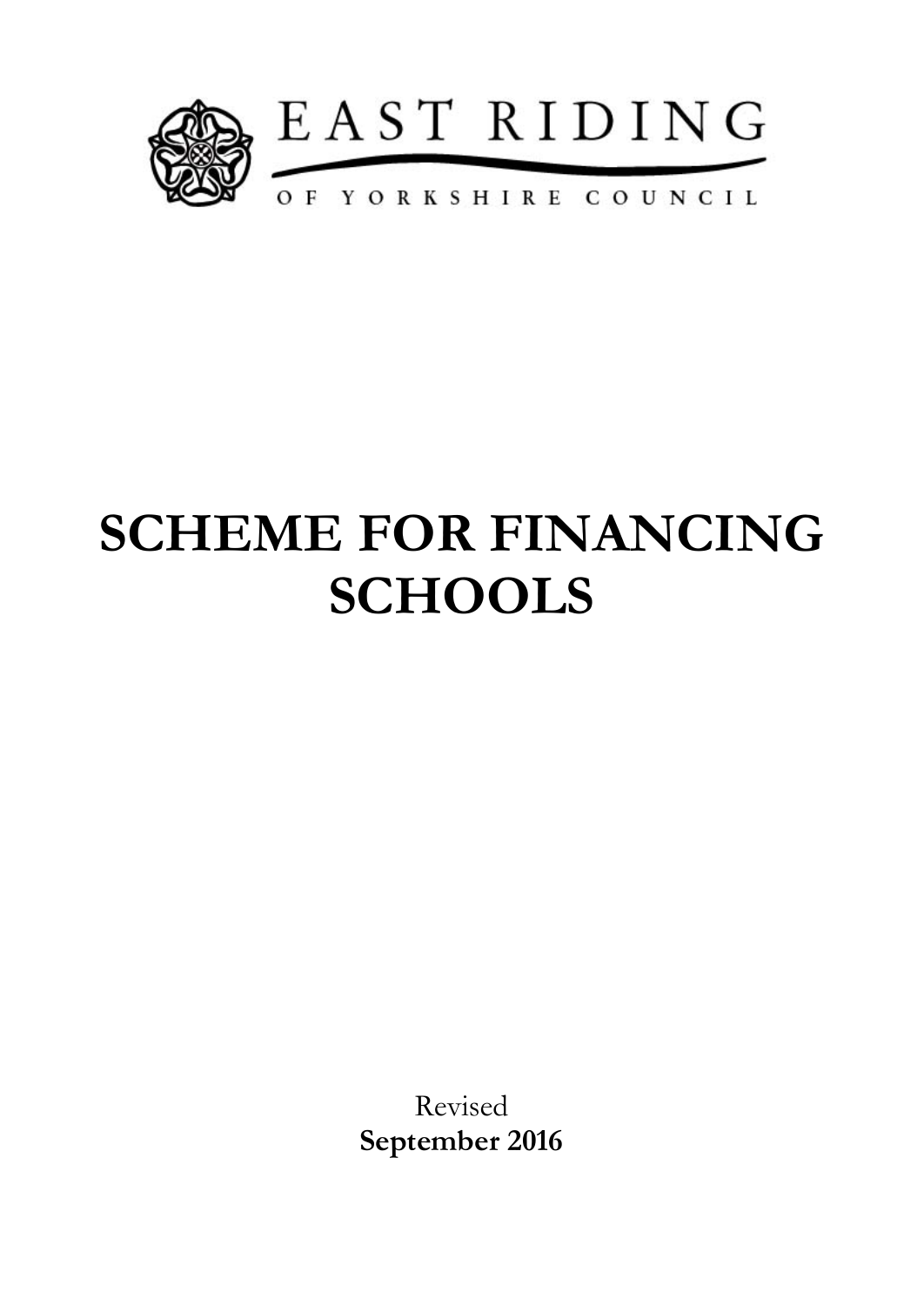EAST RIDING

OF YORKSHIRE COUNCIL

# SCHEME FOR FINANCING SCHOOLS

Revised

**September 2016**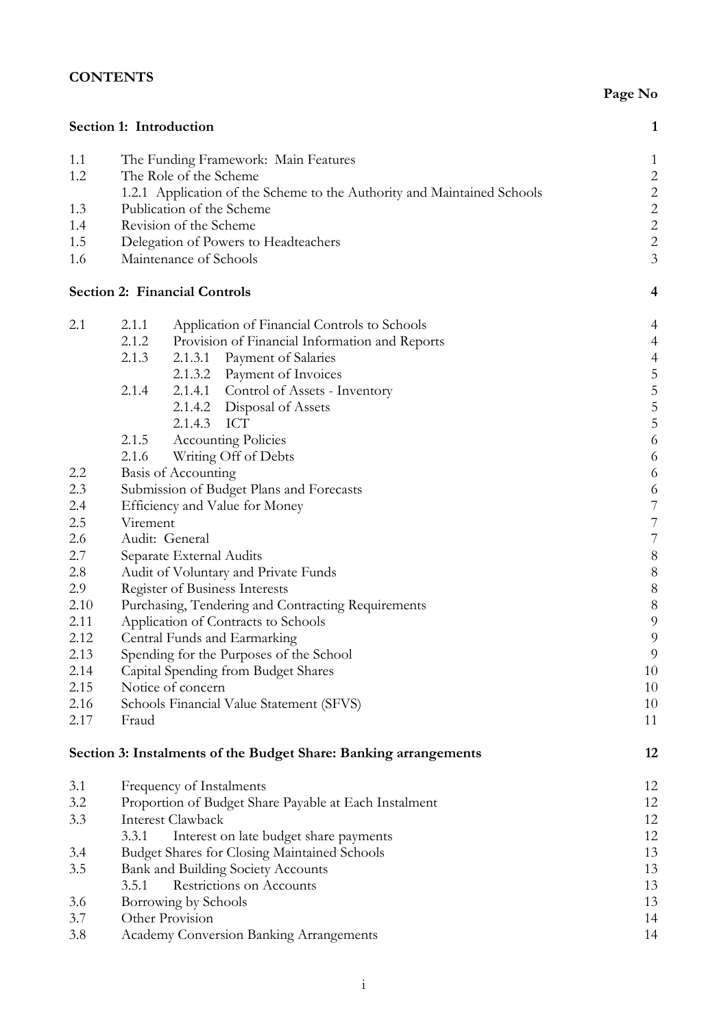**CONTENTS**

| | | Page No |
|---|---|---|
| **Section 1: Introduction** | | **1** |
| 1.1 | The Funding Framework: Main Features | 1 |
| 1.2 | The Role of the Scheme | 2 |
| | 1.2.1 Application of the Scheme to the Authority and Maintained Schools | 2 |
| 1.3 | Publication of the Scheme | 2 |
| 1.4 | Revision of the Scheme | 2 |
| 1.5 | Delegation of Powers to Headteachers | 2 |
| 1.6 | Maintenance of Schools | 3 |
| **Section 2: Financial Controls** | | **4** |
| 2.1 | 2.1.1 Application of Financial Controls to Schools | 4 |
| | 2.1.2 Provision of Financial Information and Reports | 4 |
| | 2.1.3 2.1.3.1 Payment of Salaries | 4 |
| | 2.1.3.2 Payment of Invoices | 5 |
| | 2.1.4 2.1.4.1 Control of Assets - Inventory | 5 |
| | 2.1.4.2 Disposal of Assets | 5 |
| | 2.1.4.3 ICT | 5 |
| | 2.1.5 Accounting Policies | 6 |
| | 2.1.6 Writing Off of Debts | 6 |
| 2.2 | Basis of Accounting | 6 |
| 2.3 | Submission of Budget Plans and Forecasts | 6 |
| 2.4 | Efficiency and Value for Money | 7 |
| 2.5 | Virement | 7 |
| 2.6 | Audit: General | 7 |
| 2.7 | Separate External Audits | 8 |
| 2.8 | Audit of Voluntary and Private Funds | 8 |
| 2.9 | Register of Business Interests | 8 |
| 2.10 | Purchasing, Tendering and Contracting Requirements | 8 |
| 2.11 | Application of Contracts to Schools | 9 |
| 2.12 | Central Funds and Earmarking | 9 |
| 2.13 | Spending for the Purposes of the School | 9 |
| 2.14 | Capital Spending from Budget Shares | 10 |
| 2.15 | Notice of concern | 10 |
| 2.16 | Schools Financial Value Statement (SFVS) | 10 |
| 2.17 | Fraud | 11 |
| **Section 3: Instalments of the Budget Share: Banking arrangements** | | **12** |
| 3.1 | Frequency of Instalments | 12 |
| 3.2 | Proportion of Budget Share Payable at Each Instalment | 12 |
| 3.3 | Interest Clawback | 12 |
| | 3.3.1 Interest on late budget share payments | 12 |
| 3.4 | Budget Shares for Closing Maintained Schools | 13 |
| 3.5 | Bank and Building Society Accounts | 13 |
| | 3.5.1 Restrictions on Accounts | 13 |
| 3.6 | Borrowing by Schools | 13 |
| 3.7 | Other Provision | 14 |
| 3.8 | Academy Conversion Banking Arrangements | 14 |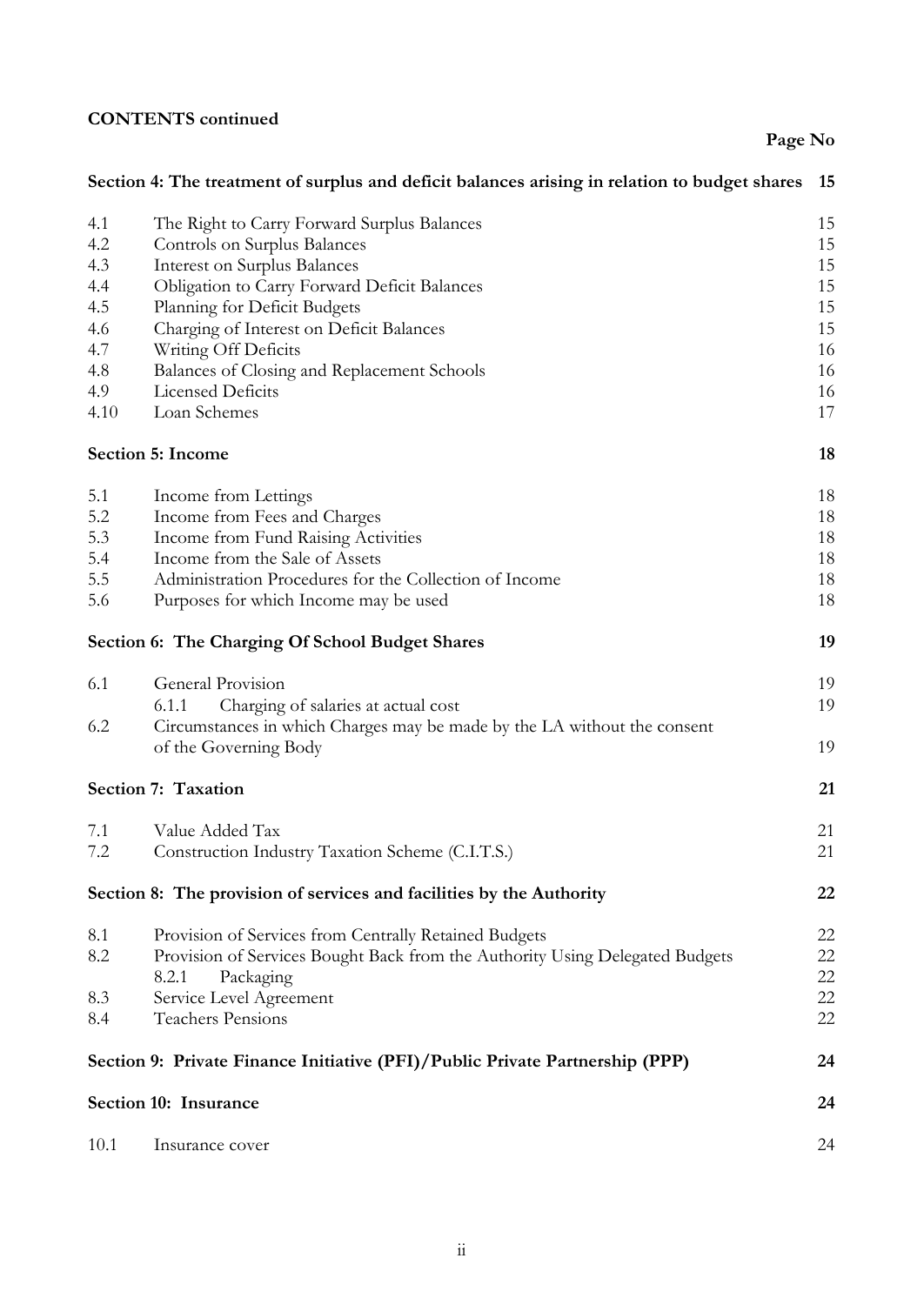**CONTENTS continued**

| | | Page No |
|---|---|---|
| **Section 4: The treatment of surplus and deficit balances arising in relation to budget shares** | | **15** |
| 4.1 | The Right to Carry Forward Surplus Balances | 15 |
| 4.2 | Controls on Surplus Balances | 15 |
| 4.3 | Interest on Surplus Balances | 15 |
| 4.4 | Obligation to Carry Forward Deficit Balances | 15 |
| 4.5 | Planning for Deficit Budgets | 15 |
| 4.6 | Charging of Interest on Deficit Balances | 15 |
| 4.7 | Writing Off Deficits | 16 |
| 4.8 | Balances of Closing and Replacement Schools | 16 |
| 4.9 | Licensed Deficits | 16 |
| 4.10 | Loan Schemes | 17 |
| **Section 5: Income** | | **18** |
| 5.1 | Income from Lettings | 18 |
| 5.2 | Income from Fees and Charges | 18 |
| 5.3 | Income from Fund Raising Activities | 18 |
| 5.4 | Income from the Sale of Assets | 18 |
| 5.5 | Administration Procedures for the Collection of Income | 18 |
| 5.6 | Purposes for which Income may be used | 18 |
| **Section 6: The Charging Of School Budget Shares** | | **19** |
| 6.1 | General Provision | 19 |
| | 6.1.1 Charging of salaries at actual cost | 19 |
| 6.2 | Circumstances in which Charges may be made by the LA without the consent of the Governing Body | 19 |
| **Section 7: Taxation** | | **21** |
| 7.1 | Value Added Tax | 21 |
| 7.2 | Construction Industry Taxation Scheme (C.I.T.S.) | 21 |
| **Section 8: The provision of services and facilities by the Authority** | | **22** |
| 8.1 | Provision of Services from Centrally Retained Budgets | 22 |
| 8.2 | Provision of Services Bought Back from the Authority Using Delegated Budgets | 22 |
| | 8.2.1 Packaging | 22 |
| 8.3 | Service Level Agreement | 22 |
| 8.4 | Teachers Pensions | 22 |
| **Section 9: Private Finance Initiative (PFI)/Public Private Partnership (PPP)** | | **24** |
| **Section 10: Insurance** | | **24** |
| 10.1 | Insurance cover | 24 |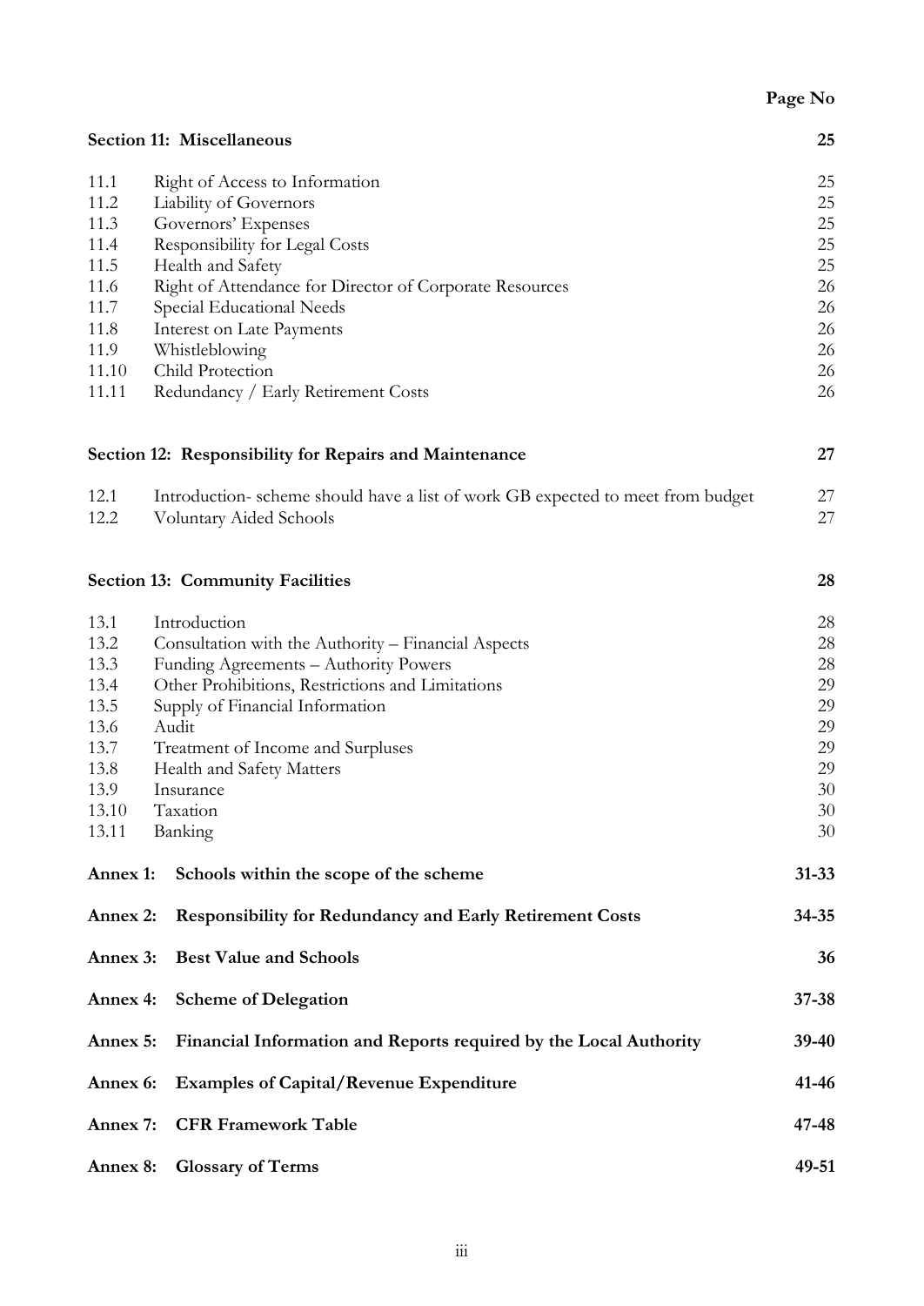| | | Page No |
|---|---|---|
| **Section 11: Miscellaneous** | | **25** |
| 11.1 | Right of Access to Information | 25 |
| 11.2 | Liability of Governors | 25 |
| 11.3 | Governors' Expenses | 25 |
| 11.4 | Responsibility for Legal Costs | 25 |
| 11.5 | Health and Safety | 25 |
| 11.6 | Right of Attendance for Director of Corporate Resources | 26 |
| 11.7 | Special Educational Needs | 26 |
| 11.8 | Interest on Late Payments | 26 |
| 11.9 | Whistleblowing | 26 |
| 11.10 | Child Protection | 26 |
| 11.11 | Redundancy / Early Retirement Costs | 26 |
| **Section 12: Responsibility for Repairs and Maintenance** | | **27** |
| 12.1 | Introduction- scheme should have a list of work GB expected to meet from budget | 27 |
| 12.2 | Voluntary Aided Schools | 27 |
| **Section 13: Community Facilities** | | **28** |
| 13.1 | Introduction | 28 |
| 13.2 | Consultation with the Authority – Financial Aspects | 28 |
| 13.3 | Funding Agreements – Authority Powers | 28 |
| 13.4 | Other Prohibitions, Restrictions and Limitations | 29 |
| 13.5 | Supply of Financial Information | 29 |
| 13.6 | Audit | 29 |
| 13.7 | Treatment of Income and Surpluses | 29 |
| 13.8 | Health and Safety Matters | 29 |
| 13.9 | Insurance | 30 |
| 13.10 | Taxation | 30 |
| 13.11 | Banking | 30 |
| **Annex 1:** | **Schools within the scope of the scheme** | **31-33** |
| **Annex 2:** | **Responsibility for Redundancy and Early Retirement Costs** | **34-35** |
| **Annex 3:** | **Best Value and Schools** | **36** |
| **Annex 4:** | **Scheme of Delegation** | **37-38** |
| **Annex 5:** | **Financial Information and Reports required by the Local Authority** | **39-40** |
| **Annex 6:** | **Examples of Capital/Revenue Expenditure** | **41-46** |
| **Annex 7:** | **CFR Framework Table** | **47-48** |
| **Annex 8:** | **Glossary of Terms** | **49-51** |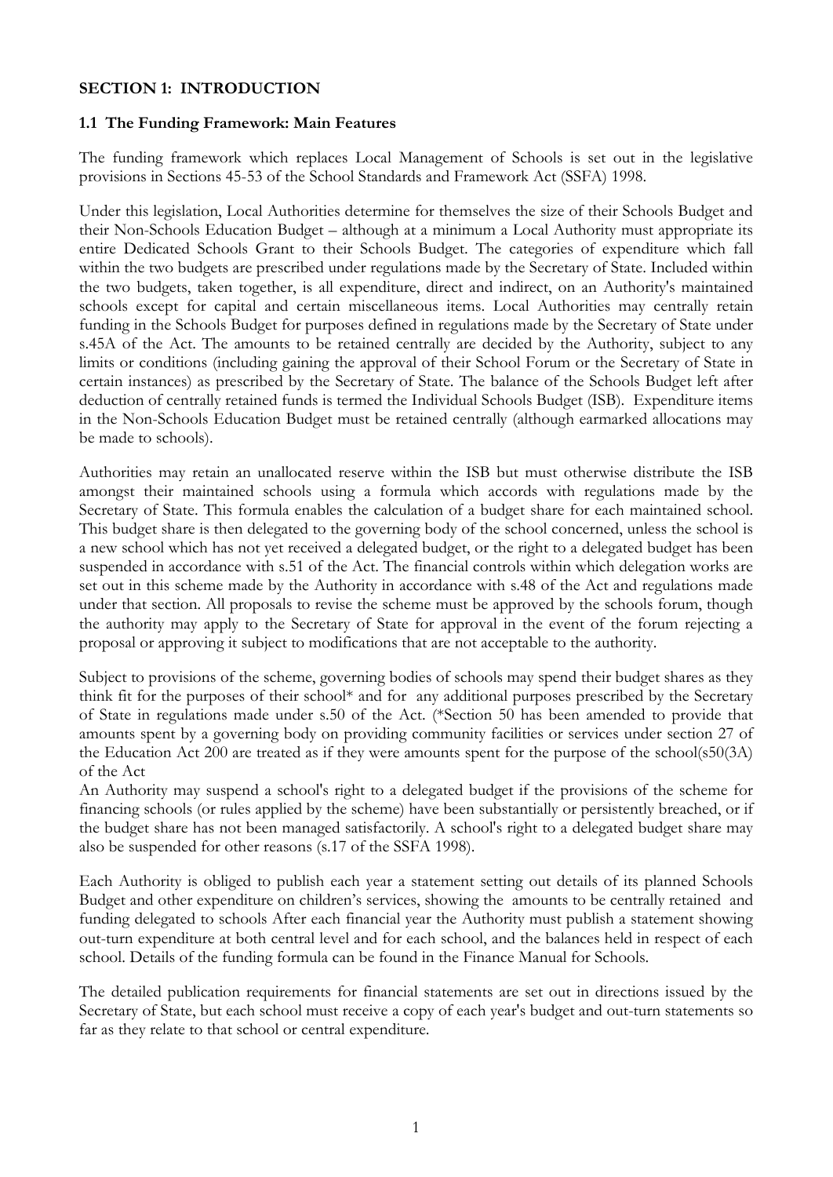## SECTION 1: INTRODUCTION

### 1.1 The Funding Framework: Main Features

The funding framework which replaces Local Management of Schools is set out in the legislative provisions in Sections 45-53 of the School Standards and Framework Act (SSFA) 1998.

Under this legislation, Local Authorities determine for themselves the size of their Schools Budget and their Non-Schools Education Budget – although at a minimum a Local Authority must appropriate its entire Dedicated Schools Grant to their Schools Budget. The categories of expenditure which fall within the two budgets are prescribed under regulations made by the Secretary of State. Included within the two budgets, taken together, is all expenditure, direct and indirect, on an Authority's maintained schools except for capital and certain miscellaneous items. Local Authorities may centrally retain funding in the Schools Budget for purposes defined in regulations made by the Secretary of State under s.45A of the Act. The amounts to be retained centrally are decided by the Authority, subject to any limits or conditions (including gaining the approval of their School Forum or the Secretary of State in certain instances) as prescribed by the Secretary of State. The balance of the Schools Budget left after deduction of centrally retained funds is termed the Individual Schools Budget (ISB). Expenditure items in the Non-Schools Education Budget must be retained centrally (although earmarked allocations may be made to schools).

Authorities may retain an unallocated reserve within the ISB but must otherwise distribute the ISB amongst their maintained schools using a formula which accords with regulations made by the Secretary of State. This formula enables the calculation of a budget share for each maintained school. This budget share is then delegated to the governing body of the school concerned, unless the school is a new school which has not yet received a delegated budget, or the right to a delegated budget has been suspended in accordance with s.51 of the Act. The financial controls within which delegation works are set out in this scheme made by the Authority in accordance with s.48 of the Act and regulations made under that section. All proposals to revise the scheme must be approved by the schools forum, though the authority may apply to the Secretary of State for approval in the event of the forum rejecting a proposal or approving it subject to modifications that are not acceptable to the authority.

Subject to provisions of the scheme, governing bodies of schools may spend their budget shares as they think fit for the purposes of their school* and for any additional purposes prescribed by the Secretary of State in regulations made under s.50 of the Act. (*Section 50 has been amended to provide that amounts spent by a governing body on providing community facilities or services under section 27 of the Education Act 200 are treated as if they were amounts spent for the purpose of the school(s50(3A) of the Act

An Authority may suspend a school's right to a delegated budget if the provisions of the scheme for financing schools (or rules applied by the scheme) have been substantially or persistently breached, or if the budget share has not been managed satisfactorily. A school's right to a delegated budget share may also be suspended for other reasons (s.17 of the SSFA 1998).

Each Authority is obliged to publish each year a statement setting out details of its planned Schools Budget and other expenditure on children's services, showing the amounts to be centrally retained and funding delegated to schools After each financial year the Authority must publish a statement showing out-turn expenditure at both central level and for each school, and the balances held in respect of each school. Details of the funding formula can be found in the Finance Manual for Schools.

The detailed publication requirements for financial statements are set out in directions issued by the Secretary of State, but each school must receive a copy of each year's budget and out-turn statements so far as they relate to that school or central expenditure.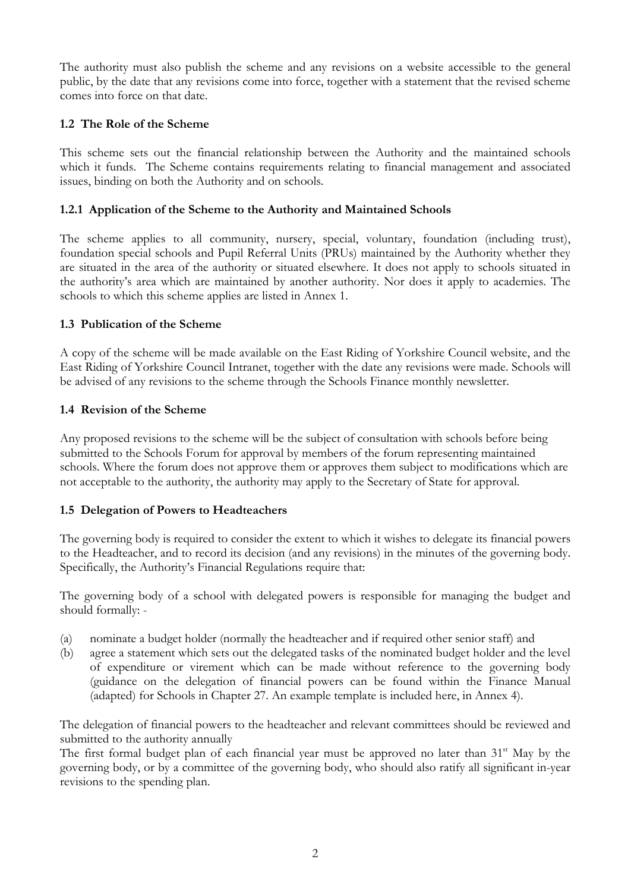The authority must also publish the scheme and any revisions on a website accessible to the general public, by the date that any revisions come into force, together with a statement that the revised scheme comes into force on that date.

### 1.2 The Role of the Scheme

This scheme sets out the financial relationship between the Authority and the maintained schools which it funds. The Scheme contains requirements relating to financial management and associated issues, binding on both the Authority and on schools.

### 1.2.1 Application of the Scheme to the Authority and Maintained Schools

The scheme applies to all community, nursery, special, voluntary, foundation (including trust), foundation special schools and Pupil Referral Units (PRUs) maintained by the Authority whether they are situated in the area of the authority or situated elsewhere. It does not apply to schools situated in the authority's area which are maintained by another authority. Nor does it apply to academies. The schools to which this scheme applies are listed in Annex 1.

### 1.3 Publication of the Scheme

A copy of the scheme will be made available on the East Riding of Yorkshire Council website, and the East Riding of Yorkshire Council Intranet, together with the date any revisions were made. Schools will be advised of any revisions to the scheme through the Schools Finance monthly newsletter.

### 1.4 Revision of the Scheme

Any proposed revisions to the scheme will be the subject of consultation with schools before being submitted to the Schools Forum for approval by members of the forum representing maintained schools. Where the forum does not approve them or approves them subject to modifications which are not acceptable to the authority, the authority may apply to the Secretary of State for approval.

### 1.5 Delegation of Powers to Headteachers

The governing body is required to consider the extent to which it wishes to delegate its financial powers to the Headteacher, and to record its decision (and any revisions) in the minutes of the governing body. Specifically, the Authority's Financial Regulations require that:

The governing body of a school with delegated powers is responsible for managing the budget and should formally: -

(a) nominate a budget holder (normally the headteacher and if required other senior staff) and
(b) agree a statement which sets out the delegated tasks of the nominated budget holder and the level of expenditure or virement which can be made without reference to the governing body (guidance on the delegation of financial powers can be found within the Finance Manual (adapted) for Schools in Chapter 27. An example template is included here, in Annex 4).

The delegation of financial powers to the headteacher and relevant committees should be reviewed and submitted to the authority annually

The first formal budget plan of each financial year must be approved no later than 31st May by the governing body, or by a committee of the governing body, who should also ratify all significant in-year revisions to the spending plan.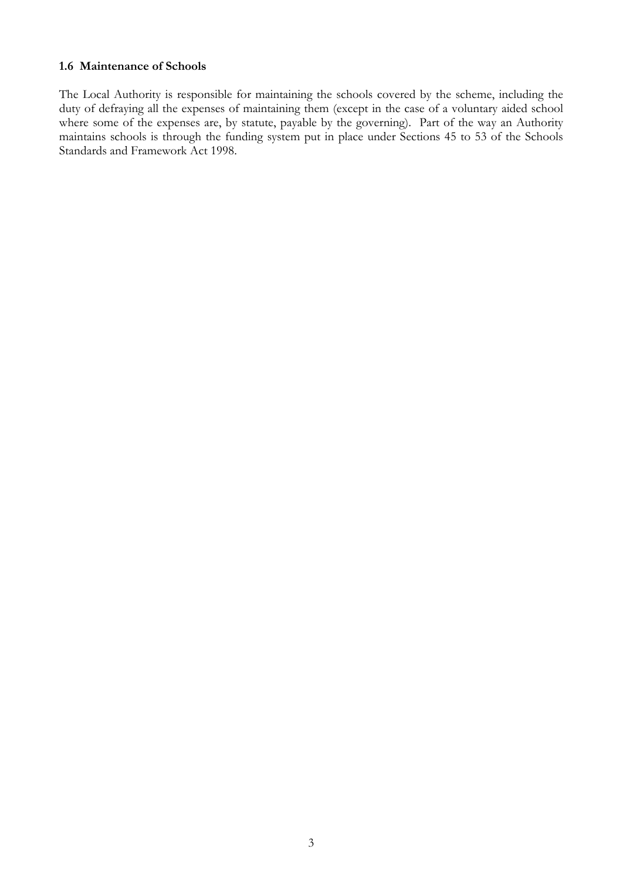### 1.6 Maintenance of Schools

The Local Authority is responsible for maintaining the schools covered by the scheme, including the duty of defraying all the expenses of maintaining them (except in the case of a voluntary aided school where some of the expenses are, by statute, payable by the governing). Part of the way an Authority maintains schools is through the funding system put in place under Sections 45 to 53 of the Schools Standards and Framework Act 1998.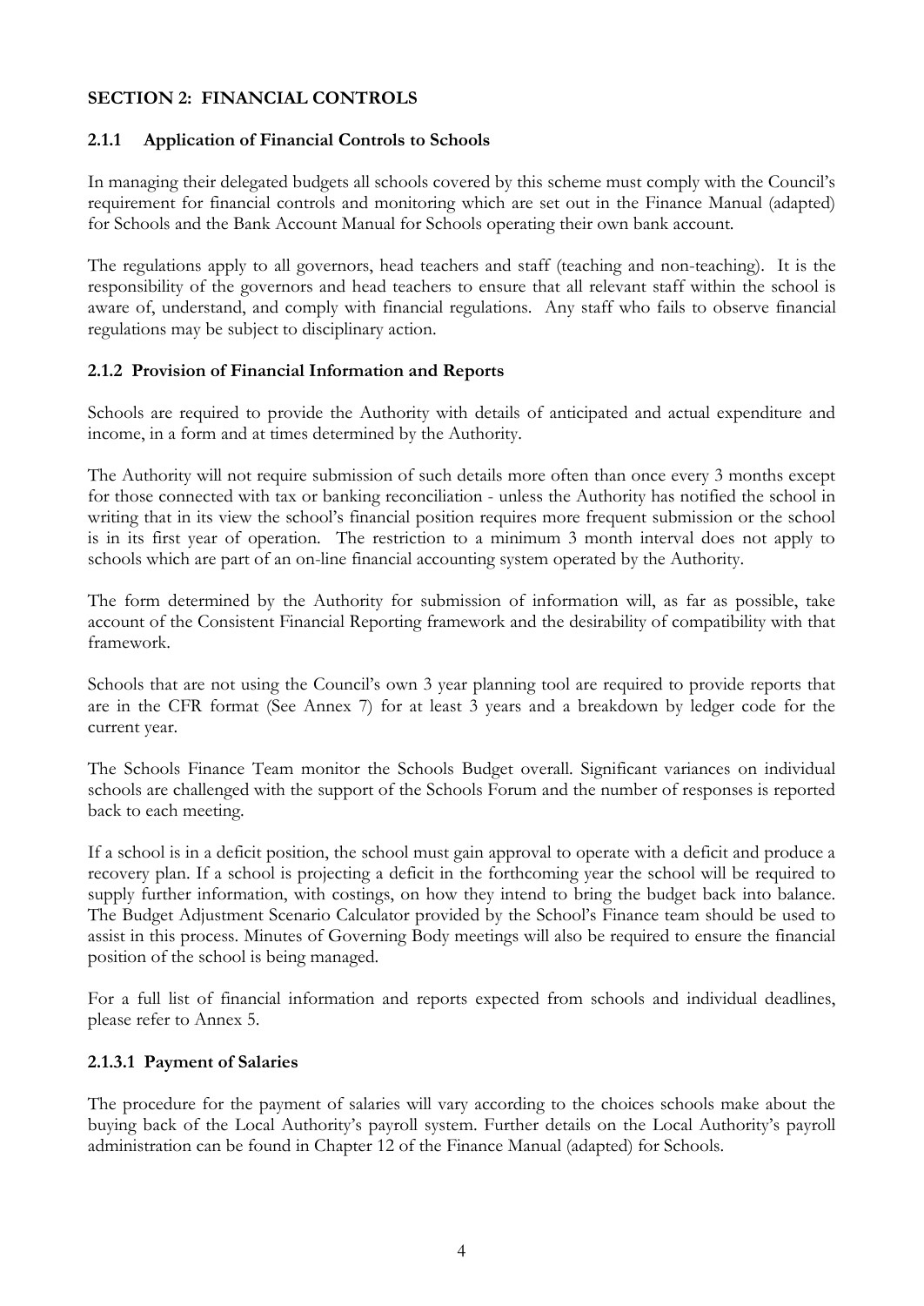## SECTION 2: FINANCIAL CONTROLS

### 2.1.1 Application of Financial Controls to Schools

In managing their delegated budgets all schools covered by this scheme must comply with the Council's requirement for financial controls and monitoring which are set out in the Finance Manual (adapted) for Schools and the Bank Account Manual for Schools operating their own bank account.

The regulations apply to all governors, head teachers and staff (teaching and non-teaching). It is the responsibility of the governors and head teachers to ensure that all relevant staff within the school is aware of, understand, and comply with financial regulations. Any staff who fails to observe financial regulations may be subject to disciplinary action.

### 2.1.2 Provision of Financial Information and Reports

Schools are required to provide the Authority with details of anticipated and actual expenditure and income, in a form and at times determined by the Authority.

The Authority will not require submission of such details more often than once every 3 months except for those connected with tax or banking reconciliation - unless the Authority has notified the school in writing that in its view the school's financial position requires more frequent submission or the school is in its first year of operation. The restriction to a minimum 3 month interval does not apply to schools which are part of an on-line financial accounting system operated by the Authority.

The form determined by the Authority for submission of information will, as far as possible, take account of the Consistent Financial Reporting framework and the desirability of compatibility with that framework.

Schools that are not using the Council's own 3 year planning tool are required to provide reports that are in the CFR format (See Annex 7) for at least 3 years and a breakdown by ledger code for the current year.

The Schools Finance Team monitor the Schools Budget overall. Significant variances on individual schools are challenged with the support of the Schools Forum and the number of responses is reported back to each meeting.

If a school is in a deficit position, the school must gain approval to operate with a deficit and produce a recovery plan. If a school is projecting a deficit in the forthcoming year the school will be required to supply further information, with costings, on how they intend to bring the budget back into balance. The Budget Adjustment Scenario Calculator provided by the School's Finance team should be used to assist in this process. Minutes of Governing Body meetings will also be required to ensure the financial position of the school is being managed.

For a full list of financial information and reports expected from schools and individual deadlines, please refer to Annex 5.

### 2.1.3.1 Payment of Salaries

The procedure for the payment of salaries will vary according to the choices schools make about the buying back of the Local Authority's payroll system. Further details on the Local Authority's payroll administration can be found in Chapter 12 of the Finance Manual (adapted) for Schools.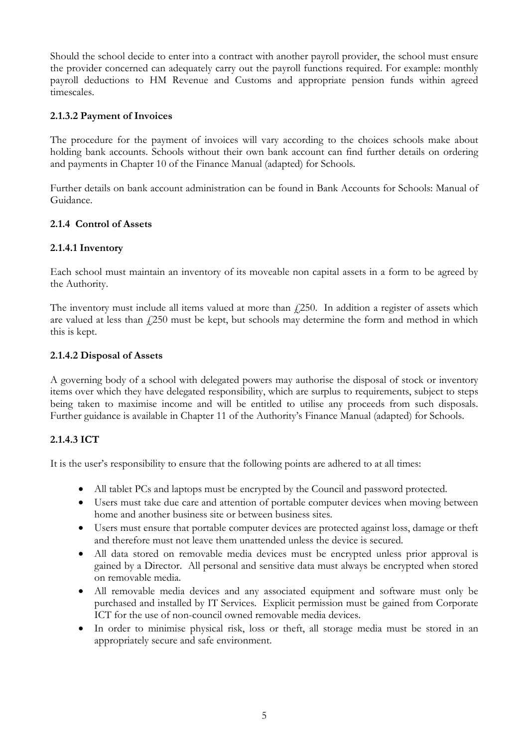Should the school decide to enter into a contract with another payroll provider, the school must ensure the provider concerned can adequately carry out the payroll functions required. For example: monthly payroll deductions to HM Revenue and Customs and appropriate pension funds within agreed timescales.

#### 2.1.3.2 Payment of Invoices

The procedure for the payment of invoices will vary according to the choices schools make about holding bank accounts. Schools without their own bank account can find further details on ordering and payments in Chapter 10 of the Finance Manual (adapted) for Schools.

Further details on bank account administration can be found in Bank Accounts for Schools: Manual of Guidance.

### 2.1.4 Control of Assets

#### 2.1.4.1 Inventory

Each school must maintain an inventory of its moveable non capital assets in a form to be agreed by the Authority.

The inventory must include all items valued at more than £250. In addition a register of assets which are valued at less than £250 must be kept, but schools may determine the form and method in which this is kept.

#### 2.1.4.2 Disposal of Assets

A governing body of a school with delegated powers may authorise the disposal of stock or inventory items over which they have delegated responsibility, which are surplus to requirements, subject to steps being taken to maximise income and will be entitled to utilise any proceeds from such disposals. Further guidance is available in Chapter 11 of the Authority's Finance Manual (adapted) for Schools.

#### 2.1.4.3 ICT

It is the user's responsibility to ensure that the following points are adhered to at all times:

- All tablet PCs and laptops must be encrypted by the Council and password protected.
- Users must take due care and attention of portable computer devices when moving between home and another business site or between business sites.
- Users must ensure that portable computer devices are protected against loss, damage or theft and therefore must not leave them unattended unless the device is secured.
- All data stored on removable media devices must be encrypted unless prior approval is gained by a Director. All personal and sensitive data must always be encrypted when stored on removable media.
- All removable media devices and any associated equipment and software must only be purchased and installed by IT Services. Explicit permission must be gained from Corporate ICT for the use of non-council owned removable media devices.
- In order to minimise physical risk, loss or theft, all storage media must be stored in an appropriately secure and safe environment.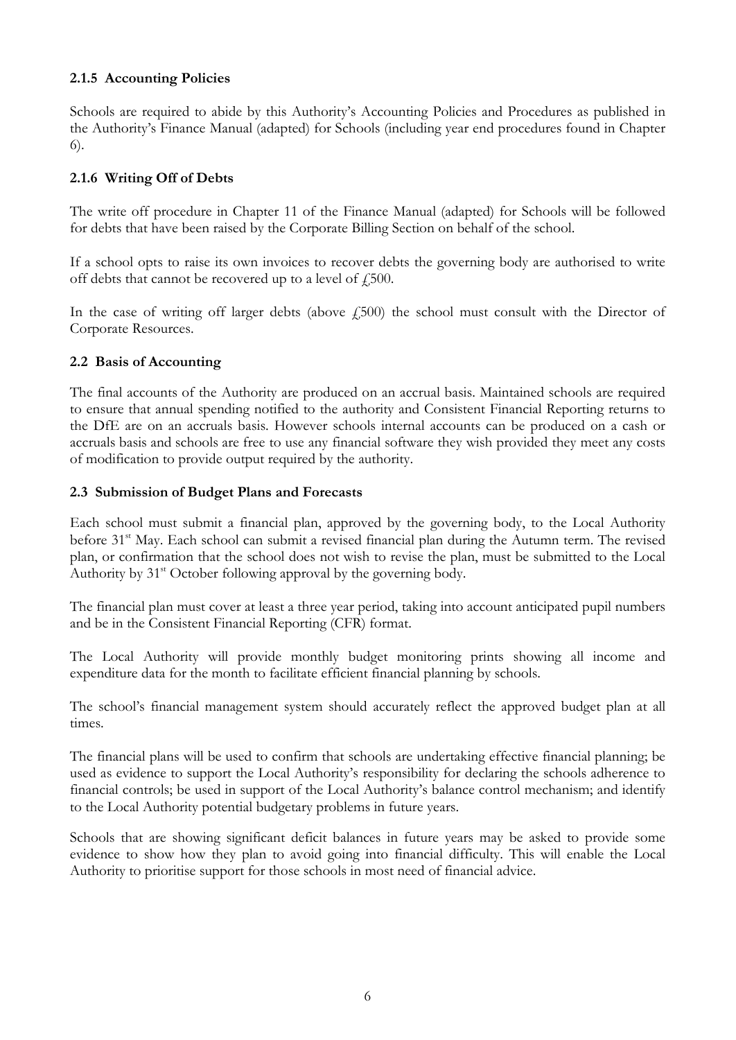### 2.1.5 Accounting Policies

Schools are required to abide by this Authority's Accounting Policies and Procedures as published in the Authority's Finance Manual (adapted) for Schools (including year end procedures found in Chapter 6).

### 2.1.6 Writing Off of Debts

The write off procedure in Chapter 11 of the Finance Manual (adapted) for Schools will be followed for debts that have been raised by the Corporate Billing Section on behalf of the school.

If a school opts to raise its own invoices to recover debts the governing body are authorised to write off debts that cannot be recovered up to a level of £500.

In the case of writing off larger debts (above £500) the school must consult with the Director of Corporate Resources.

## 2.2 Basis of Accounting

The final accounts of the Authority are produced on an accrual basis. Maintained schools are required to ensure that annual spending notified to the authority and Consistent Financial Reporting returns to the DfE are on an accruals basis. However schools internal accounts can be produced on a cash or accruals basis and schools are free to use any financial software they wish provided they meet any costs of modification to provide output required by the authority.

## 2.3 Submission of Budget Plans and Forecasts

Each school must submit a financial plan, approved by the governing body, to the Local Authority before 31st May. Each school can submit a revised financial plan during the Autumn term. The revised plan, or confirmation that the school does not wish to revise the plan, must be submitted to the Local Authority by 31st October following approval by the governing body.

The financial plan must cover at least a three year period, taking into account anticipated pupil numbers and be in the Consistent Financial Reporting (CFR) format.

The Local Authority will provide monthly budget monitoring prints showing all income and expenditure data for the month to facilitate efficient financial planning by schools.

The school's financial management system should accurately reflect the approved budget plan at all times.

The financial plans will be used to confirm that schools are undertaking effective financial planning; be used as evidence to support the Local Authority's responsibility for declaring the schools adherence to financial controls; be used in support of the Local Authority's balance control mechanism; and identify to the Local Authority potential budgetary problems in future years.

Schools that are showing significant deficit balances in future years may be asked to provide some evidence to show how they plan to avoid going into financial difficulty. This will enable the Local Authority to prioritise support for those schools in most need of financial advice.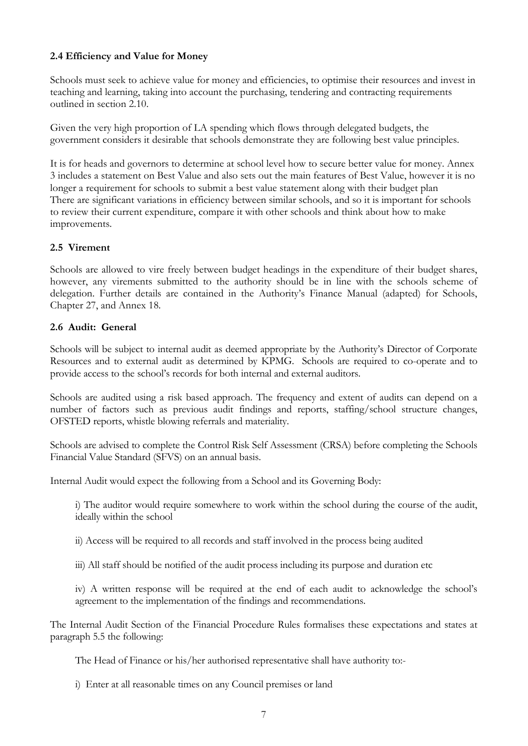### 2.4 Efficiency and Value for Money

Schools must seek to achieve value for money and efficiencies, to optimise their resources and invest in teaching and learning, taking into account the purchasing, tendering and contracting requirements outlined in section 2.10.

Given the very high proportion of LA spending which flows through delegated budgets, the government considers it desirable that schools demonstrate they are following best value principles.

It is for heads and governors to determine at school level how to secure better value for money. Annex 3 includes a statement on Best Value and also sets out the main features of Best Value, however it is no longer a requirement for schools to submit a best value statement along with their budget plan There are significant variations in efficiency between similar schools, and so it is important for schools to review their current expenditure, compare it with other schools and think about how to make improvements.

### 2.5 Virement

Schools are allowed to vire freely between budget headings in the expenditure of their budget shares, however, any virements submitted to the authority should be in line with the schools scheme of delegation. Further details are contained in the Authority's Finance Manual (adapted) for Schools, Chapter 27, and Annex 18.

### 2.6 Audit: General

Schools will be subject to internal audit as deemed appropriate by the Authority's Director of Corporate Resources and to external audit as determined by KPMG. Schools are required to co-operate and to provide access to the school's records for both internal and external auditors.

Schools are audited using a risk based approach. The frequency and extent of audits can depend on a number of factors such as previous audit findings and reports, staffing/school structure changes, OFSTED reports, whistle blowing referrals and materiality.

Schools are advised to complete the Control Risk Self Assessment (CRSA) before completing the Schools Financial Value Standard (SFVS) on an annual basis.

Internal Audit would expect the following from a School and its Governing Body:

i) The auditor would require somewhere to work within the school during the course of the audit, ideally within the school

ii) Access will be required to all records and staff involved in the process being audited

iii) All staff should be notified of the audit process including its purpose and duration etc

iv) A written response will be required at the end of each audit to acknowledge the school's agreement to the implementation of the findings and recommendations.

The Internal Audit Section of the Financial Procedure Rules formalises these expectations and states at paragraph 5.5 the following:

The Head of Finance or his/her authorised representative shall have authority to:-

i) Enter at all reasonable times on any Council premises or land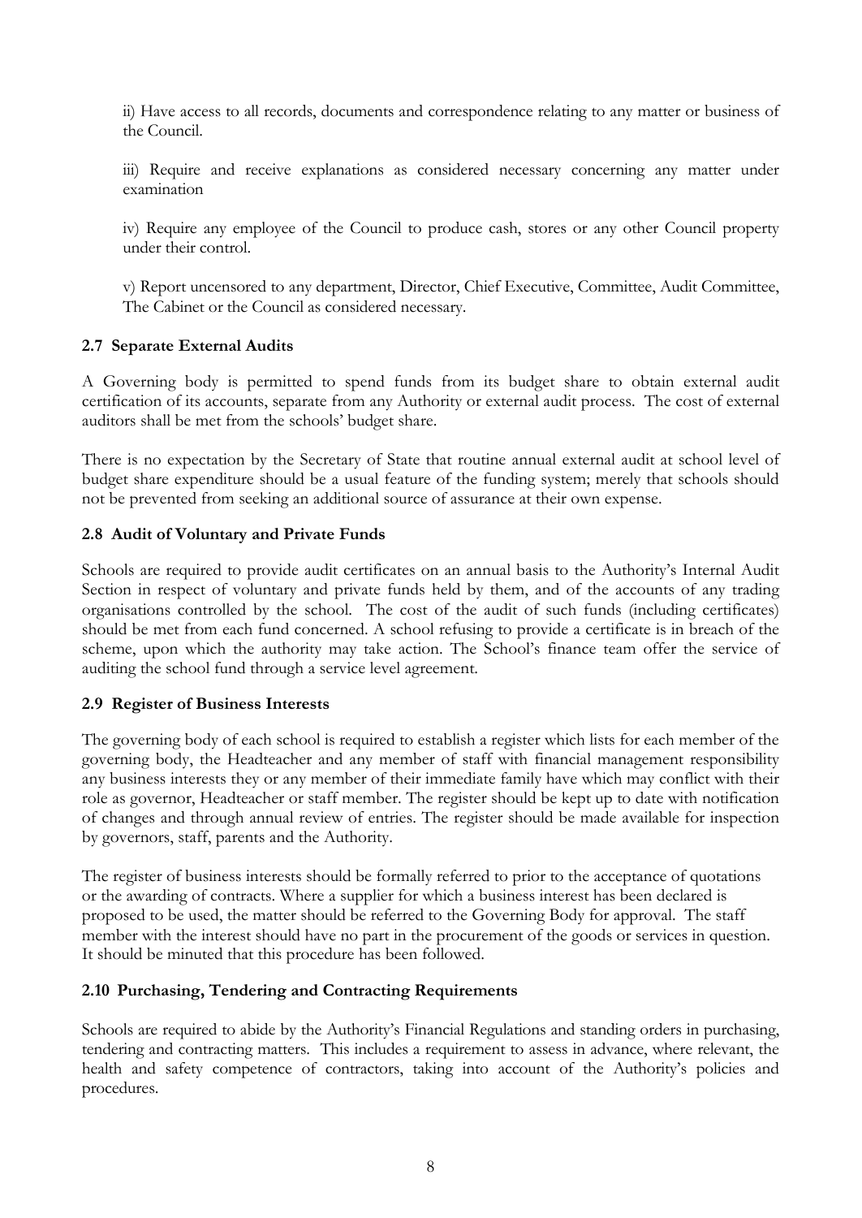ii) Have access to all records, documents and correspondence relating to any matter or business of the Council.

iii) Require and receive explanations as considered necessary concerning any matter under examination

iv) Require any employee of the Council to produce cash, stores or any other Council property under their control.

v) Report uncensored to any department, Director, Chief Executive, Committee, Audit Committee, The Cabinet or the Council as considered necessary.

### 2.7 Separate External Audits

A Governing body is permitted to spend funds from its budget share to obtain external audit certification of its accounts, separate from any Authority or external audit process. The cost of external auditors shall be met from the schools' budget share.

There is no expectation by the Secretary of State that routine annual external audit at school level of budget share expenditure should be a usual feature of the funding system; merely that schools should not be prevented from seeking an additional source of assurance at their own expense.

### 2.8 Audit of Voluntary and Private Funds

Schools are required to provide audit certificates on an annual basis to the Authority's Internal Audit Section in respect of voluntary and private funds held by them, and of the accounts of any trading organisations controlled by the school. The cost of the audit of such funds (including certificates) should be met from each fund concerned. A school refusing to provide a certificate is in breach of the scheme, upon which the authority may take action. The School's finance team offer the service of auditing the school fund through a service level agreement.

### 2.9 Register of Business Interests

The governing body of each school is required to establish a register which lists for each member of the governing body, the Headteacher and any member of staff with financial management responsibility any business interests they or any member of their immediate family have which may conflict with their role as governor, Headteacher or staff member. The register should be kept up to date with notification of changes and through annual review of entries. The register should be made available for inspection by governors, staff, parents and the Authority.

The register of business interests should be formally referred to prior to the acceptance of quotations or the awarding of contracts. Where a supplier for which a business interest has been declared is proposed to be used, the matter should be referred to the Governing Body for approval. The staff member with the interest should have no part in the procurement of the goods or services in question. It should be minuted that this procedure has been followed.

### 2.10 Purchasing, Tendering and Contracting Requirements

Schools are required to abide by the Authority's Financial Regulations and standing orders in purchasing, tendering and contracting matters. This includes a requirement to assess in advance, where relevant, the health and safety competence of contractors, taking into account of the Authority's policies and procedures.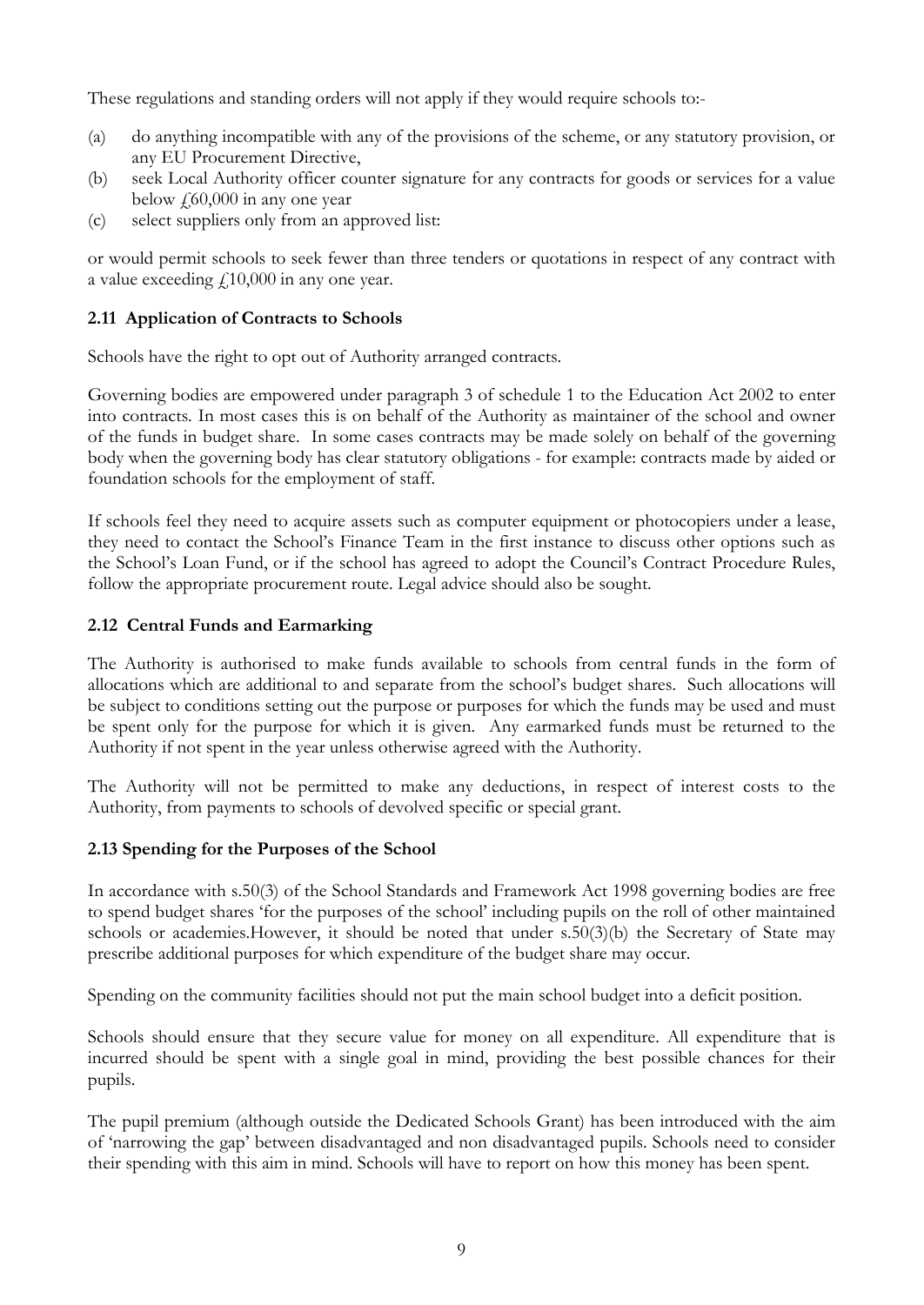These regulations and standing orders will not apply if they would require schools to:-

(a) do anything incompatible with any of the provisions of the scheme, or any statutory provision, or any EU Procurement Directive,
(b) seek Local Authority officer counter signature for any contracts for goods or services for a value below £60,000 in any one year
(c) select suppliers only from an approved list:

or would permit schools to seek fewer than three tenders or quotations in respect of any contract with a value exceeding £10,000 in any one year.

### 2.11 Application of Contracts to Schools

Schools have the right to opt out of Authority arranged contracts.

Governing bodies are empowered under paragraph 3 of schedule 1 to the Education Act 2002 to enter into contracts. In most cases this is on behalf of the Authority as maintainer of the school and owner of the funds in budget share. In some cases contracts may be made solely on behalf of the governing body when the governing body has clear statutory obligations - for example: contracts made by aided or foundation schools for the employment of staff.

If schools feel they need to acquire assets such as computer equipment or photocopiers under a lease, they need to contact the School's Finance Team in the first instance to discuss other options such as the School's Loan Fund, or if the school has agreed to adopt the Council's Contract Procedure Rules, follow the appropriate procurement route. Legal advice should also be sought.

### 2.12 Central Funds and Earmarking

The Authority is authorised to make funds available to schools from central funds in the form of allocations which are additional to and separate from the school's budget shares. Such allocations will be subject to conditions setting out the purpose or purposes for which the funds may be used and must be spent only for the purpose for which it is given. Any earmarked funds must be returned to the Authority if not spent in the year unless otherwise agreed with the Authority.

The Authority will not be permitted to make any deductions, in respect of interest costs to the Authority, from payments to schools of devolved specific or special grant.

### 2.13 Spending for the Purposes of the School

In accordance with s.50(3) of the School Standards and Framework Act 1998 governing bodies are free to spend budget shares 'for the purposes of the school' including pupils on the roll of other maintained schools or academies.However, it should be noted that under s.50(3)(b) the Secretary of State may prescribe additional purposes for which expenditure of the budget share may occur.

Spending on the community facilities should not put the main school budget into a deficit position.

Schools should ensure that they secure value for money on all expenditure. All expenditure that is incurred should be spent with a single goal in mind, providing the best possible chances for their pupils.

The pupil premium (although outside the Dedicated Schools Grant) has been introduced with the aim of 'narrowing the gap' between disadvantaged and non disadvantaged pupils. Schools need to consider their spending with this aim in mind. Schools will have to report on how this money has been spent.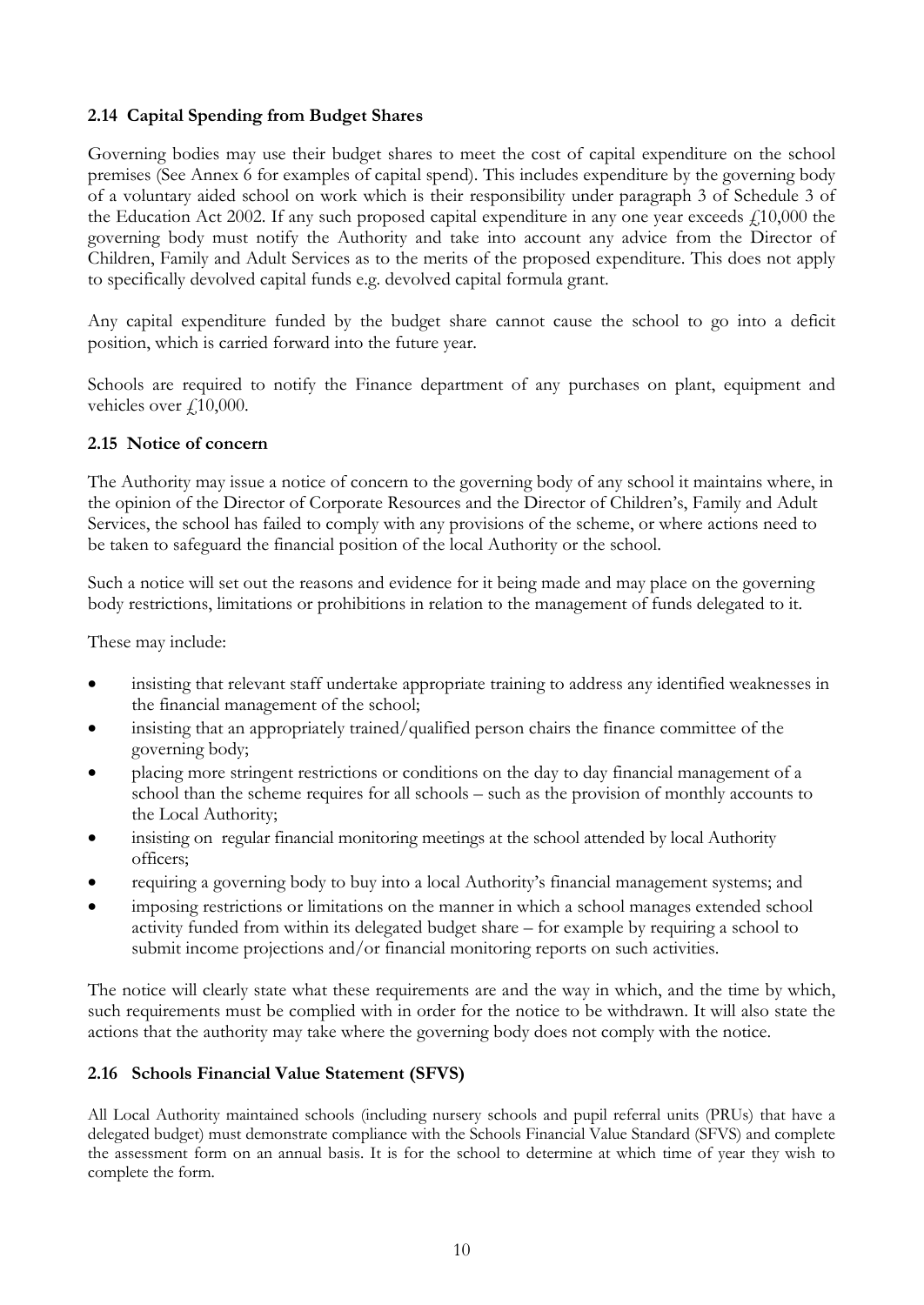### 2.14 Capital Spending from Budget Shares

Governing bodies may use their budget shares to meet the cost of capital expenditure on the school premises (See Annex 6 for examples of capital spend). This includes expenditure by the governing body of a voluntary aided school on work which is their responsibility under paragraph 3 of Schedule 3 of the Education Act 2002. If any such proposed capital expenditure in any one year exceeds £10,000 the governing body must notify the Authority and take into account any advice from the Director of Children, Family and Adult Services as to the merits of the proposed expenditure. This does not apply to specifically devolved capital funds e.g. devolved capital formula grant.

Any capital expenditure funded by the budget share cannot cause the school to go into a deficit position, which is carried forward into the future year.

Schools are required to notify the Finance department of any purchases on plant, equipment and vehicles over £10,000.

### 2.15 Notice of concern

The Authority may issue a notice of concern to the governing body of any school it maintains where, in the opinion of the Director of Corporate Resources and the Director of Children's, Family and Adult Services, the school has failed to comply with any provisions of the scheme, or where actions need to be taken to safeguard the financial position of the local Authority or the school.

Such a notice will set out the reasons and evidence for it being made and may place on the governing body restrictions, limitations or prohibitions in relation to the management of funds delegated to it.

These may include:

- insisting that relevant staff undertake appropriate training to address any identified weaknesses in the financial management of the school;
- insisting that an appropriately trained/qualified person chairs the finance committee of the governing body;
- placing more stringent restrictions or conditions on the day to day financial management of a school than the scheme requires for all schools – such as the provision of monthly accounts to the Local Authority;
- insisting on regular financial monitoring meetings at the school attended by local Authority officers;
- requiring a governing body to buy into a local Authority's financial management systems; and
- imposing restrictions or limitations on the manner in which a school manages extended school activity funded from within its delegated budget share – for example by requiring a school to submit income projections and/or financial monitoring reports on such activities.

The notice will clearly state what these requirements are and the way in which, and the time by which, such requirements must be complied with in order for the notice to be withdrawn. It will also state the actions that the authority may take where the governing body does not comply with the notice.

### 2.16 Schools Financial Value Statement (SFVS)

All Local Authority maintained schools (including nursery schools and pupil referral units (PRUs) that have a delegated budget) must demonstrate compliance with the Schools Financial Value Standard (SFVS) and complete the assessment form on an annual basis. It is for the school to determine at which time of year they wish to complete the form.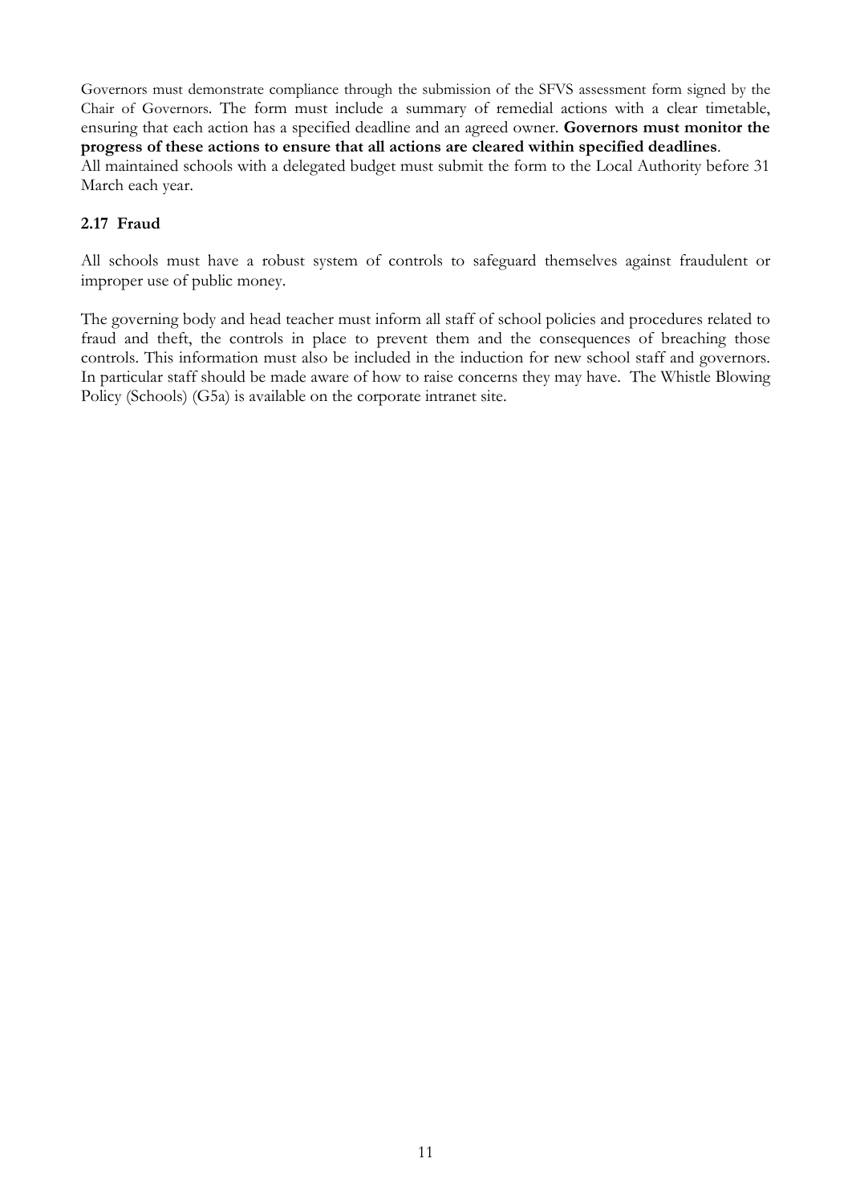Governors must demonstrate compliance through the submission of the SFVS assessment form signed by the Chair of Governors. The form must include a summary of remedial actions with a clear timetable, ensuring that each action has a specified deadline and an agreed owner. **Governors must monitor the progress of these actions to ensure that all actions are cleared within specified deadlines**.
All maintained schools with a delegated budget must submit the form to the Local Authority before 31 March each year.

### 2.17 Fraud

All schools must have a robust system of controls to safeguard themselves against fraudulent or improper use of public money.

The governing body and head teacher must inform all staff of school policies and procedures related to fraud and theft, the controls in place to prevent them and the consequences of breaching those controls. This information must also be included in the induction for new school staff and governors. In particular staff should be made aware of how to raise concerns they may have. The Whistle Blowing Policy (Schools) (G5a) is available on the corporate intranet site.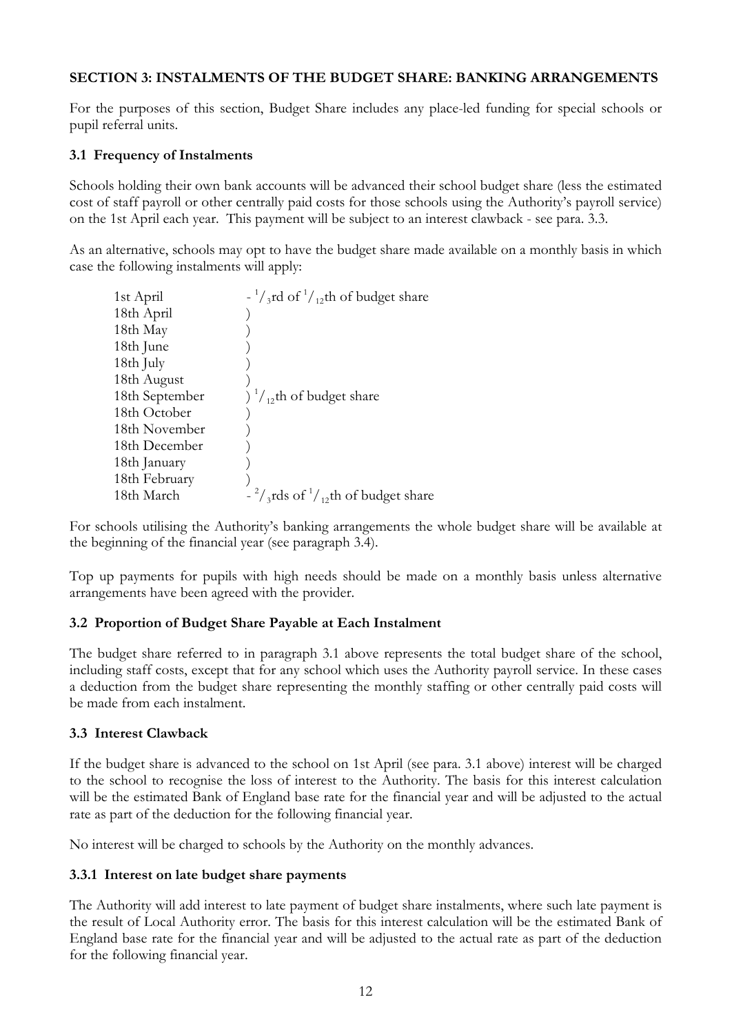## SECTION 3: INSTALMENTS OF THE BUDGET SHARE: BANKING ARRANGEMENTS

For the purposes of this section, Budget Share includes any place-led funding for special schools or pupil referral units.

### 3.1 Frequency of Instalments

Schools holding their own bank accounts will be advanced their school budget share (less the estimated cost of staff payroll or other centrally paid costs for those schools using the Authority's payroll service) on the 1st April each year. This payment will be subject to an interest clawback - see para. 3.3.

As an alternative, schools may opt to have the budget share made available on a monthly basis in which case the following instalments will apply:

| | |
|---|---|
| 1st April | - $^{1}/_{3}$rd of $^{1}/_{12}$th of budget share |
| 18th April | ) |
| 18th May | ) |
| 18th June | ) |
| 18th July | ) |
| 18th August | ) |
| 18th September | ) $^{1}/_{12}$th of budget share |
| 18th October | ) |
| 18th November | ) |
| 18th December | ) |
| 18th January | ) |
| 18th February | ) |
| 18th March | - $^{2}/_{3}$rds of $^{1}/_{12}$th of budget share |

For schools utilising the Authority's banking arrangements the whole budget share will be available at the beginning of the financial year (see paragraph 3.4).

Top up payments for pupils with high needs should be made on a monthly basis unless alternative arrangements have been agreed with the provider.

### 3.2 Proportion of Budget Share Payable at Each Instalment

The budget share referred to in paragraph 3.1 above represents the total budget share of the school, including staff costs, except that for any school which uses the Authority payroll service. In these cases a deduction from the budget share representing the monthly staffing or other centrally paid costs will be made from each instalment.

### 3.3 Interest Clawback

If the budget share is advanced to the school on 1st April (see para. 3.1 above) interest will be charged to the school to recognise the loss of interest to the Authority. The basis for this interest calculation will be the estimated Bank of England base rate for the financial year and will be adjusted to the actual rate as part of the deduction for the following financial year.

No interest will be charged to schools by the Authority on the monthly advances.

#### 3.3.1 Interest on late budget share payments

The Authority will add interest to late payment of budget share instalments, where such late payment is the result of Local Authority error. The basis for this interest calculation will be the estimated Bank of England base rate for the financial year and will be adjusted to the actual rate as part of the deduction for the following financial year.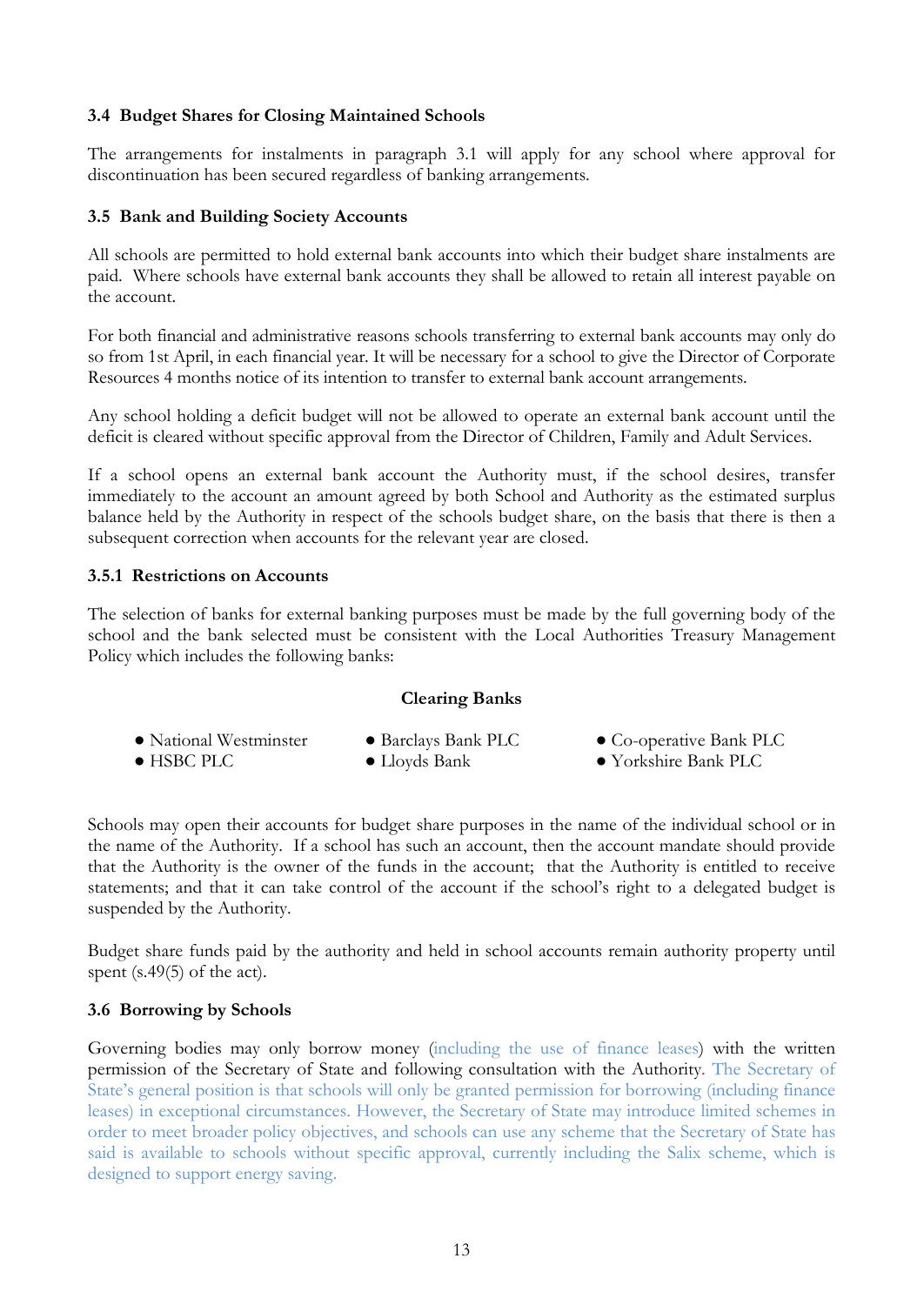### 3.4 Budget Shares for Closing Maintained Schools

The arrangements for instalments in paragraph 3.1 will apply for any school where approval for discontinuation has been secured regardless of banking arrangements.

### 3.5 Bank and Building Society Accounts

All schools are permitted to hold external bank accounts into which their budget share instalments are paid. Where schools have external bank accounts they shall be allowed to retain all interest payable on the account.

For both financial and administrative reasons schools transferring to external bank accounts may only do so from 1st April, in each financial year. It will be necessary for a school to give the Director of Corporate Resources 4 months notice of its intention to transfer to external bank account arrangements.

Any school holding a deficit budget will not be allowed to operate an external bank account until the deficit is cleared without specific approval from the Director of Children, Family and Adult Services.

If a school opens an external bank account the Authority must, if the school desires, transfer immediately to the account an amount agreed by both School and Authority as the estimated surplus balance held by the Authority in respect of the schools budget share, on the basis that there is then a subsequent correction when accounts for the relevant year are closed.

#### 3.5.1 Restrictions on Accounts

The selection of banks for external banking purposes must be made by the full governing body of the school and the bank selected must be consistent with the Local Authorities Treasury Management Policy which includes the following banks:

**Clearing Banks**

- National Westminster
- HSBC PLC
- Barclays Bank PLC
- Lloyds Bank
- Co-operative Bank PLC
- Yorkshire Bank PLC

Schools may open their accounts for budget share purposes in the name of the individual school or in the name of the Authority. If a school has such an account, then the account mandate should provide that the Authority is the owner of the funds in the account; that the Authority is entitled to receive statements; and that it can take control of the account if the school's right to a delegated budget is suspended by the Authority.

Budget share funds paid by the authority and held in school accounts remain authority property until spent (s.49(5) of the act).

### 3.6 Borrowing by Schools

Governing bodies may only borrow money (including the use of finance leases) with the written permission of the Secretary of State and following consultation with the Authority. The Secretary of State's general position is that schools will only be granted permission for borrowing (including finance leases) in exceptional circumstances. However, the Secretary of State may introduce limited schemes in order to meet broader policy objectives, and schools can use any scheme that the Secretary of State has said is available to schools without specific approval, currently including the Salix scheme, which is designed to support energy saving.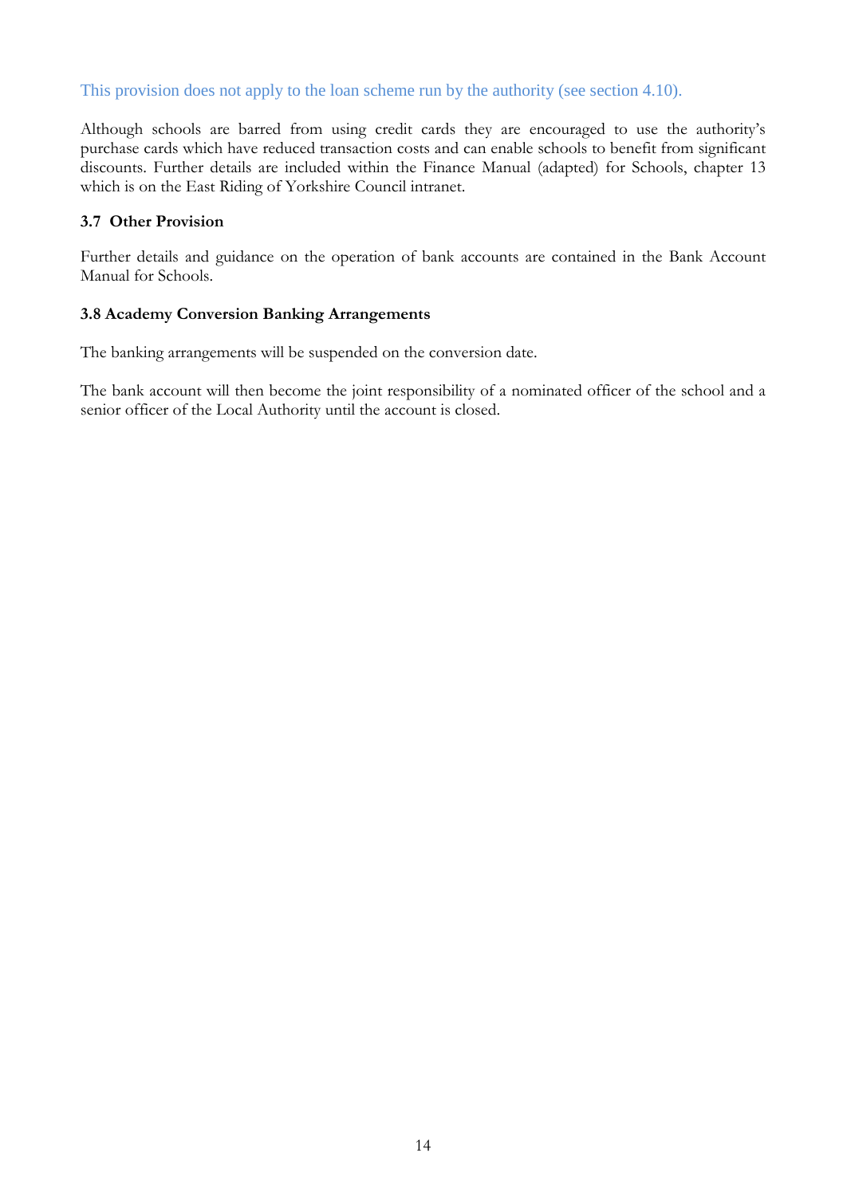This provision does not apply to the loan scheme run by the authority (see section 4.10).

Although schools are barred from using credit cards they are encouraged to use the authority's purchase cards which have reduced transaction costs and can enable schools to benefit from significant discounts. Further details are included within the Finance Manual (adapted) for Schools, chapter 13 which is on the East Riding of Yorkshire Council intranet.

### 3.7 Other Provision

Further details and guidance on the operation of bank accounts are contained in the Bank Account Manual for Schools.

### 3.8 Academy Conversion Banking Arrangements

The banking arrangements will be suspended on the conversion date.

The bank account will then become the joint responsibility of a nominated officer of the school and a senior officer of the Local Authority until the account is closed.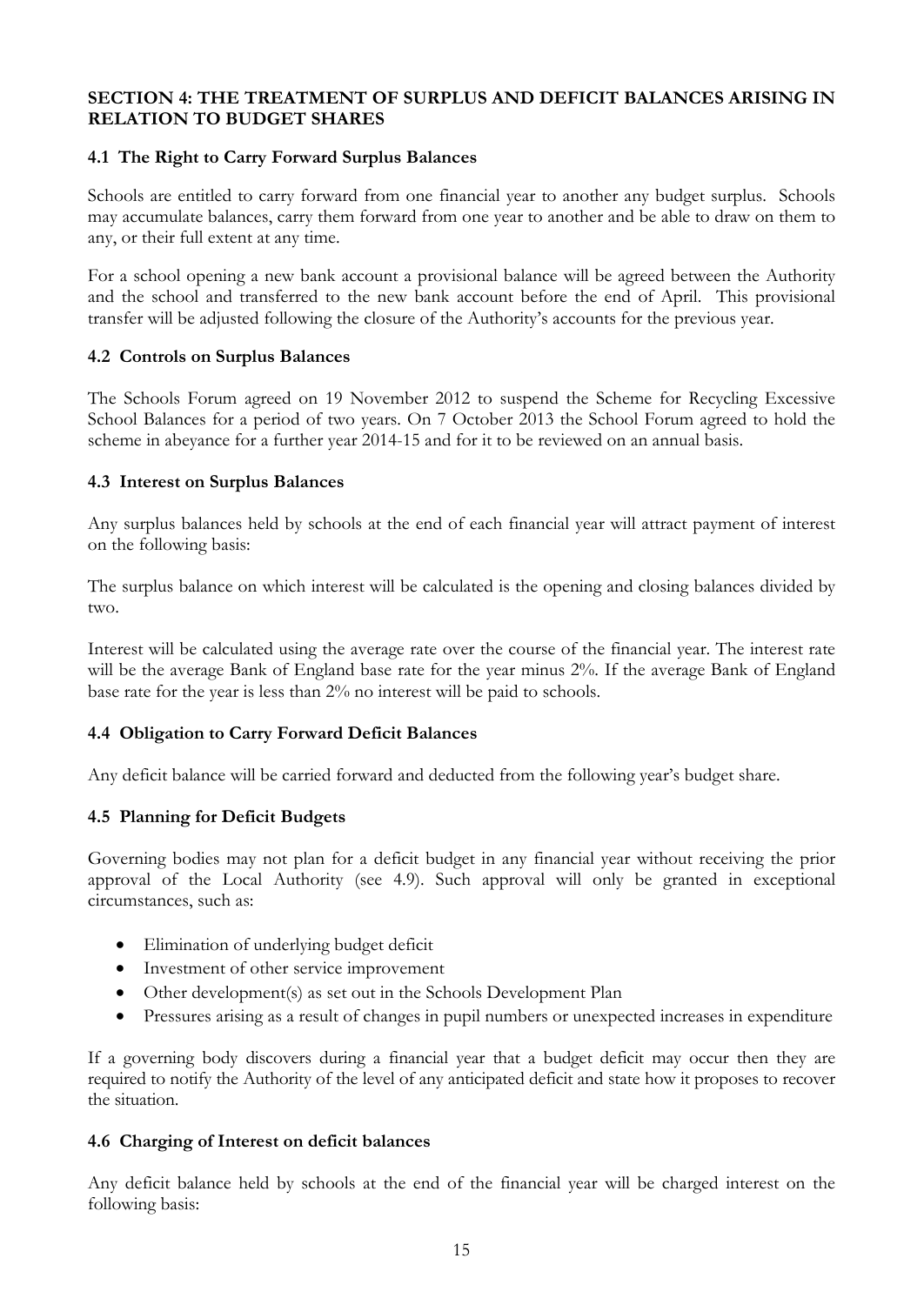## SECTION 4: THE TREATMENT OF SURPLUS AND DEFICIT BALANCES ARISING IN RELATION TO BUDGET SHARES

### 4.1 The Right to Carry Forward Surplus Balances

Schools are entitled to carry forward from one financial year to another any budget surplus. Schools may accumulate balances, carry them forward from one year to another and be able to draw on them to any, or their full extent at any time.

For a school opening a new bank account a provisional balance will be agreed between the Authority and the school and transferred to the new bank account before the end of April. This provisional transfer will be adjusted following the closure of the Authority's accounts for the previous year.

### 4.2 Controls on Surplus Balances

The Schools Forum agreed on 19 November 2012 to suspend the Scheme for Recycling Excessive School Balances for a period of two years. On 7 October 2013 the School Forum agreed to hold the scheme in abeyance for a further year 2014-15 and for it to be reviewed on an annual basis.

### 4.3 Interest on Surplus Balances

Any surplus balances held by schools at the end of each financial year will attract payment of interest on the following basis:

The surplus balance on which interest will be calculated is the opening and closing balances divided by two.

Interest will be calculated using the average rate over the course of the financial year. The interest rate will be the average Bank of England base rate for the year minus 2%. If the average Bank of England base rate for the year is less than 2% no interest will be paid to schools.

### 4.4 Obligation to Carry Forward Deficit Balances

Any deficit balance will be carried forward and deducted from the following year's budget share.

### 4.5 Planning for Deficit Budgets

Governing bodies may not plan for a deficit budget in any financial year without receiving the prior approval of the Local Authority (see 4.9). Such approval will only be granted in exceptional circumstances, such as:

- Elimination of underlying budget deficit
- Investment of other service improvement
- Other development(s) as set out in the Schools Development Plan
- Pressures arising as a result of changes in pupil numbers or unexpected increases in expenditure

If a governing body discovers during a financial year that a budget deficit may occur then they are required to notify the Authority of the level of any anticipated deficit and state how it proposes to recover the situation.

### 4.6 Charging of Interest on deficit balances

Any deficit balance held by schools at the end of the financial year will be charged interest on the following basis: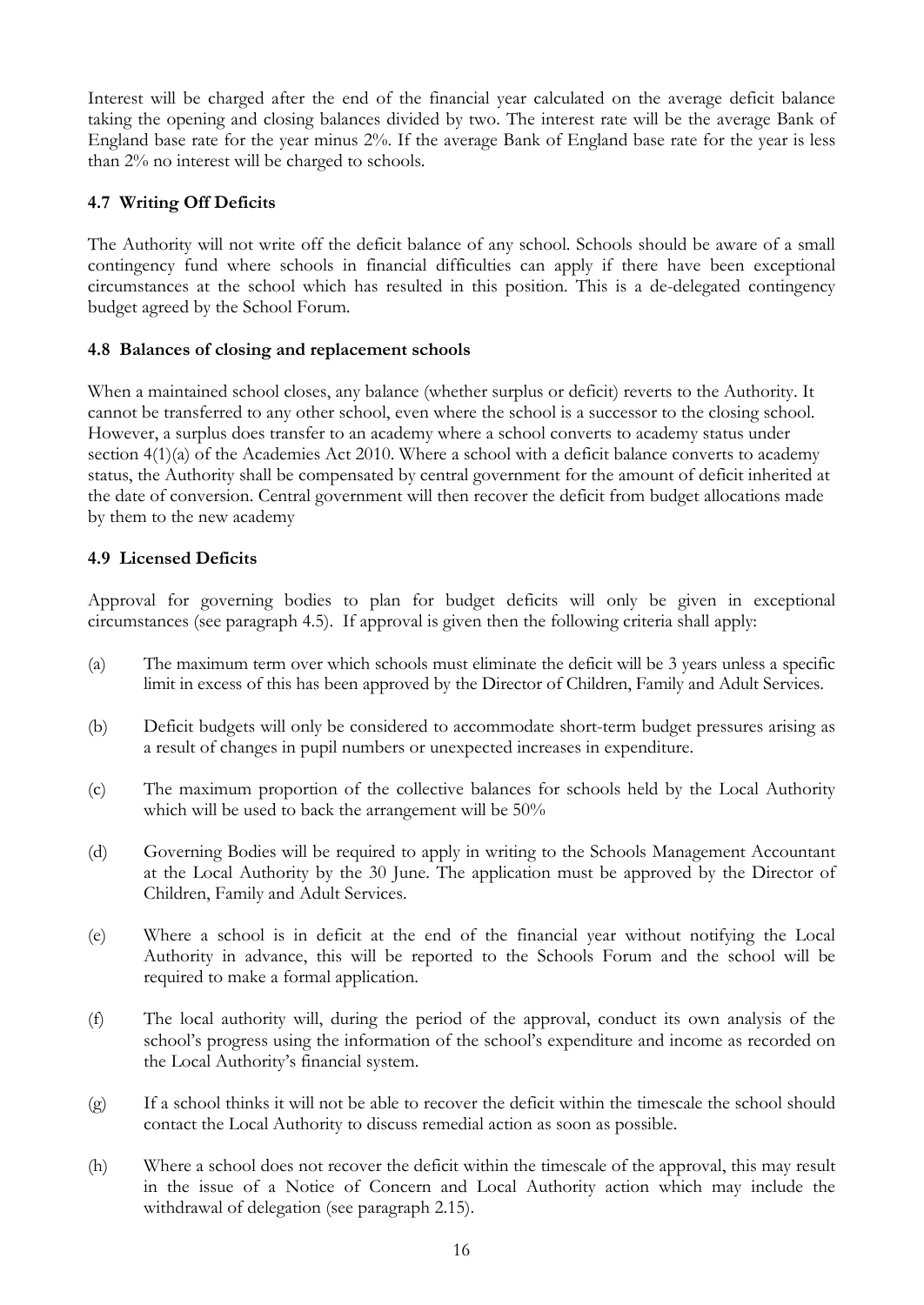Interest will be charged after the end of the financial year calculated on the average deficit balance taking the opening and closing balances divided by two. The interest rate will be the average Bank of England base rate for the year minus 2%. If the average Bank of England base rate for the year is less than 2% no interest will be charged to schools.

### 4.7 Writing Off Deficits

The Authority will not write off the deficit balance of any school. Schools should be aware of a small contingency fund where schools in financial difficulties can apply if there have been exceptional circumstances at the school which has resulted in this position. This is a de-delegated contingency budget agreed by the School Forum.

### 4.8 Balances of closing and replacement schools

When a maintained school closes, any balance (whether surplus or deficit) reverts to the Authority. It cannot be transferred to any other school, even where the school is a successor to the closing school. However, a surplus does transfer to an academy where a school converts to academy status under section 4(1)(a) of the Academies Act 2010. Where a school with a deficit balance converts to academy status, the Authority shall be compensated by central government for the amount of deficit inherited at the date of conversion. Central government will then recover the deficit from budget allocations made by them to the new academy

### 4.9 Licensed Deficits

Approval for governing bodies to plan for budget deficits will only be given in exceptional circumstances (see paragraph 4.5). If approval is given then the following criteria shall apply:

(a) The maximum term over which schools must eliminate the deficit will be 3 years unless a specific limit in excess of this has been approved by the Director of Children, Family and Adult Services.

(b) Deficit budgets will only be considered to accommodate short-term budget pressures arising as a result of changes in pupil numbers or unexpected increases in expenditure.

(c) The maximum proportion of the collective balances for schools held by the Local Authority which will be used to back the arrangement will be 50%

(d) Governing Bodies will be required to apply in writing to the Schools Management Accountant at the Local Authority by the 30 June. The application must be approved by the Director of Children, Family and Adult Services.

(e) Where a school is in deficit at the end of the financial year without notifying the Local Authority in advance, this will be reported to the Schools Forum and the school will be required to make a formal application.

(f) The local authority will, during the period of the approval, conduct its own analysis of the school's progress using the information of the school's expenditure and income as recorded on the Local Authority's financial system.

(g) If a school thinks it will not be able to recover the deficit within the timescale the school should contact the Local Authority to discuss remedial action as soon as possible.

(h) Where a school does not recover the deficit within the timescale of the approval, this may result in the issue of a Notice of Concern and Local Authority action which may include the withdrawal of delegation (see paragraph 2.15).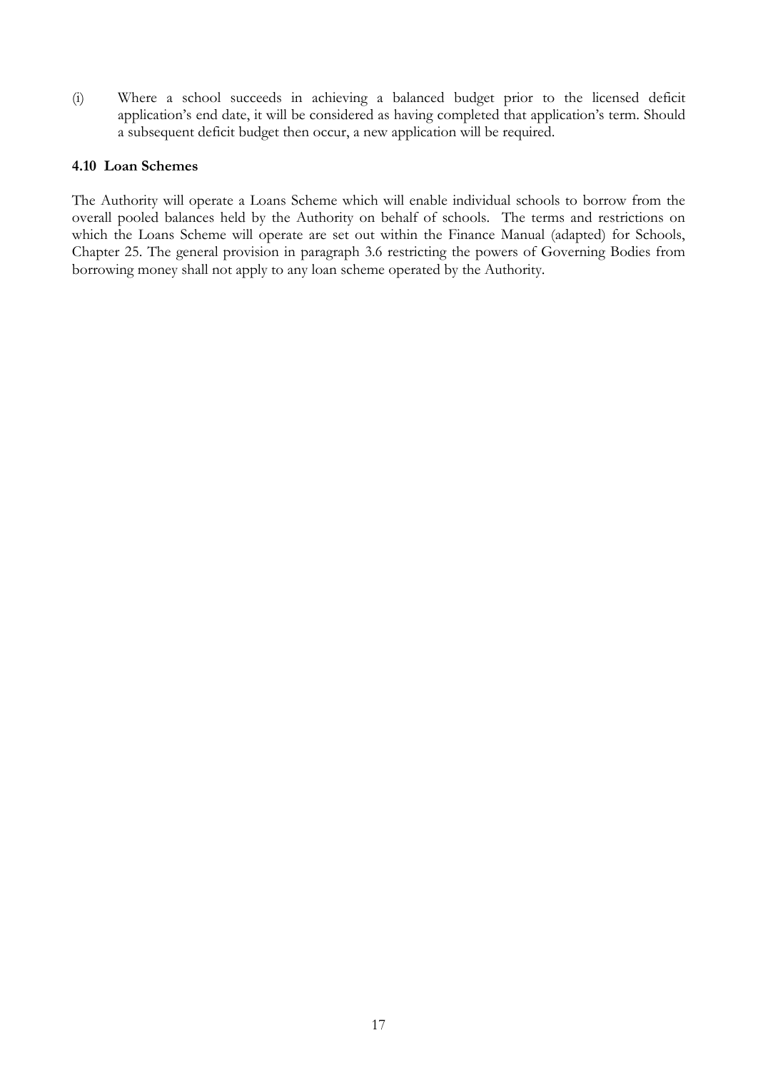(i) Where a school succeeds in achieving a balanced budget prior to the licensed deficit application's end date, it will be considered as having completed that application's term. Should a subsequent deficit budget then occur, a new application will be required.

#### 4.10 Loan Schemes

The Authority will operate a Loans Scheme which will enable individual schools to borrow from the overall pooled balances held by the Authority on behalf of schools. The terms and restrictions on which the Loans Scheme will operate are set out within the Finance Manual (adapted) for Schools, Chapter 25. The general provision in paragraph 3.6 restricting the powers of Governing Bodies from borrowing money shall not apply to any loan scheme operated by the Authority.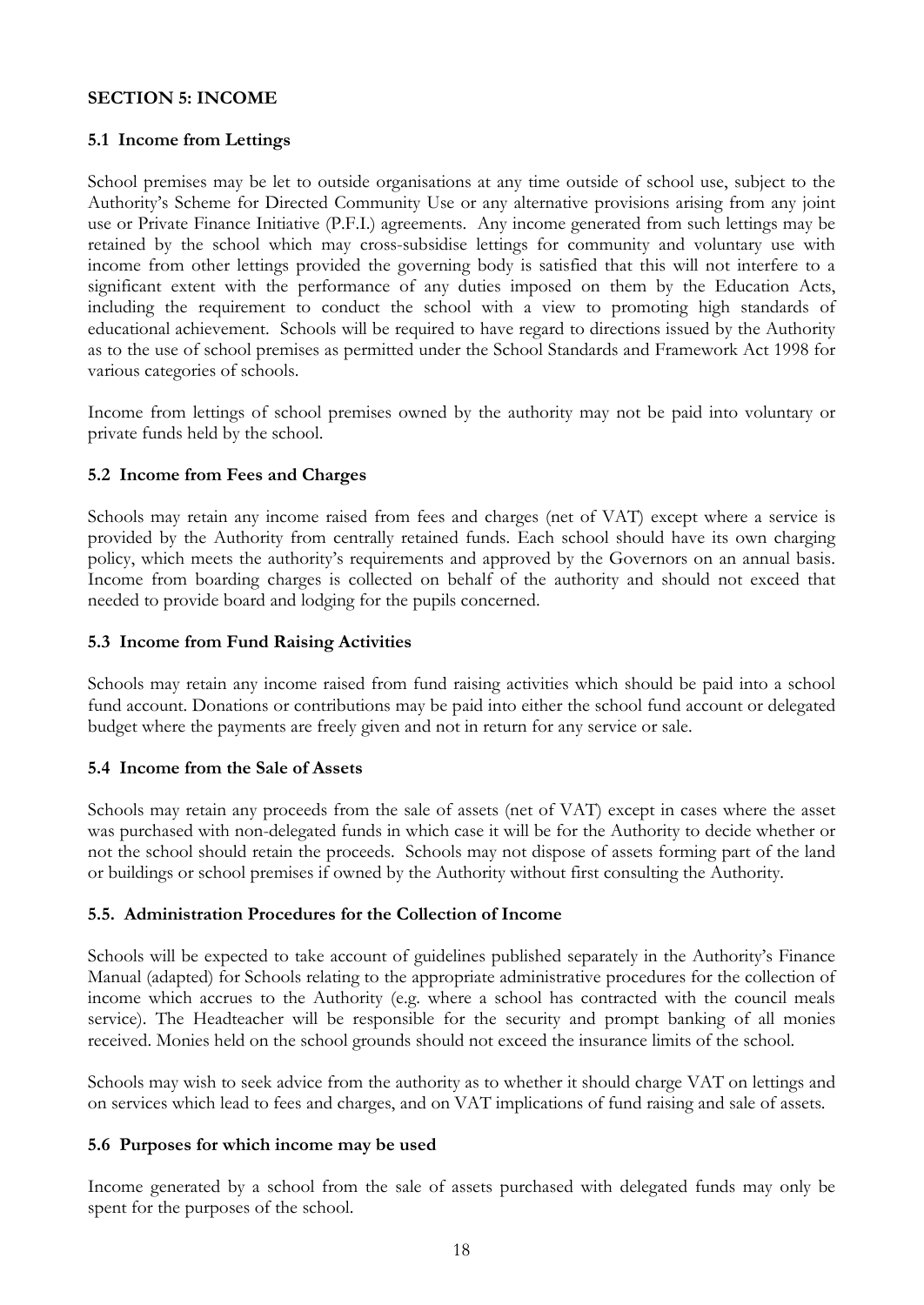## SECTION 5: INCOME

### 5.1 Income from Lettings

School premises may be let to outside organisations at any time outside of school use, subject to the Authority's Scheme for Directed Community Use or any alternative provisions arising from any joint use or Private Finance Initiative (P.F.I.) agreements. Any income generated from such lettings may be retained by the school which may cross-subsidise lettings for community and voluntary use with income from other lettings provided the governing body is satisfied that this will not interfere to a significant extent with the performance of any duties imposed on them by the Education Acts, including the requirement to conduct the school with a view to promoting high standards of educational achievement. Schools will be required to have regard to directions issued by the Authority as to the use of school premises as permitted under the School Standards and Framework Act 1998 for various categories of schools.

Income from lettings of school premises owned by the authority may not be paid into voluntary or private funds held by the school.

### 5.2 Income from Fees and Charges

Schools may retain any income raised from fees and charges (net of VAT) except where a service is provided by the Authority from centrally retained funds. Each school should have its own charging policy, which meets the authority's requirements and approved by the Governors on an annual basis. Income from boarding charges is collected on behalf of the authority and should not exceed that needed to provide board and lodging for the pupils concerned.

### 5.3 Income from Fund Raising Activities

Schools may retain any income raised from fund raising activities which should be paid into a school fund account. Donations or contributions may be paid into either the school fund account or delegated budget where the payments are freely given and not in return for any service or sale.

### 5.4 Income from the Sale of Assets

Schools may retain any proceeds from the sale of assets (net of VAT) except in cases where the asset was purchased with non-delegated funds in which case it will be for the Authority to decide whether or not the school should retain the proceeds. Schools may not dispose of assets forming part of the land or buildings or school premises if owned by the Authority without first consulting the Authority.

### 5.5. Administration Procedures for the Collection of Income

Schools will be expected to take account of guidelines published separately in the Authority's Finance Manual (adapted) for Schools relating to the appropriate administrative procedures for the collection of income which accrues to the Authority (e.g. where a school has contracted with the council meals service). The Headteacher will be responsible for the security and prompt banking of all monies received. Monies held on the school grounds should not exceed the insurance limits of the school.

Schools may wish to seek advice from the authority as to whether it should charge VAT on lettings and on services which lead to fees and charges, and on VAT implications of fund raising and sale of assets.

### 5.6 Purposes for which income may be used

Income generated by a school from the sale of assets purchased with delegated funds may only be spent for the purposes of the school.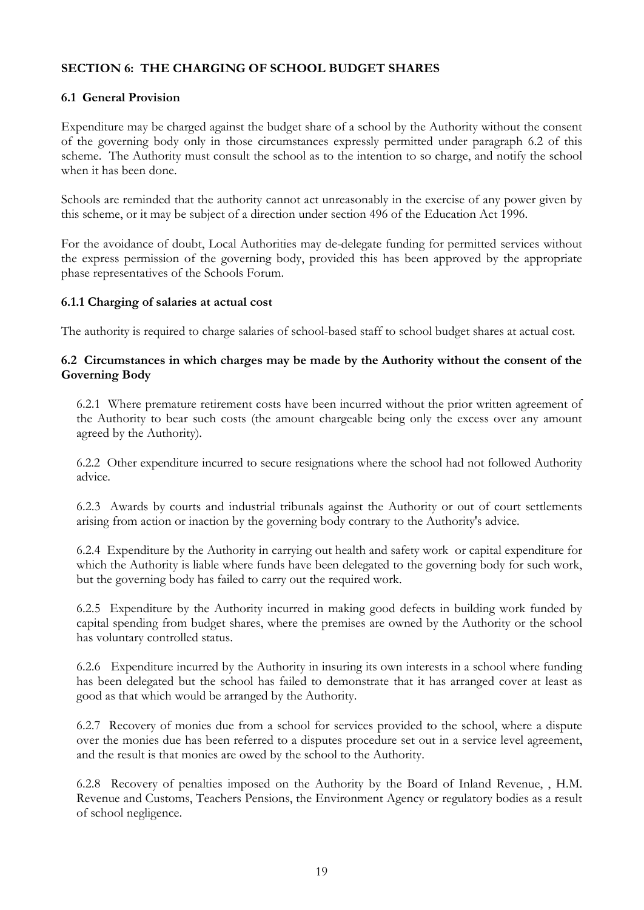## SECTION 6: THE CHARGING OF SCHOOL BUDGET SHARES

### 6.1 General Provision

Expenditure may be charged against the budget share of a school by the Authority without the consent of the governing body only in those circumstances expressly permitted under paragraph 6.2 of this scheme. The Authority must consult the school as to the intention to so charge, and notify the school when it has been done.

Schools are reminded that the authority cannot act unreasonably in the exercise of any power given by this scheme, or it may be subject of a direction under section 496 of the Education Act 1996.

For the avoidance of doubt, Local Authorities may de-delegate funding for permitted services without the express permission of the governing body, provided this has been approved by the appropriate phase representatives of the Schools Forum.

#### 6.1.1 Charging of salaries at actual cost

The authority is required to charge salaries of school-based staff to school budget shares at actual cost.

### 6.2 Circumstances in which charges may be made by the Authority without the consent of the Governing Body

6.2.1 Where premature retirement costs have been incurred without the prior written agreement of the Authority to bear such costs (the amount chargeable being only the excess over any amount agreed by the Authority).

6.2.2 Other expenditure incurred to secure resignations where the school had not followed Authority advice.

6.2.3 Awards by courts and industrial tribunals against the Authority or out of court settlements arising from action or inaction by the governing body contrary to the Authority's advice.

6.2.4 Expenditure by the Authority in carrying out health and safety work or capital expenditure for which the Authority is liable where funds have been delegated to the governing body for such work, but the governing body has failed to carry out the required work.

6.2.5 Expenditure by the Authority incurred in making good defects in building work funded by capital spending from budget shares, where the premises are owned by the Authority or the school has voluntary controlled status.

6.2.6 Expenditure incurred by the Authority in insuring its own interests in a school where funding has been delegated but the school has failed to demonstrate that it has arranged cover at least as good as that which would be arranged by the Authority.

6.2.7 Recovery of monies due from a school for services provided to the school, where a dispute over the monies due has been referred to a disputes procedure set out in a service level agreement, and the result is that monies are owed by the school to the Authority.

6.2.8 Recovery of penalties imposed on the Authority by the Board of Inland Revenue, , H.M. Revenue and Customs, Teachers Pensions, the Environment Agency or regulatory bodies as a result of school negligence.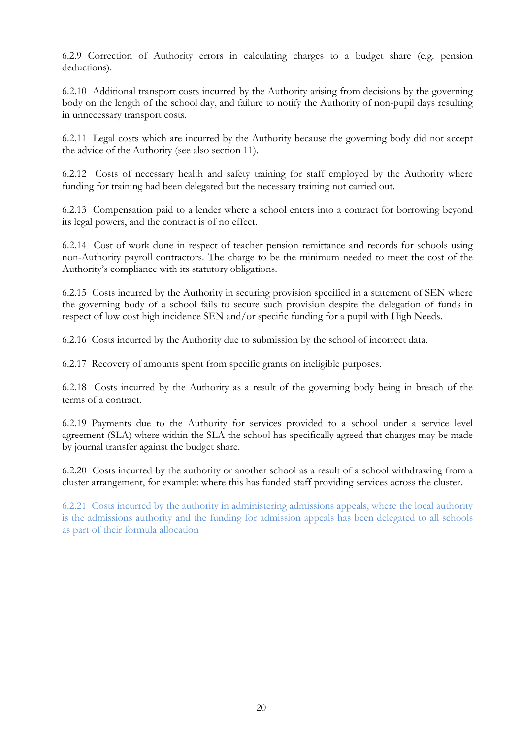6.2.9 Correction of Authority errors in calculating charges to a budget share (e.g. pension deductions).

6.2.10 Additional transport costs incurred by the Authority arising from decisions by the governing body on the length of the school day, and failure to notify the Authority of non-pupil days resulting in unnecessary transport costs.

6.2.11 Legal costs which are incurred by the Authority because the governing body did not accept the advice of the Authority (see also section 11).

6.2.12 Costs of necessary health and safety training for staff employed by the Authority where funding for training had been delegated but the necessary training not carried out.

6.2.13 Compensation paid to a lender where a school enters into a contract for borrowing beyond its legal powers, and the contract is of no effect.

6.2.14 Cost of work done in respect of teacher pension remittance and records for schools using non-Authority payroll contractors. The charge to be the minimum needed to meet the cost of the Authority's compliance with its statutory obligations.

6.2.15 Costs incurred by the Authority in securing provision specified in a statement of SEN where the governing body of a school fails to secure such provision despite the delegation of funds in respect of low cost high incidence SEN and/or specific funding for a pupil with High Needs.

6.2.16 Costs incurred by the Authority due to submission by the school of incorrect data.

6.2.17 Recovery of amounts spent from specific grants on ineligible purposes.

6.2.18 Costs incurred by the Authority as a result of the governing body being in breach of the terms of a contract.

6.2.19 Payments due to the Authority for services provided to a school under a service level agreement (SLA) where within the SLA the school has specifically agreed that charges may be made by journal transfer against the budget share.

6.2.20 Costs incurred by the authority or another school as a result of a school withdrawing from a cluster arrangement, for example: where this has funded staff providing services across the cluster.

6.2.21 Costs incurred by the authority in administering admissions appeals, where the local authority is the admissions authority and the funding for admission appeals has been delegated to all schools as part of their formula allocation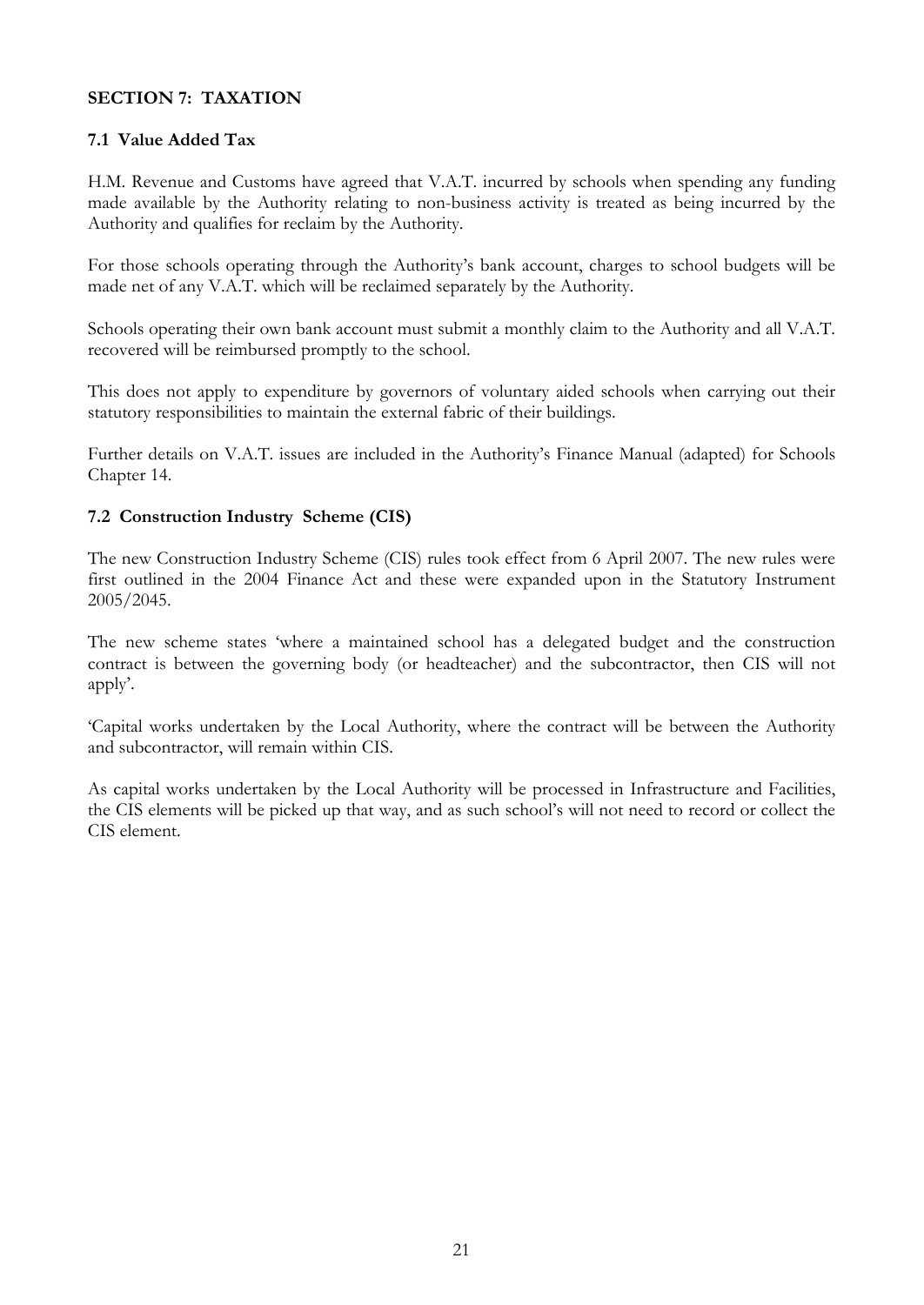## SECTION 7: TAXATION

### 7.1 Value Added Tax

H.M. Revenue and Customs have agreed that V.A.T. incurred by schools when spending any funding made available by the Authority relating to non-business activity is treated as being incurred by the Authority and qualifies for reclaim by the Authority.

For those schools operating through the Authority's bank account, charges to school budgets will be made net of any V.A.T. which will be reclaimed separately by the Authority.

Schools operating their own bank account must submit a monthly claim to the Authority and all V.A.T. recovered will be reimbursed promptly to the school.

This does not apply to expenditure by governors of voluntary aided schools when carrying out their statutory responsibilities to maintain the external fabric of their buildings.

Further details on V.A.T. issues are included in the Authority's Finance Manual (adapted) for Schools Chapter 14.

### 7.2 Construction Industry Scheme (CIS)

The new Construction Industry Scheme (CIS) rules took effect from 6 April 2007. The new rules were first outlined in the 2004 Finance Act and these were expanded upon in the Statutory Instrument 2005/2045.

The new scheme states 'where a maintained school has a delegated budget and the construction contract is between the governing body (or headteacher) and the subcontractor, then CIS will not apply'.

'Capital works undertaken by the Local Authority, where the contract will be between the Authority and subcontractor, will remain within CIS.

As capital works undertaken by the Local Authority will be processed in Infrastructure and Facilities, the CIS elements will be picked up that way, and as such school's will not need to record or collect the CIS element.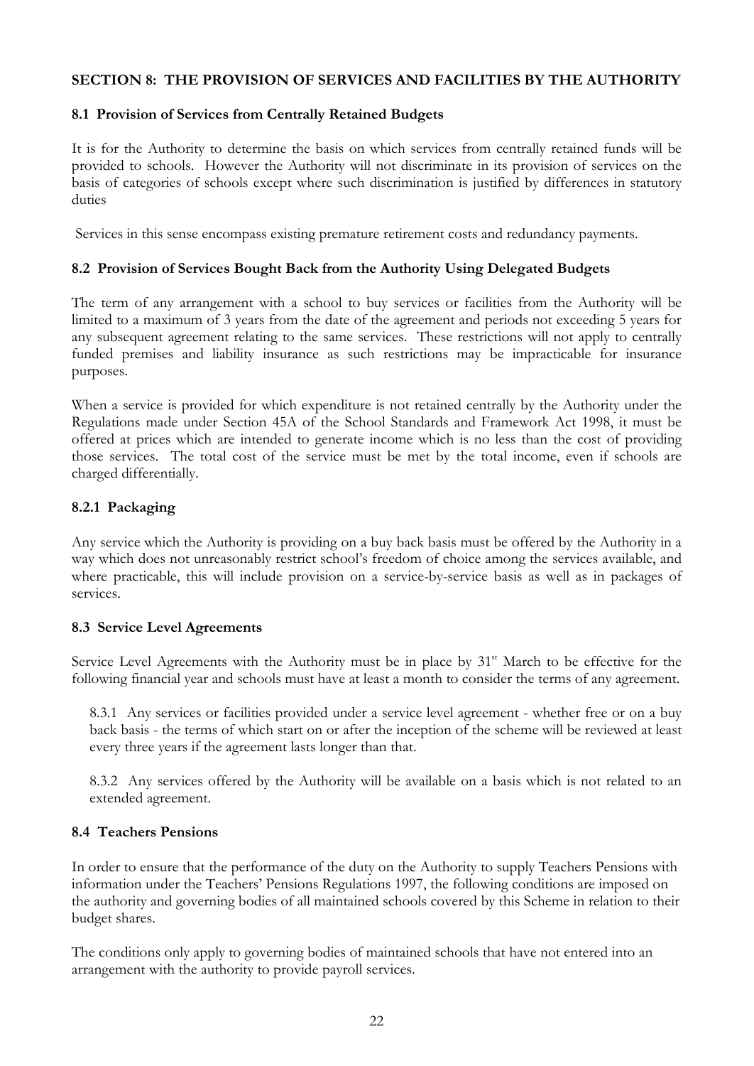## SECTION 8: THE PROVISION OF SERVICES AND FACILITIES BY THE AUTHORITY

### 8.1 Provision of Services from Centrally Retained Budgets

It is for the Authority to determine the basis on which services from centrally retained funds will be provided to schools. However the Authority will not discriminate in its provision of services on the basis of categories of schools except where such discrimination is justified by differences in statutory duties

Services in this sense encompass existing premature retirement costs and redundancy payments.

### 8.2 Provision of Services Bought Back from the Authority Using Delegated Budgets

The term of any arrangement with a school to buy services or facilities from the Authority will be limited to a maximum of 3 years from the date of the agreement and periods not exceeding 5 years for any subsequent agreement relating to the same services. These restrictions will not apply to centrally funded premises and liability insurance as such restrictions may be impracticable for insurance purposes.

When a service is provided for which expenditure is not retained centrally by the Authority under the Regulations made under Section 45A of the School Standards and Framework Act 1998, it must be offered at prices which are intended to generate income which is no less than the cost of providing those services. The total cost of the service must be met by the total income, even if schools are charged differentially.

#### 8.2.1 Packaging

Any service which the Authority is providing on a buy back basis must be offered by the Authority in a way which does not unreasonably restrict school's freedom of choice among the services available, and where practicable, this will include provision on a service-by-service basis as well as in packages of services.

### 8.3 Service Level Agreements

Service Level Agreements with the Authority must be in place by 31st March to be effective for the following financial year and schools must have at least a month to consider the terms of any agreement.

8.3.1 Any services or facilities provided under a service level agreement - whether free or on a buy back basis - the terms of which start on or after the inception of the scheme will be reviewed at least every three years if the agreement lasts longer than that.

8.3.2 Any services offered by the Authority will be available on a basis which is not related to an extended agreement.

### 8.4 Teachers Pensions

In order to ensure that the performance of the duty on the Authority to supply Teachers Pensions with information under the Teachers' Pensions Regulations 1997, the following conditions are imposed on the authority and governing bodies of all maintained schools covered by this Scheme in relation to their budget shares.

The conditions only apply to governing bodies of maintained schools that have not entered into an arrangement with the authority to provide payroll services.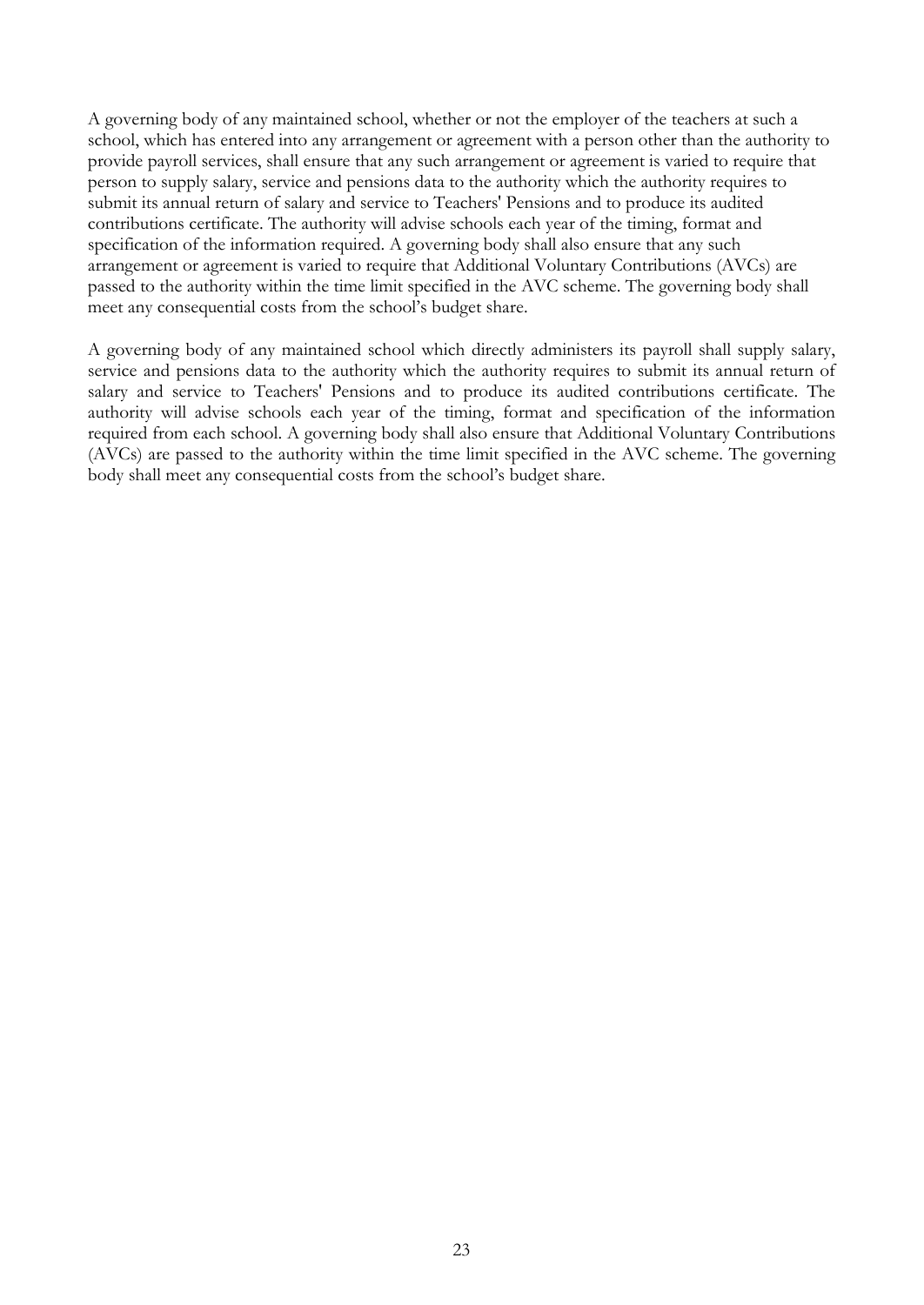A governing body of any maintained school, whether or not the employer of the teachers at such a school, which has entered into any arrangement or agreement with a person other than the authority to provide payroll services, shall ensure that any such arrangement or agreement is varied to require that person to supply salary, service and pensions data to the authority which the authority requires to submit its annual return of salary and service to Teachers' Pensions and to produce its audited contributions certificate. The authority will advise schools each year of the timing, format and specification of the information required. A governing body shall also ensure that any such arrangement or agreement is varied to require that Additional Voluntary Contributions (AVCs) are passed to the authority within the time limit specified in the AVC scheme. The governing body shall meet any consequential costs from the school's budget share.

A governing body of any maintained school which directly administers its payroll shall supply salary, service and pensions data to the authority which the authority requires to submit its annual return of salary and service to Teachers' Pensions and to produce its audited contributions certificate. The authority will advise schools each year of the timing, format and specification of the information required from each school. A governing body shall also ensure that Additional Voluntary Contributions (AVCs) are passed to the authority within the time limit specified in the AVC scheme. The governing body shall meet any consequential costs from the school's budget share.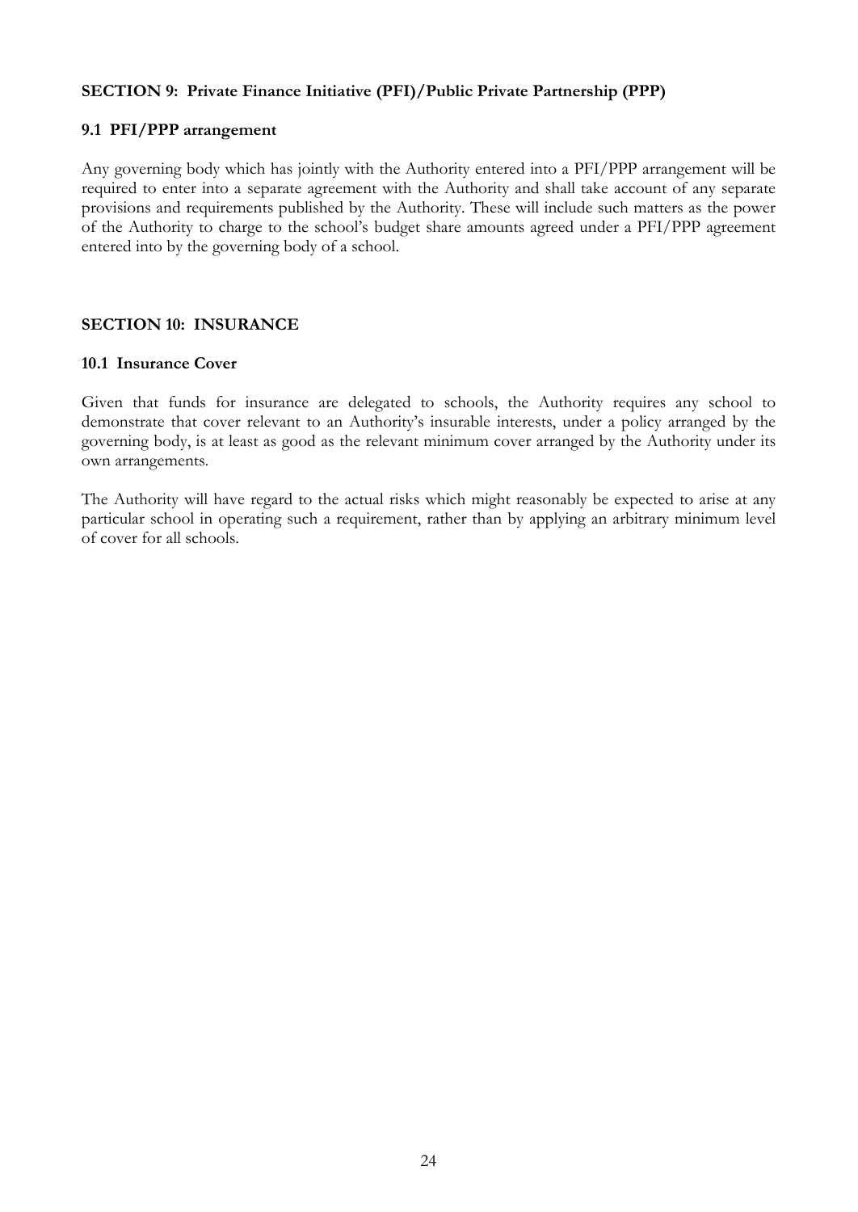## SECTION 9: Private Finance Initiative (PFI)/Public Private Partnership (PPP)

### 9.1 PFI/PPP arrangement

Any governing body which has jointly with the Authority entered into a PFI/PPP arrangement will be required to enter into a separate agreement with the Authority and shall take account of any separate provisions and requirements published by the Authority. These will include such matters as the power of the Authority to charge to the school's budget share amounts agreed under a PFI/PPP agreement entered into by the governing body of a school.

## SECTION 10: INSURANCE

### 10.1 Insurance Cover

Given that funds for insurance are delegated to schools, the Authority requires any school to demonstrate that cover relevant to an Authority's insurable interests, under a policy arranged by the governing body, is at least as good as the relevant minimum cover arranged by the Authority under its own arrangements.

The Authority will have regard to the actual risks which might reasonably be expected to arise at any particular school in operating such a requirement, rather than by applying an arbitrary minimum level of cover for all schools.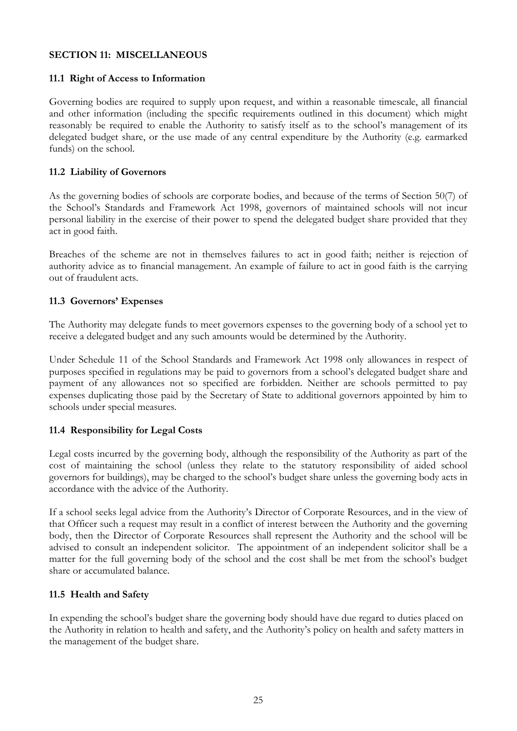## SECTION 11: MISCELLANEOUS

### 11.1 Right of Access to Information

Governing bodies are required to supply upon request, and within a reasonable timescale, all financial and other information (including the specific requirements outlined in this document) which might reasonably be required to enable the Authority to satisfy itself as to the school's management of its delegated budget share, or the use made of any central expenditure by the Authority (e.g. earmarked funds) on the school.

### 11.2 Liability of Governors

As the governing bodies of schools are corporate bodies, and because of the terms of Section 50(7) of the School's Standards and Framework Act 1998, governors of maintained schools will not incur personal liability in the exercise of their power to spend the delegated budget share provided that they act in good faith.

Breaches of the scheme are not in themselves failures to act in good faith; neither is rejection of authority advice as to financial management. An example of failure to act in good faith is the carrying out of fraudulent acts.

### 11.3 Governors' Expenses

The Authority may delegate funds to meet governors expenses to the governing body of a school yet to receive a delegated budget and any such amounts would be determined by the Authority.

Under Schedule 11 of the School Standards and Framework Act 1998 only allowances in respect of purposes specified in regulations may be paid to governors from a school's delegated budget share and payment of any allowances not so specified are forbidden. Neither are schools permitted to pay expenses duplicating those paid by the Secretary of State to additional governors appointed by him to schools under special measures.

### 11.4 Responsibility for Legal Costs

Legal costs incurred by the governing body, although the responsibility of the Authority as part of the cost of maintaining the school (unless they relate to the statutory responsibility of aided school governors for buildings), may be charged to the school's budget share unless the governing body acts in accordance with the advice of the Authority.

If a school seeks legal advice from the Authority's Director of Corporate Resources, and in the view of that Officer such a request may result in a conflict of interest between the Authority and the governing body, then the Director of Corporate Resources shall represent the Authority and the school will be advised to consult an independent solicitor. The appointment of an independent solicitor shall be a matter for the full governing body of the school and the cost shall be met from the school's budget share or accumulated balance.

### 11.5 Health and Safety

In expending the school's budget share the governing body should have due regard to duties placed on the Authority in relation to health and safety, and the Authority's policy on health and safety matters in the management of the budget share.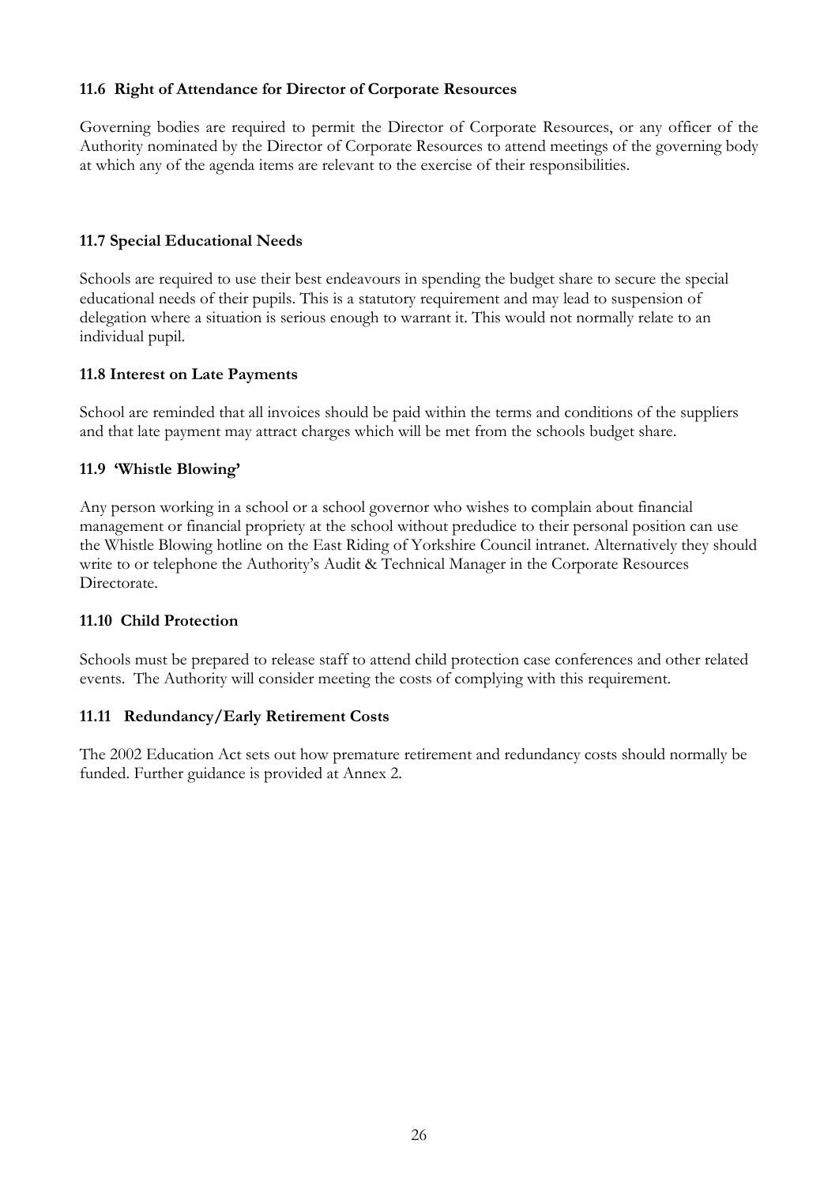### 11.6 Right of Attendance for Director of Corporate Resources

Governing bodies are required to permit the Director of Corporate Resources, or any officer of the Authority nominated by the Director of Corporate Resources to attend meetings of the governing body at which any of the agenda items are relevant to the exercise of their responsibilities.

### 11.7 Special Educational Needs

Schools are required to use their best endeavours in spending the budget share to secure the special educational needs of their pupils. This is a statutory requirement and may lead to suspension of delegation where a situation is serious enough to warrant it. This would not normally relate to an individual pupil.

### 11.8 Interest on Late Payments

School are reminded that all invoices should be paid within the terms and conditions of the suppliers and that late payment may attract charges which will be met from the schools budget share.

### 11.9 'Whistle Blowing'

Any person working in a school or a school governor who wishes to complain about financial management or financial propriety at the school without predudice to their personal position can use the Whistle Blowing hotline on the East Riding of Yorkshire Council intranet. Alternatively they should write to or telephone the Authority's Audit & Technical Manager in the Corporate Resources Directorate.

### 11.10 Child Protection

Schools must be prepared to release staff to attend child protection case conferences and other related events. The Authority will consider meeting the costs of complying with this requirement.

### 11.11 Redundancy/Early Retirement Costs

The 2002 Education Act sets out how premature retirement and redundancy costs should normally be funded. Further guidance is provided at Annex 2.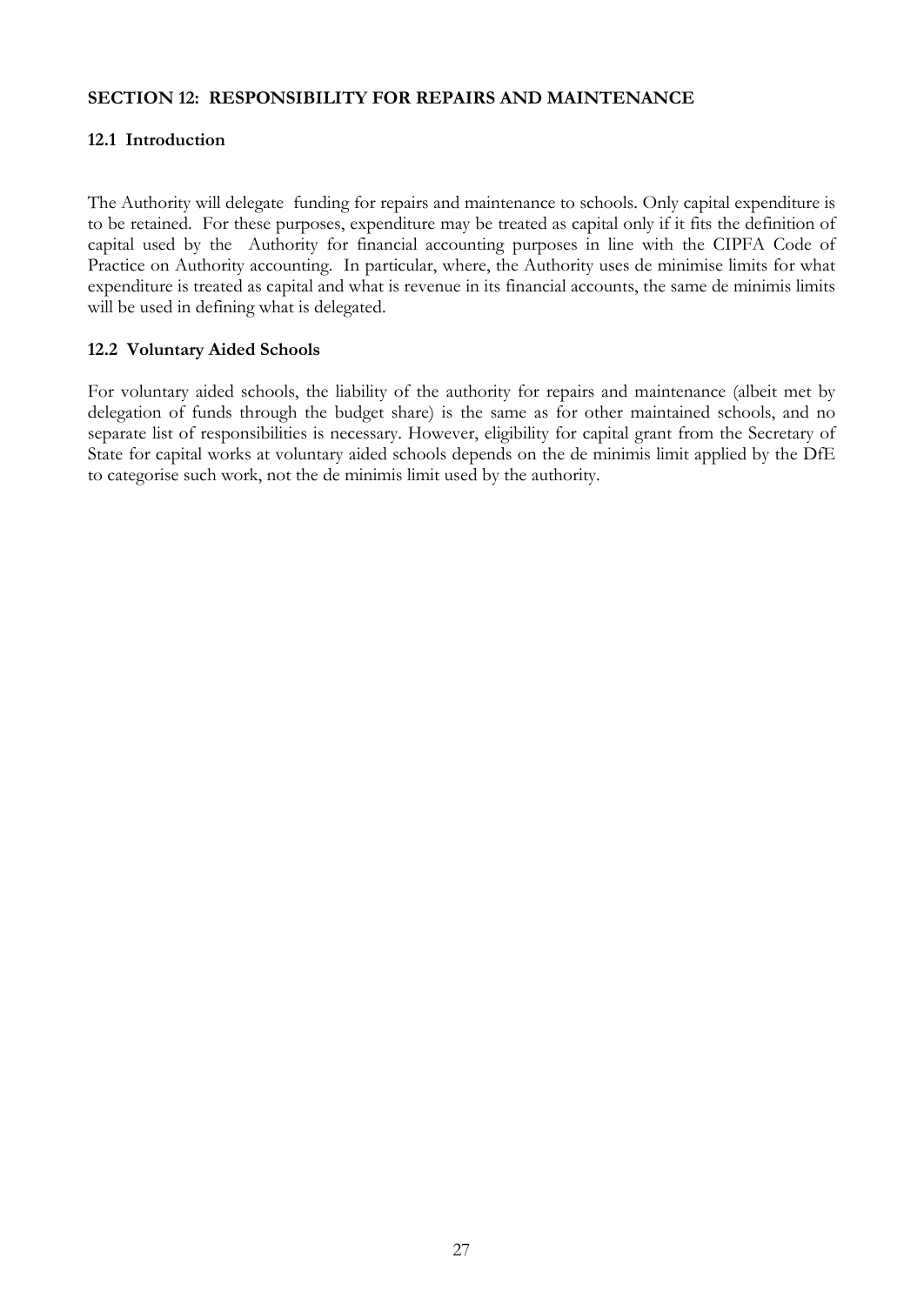## SECTION 12: RESPONSIBILITY FOR REPAIRS AND MAINTENANCE

### 12.1 Introduction

The Authority will delegate funding for repairs and maintenance to schools. Only capital expenditure is to be retained. For these purposes, expenditure may be treated as capital only if it fits the definition of capital used by the Authority for financial accounting purposes in line with the CIPFA Code of Practice on Authority accounting. In particular, where, the Authority uses de minimise limits for what expenditure is treated as capital and what is revenue in its financial accounts, the same de minimis limits will be used in defining what is delegated.

### 12.2 Voluntary Aided Schools

For voluntary aided schools, the liability of the authority for repairs and maintenance (albeit met by delegation of funds through the budget share) is the same as for other maintained schools, and no separate list of responsibilities is necessary. However, eligibility for capital grant from the Secretary of State for capital works at voluntary aided schools depends on the de minimis limit applied by the DfE to categorise such work, not the de minimis limit used by the authority.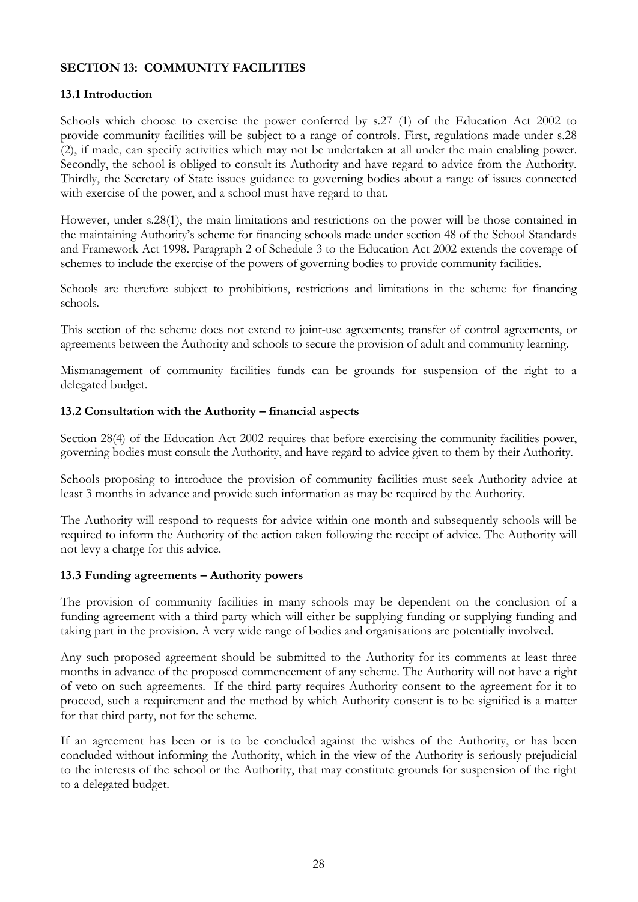## SECTION 13: COMMUNITY FACILITIES

### 13.1 Introduction

Schools which choose to exercise the power conferred by s.27 (1) of the Education Act 2002 to provide community facilities will be subject to a range of controls. First, regulations made under s.28 (2), if made, can specify activities which may not be undertaken at all under the main enabling power. Secondly, the school is obliged to consult its Authority and have regard to advice from the Authority. Thirdly, the Secretary of State issues guidance to governing bodies about a range of issues connected with exercise of the power, and a school must have regard to that.

However, under s.28(1), the main limitations and restrictions on the power will be those contained in the maintaining Authority's scheme for financing schools made under section 48 of the School Standards and Framework Act 1998. Paragraph 2 of Schedule 3 to the Education Act 2002 extends the coverage of schemes to include the exercise of the powers of governing bodies to provide community facilities.

Schools are therefore subject to prohibitions, restrictions and limitations in the scheme for financing schools.

This section of the scheme does not extend to joint-use agreements; transfer of control agreements, or agreements between the Authority and schools to secure the provision of adult and community learning.

Mismanagement of community facilities funds can be grounds for suspension of the right to a delegated budget.

### 13.2 Consultation with the Authority – financial aspects

Section 28(4) of the Education Act 2002 requires that before exercising the community facilities power, governing bodies must consult the Authority, and have regard to advice given to them by their Authority.

Schools proposing to introduce the provision of community facilities must seek Authority advice at least 3 months in advance and provide such information as may be required by the Authority.

The Authority will respond to requests for advice within one month and subsequently schools will be required to inform the Authority of the action taken following the receipt of advice. The Authority will not levy a charge for this advice.

### 13.3 Funding agreements – Authority powers

The provision of community facilities in many schools may be dependent on the conclusion of a funding agreement with a third party which will either be supplying funding or supplying funding and taking part in the provision. A very wide range of bodies and organisations are potentially involved.

Any such proposed agreement should be submitted to the Authority for its comments at least three months in advance of the proposed commencement of any scheme. The Authority will not have a right of veto on such agreements. If the third party requires Authority consent to the agreement for it to proceed, such a requirement and the method by which Authority consent is to be signified is a matter for that third party, not for the scheme.

If an agreement has been or is to be concluded against the wishes of the Authority, or has been concluded without informing the Authority, which in the view of the Authority is seriously prejudicial to the interests of the school or the Authority, that may constitute grounds for suspension of the right to a delegated budget.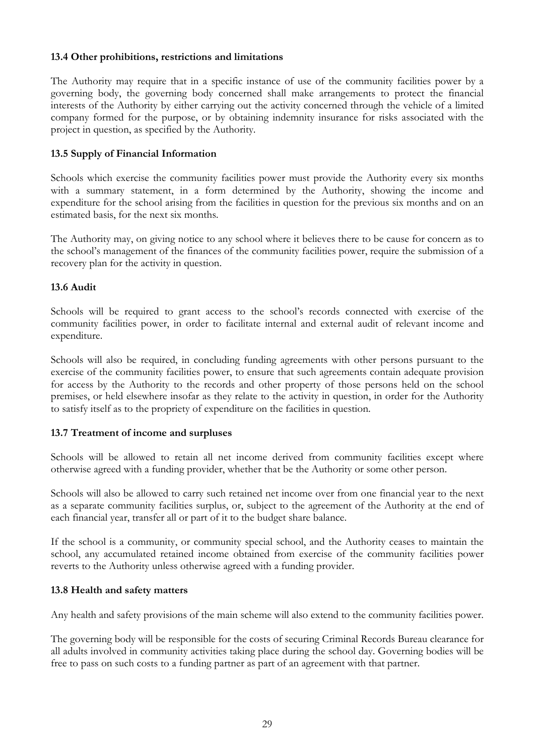### 13.4 Other prohibitions, restrictions and limitations

The Authority may require that in a specific instance of use of the community facilities power by a governing body, the governing body concerned shall make arrangements to protect the financial interests of the Authority by either carrying out the activity concerned through the vehicle of a limited company formed for the purpose, or by obtaining indemnity insurance for risks associated with the project in question, as specified by the Authority.

### 13.5 Supply of Financial Information

Schools which exercise the community facilities power must provide the Authority every six months with a summary statement, in a form determined by the Authority, showing the income and expenditure for the school arising from the facilities in question for the previous six months and on an estimated basis, for the next six months.

The Authority may, on giving notice to any school where it believes there to be cause for concern as to the school's management of the finances of the community facilities power, require the submission of a recovery plan for the activity in question.

### 13.6 Audit

Schools will be required to grant access to the school's records connected with exercise of the community facilities power, in order to facilitate internal and external audit of relevant income and expenditure.

Schools will also be required, in concluding funding agreements with other persons pursuant to the exercise of the community facilities power, to ensure that such agreements contain adequate provision for access by the Authority to the records and other property of those persons held on the school premises, or held elsewhere insofar as they relate to the activity in question, in order for the Authority to satisfy itself as to the propriety of expenditure on the facilities in question.

### 13.7 Treatment of income and surpluses

Schools will be allowed to retain all net income derived from community facilities except where otherwise agreed with a funding provider, whether that be the Authority or some other person.

Schools will also be allowed to carry such retained net income over from one financial year to the next as a separate community facilities surplus, or, subject to the agreement of the Authority at the end of each financial year, transfer all or part of it to the budget share balance.

If the school is a community, or community special school, and the Authority ceases to maintain the school, any accumulated retained income obtained from exercise of the community facilities power reverts to the Authority unless otherwise agreed with a funding provider.

### 13.8 Health and safety matters

Any health and safety provisions of the main scheme will also extend to the community facilities power.

The governing body will be responsible for the costs of securing Criminal Records Bureau clearance for all adults involved in community activities taking place during the school day. Governing bodies will be free to pass on such costs to a funding partner as part of an agreement with that partner.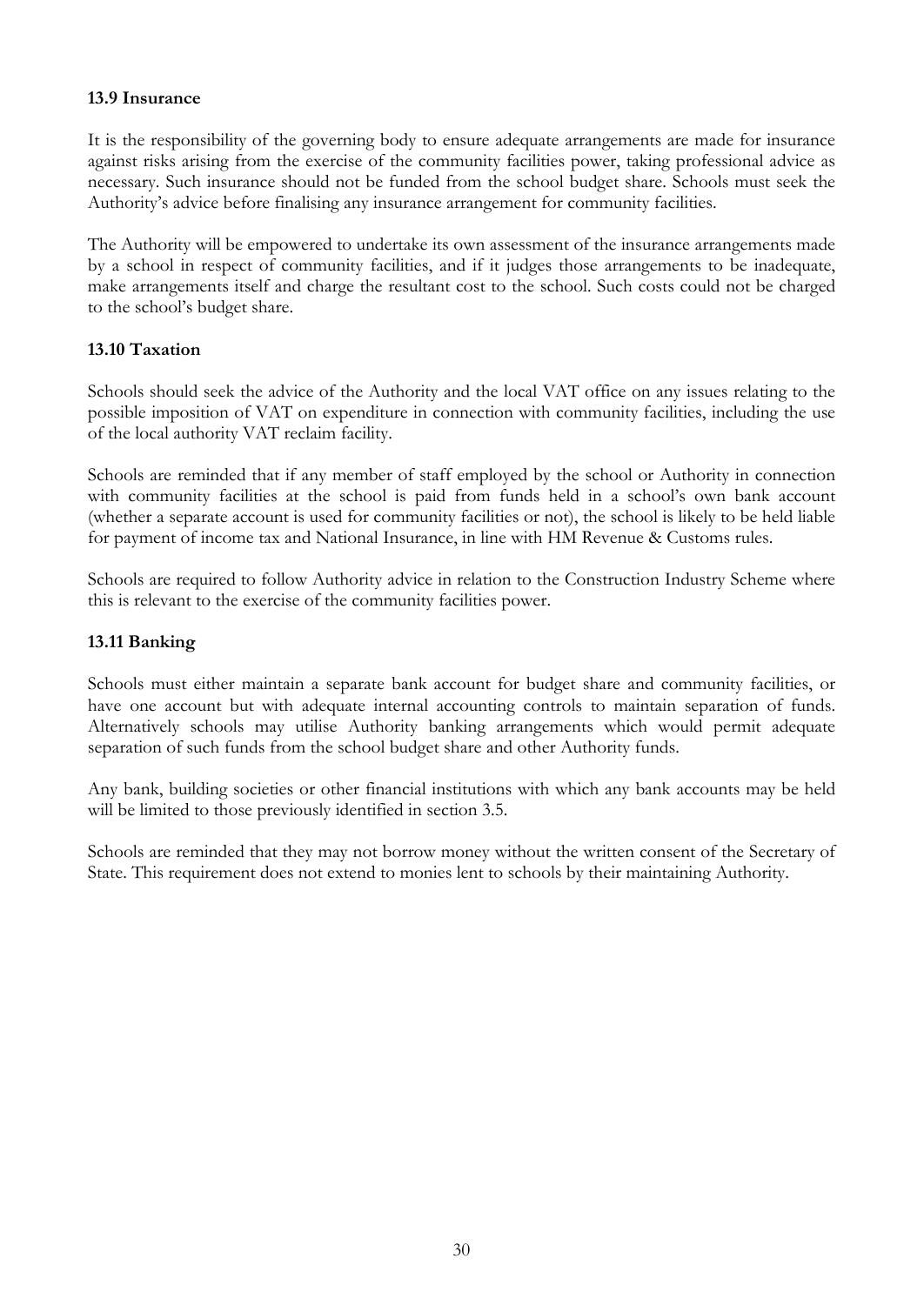### 13.9 Insurance

It is the responsibility of the governing body to ensure adequate arrangements are made for insurance against risks arising from the exercise of the community facilities power, taking professional advice as necessary. Such insurance should not be funded from the school budget share. Schools must seek the Authority's advice before finalising any insurance arrangement for community facilities.

The Authority will be empowered to undertake its own assessment of the insurance arrangements made by a school in respect of community facilities, and if it judges those arrangements to be inadequate, make arrangements itself and charge the resultant cost to the school. Such costs could not be charged to the school's budget share.

### 13.10 Taxation

Schools should seek the advice of the Authority and the local VAT office on any issues relating to the possible imposition of VAT on expenditure in connection with community facilities, including the use of the local authority VAT reclaim facility.

Schools are reminded that if any member of staff employed by the school or Authority in connection with community facilities at the school is paid from funds held in a school's own bank account (whether a separate account is used for community facilities or not), the school is likely to be held liable for payment of income tax and National Insurance, in line with HM Revenue & Customs rules.

Schools are required to follow Authority advice in relation to the Construction Industry Scheme where this is relevant to the exercise of the community facilities power.

### 13.11 Banking

Schools must either maintain a separate bank account for budget share and community facilities, or have one account but with adequate internal accounting controls to maintain separation of funds. Alternatively schools may utilise Authority banking arrangements which would permit adequate separation of such funds from the school budget share and other Authority funds.

Any bank, building societies or other financial institutions with which any bank accounts may be held will be limited to those previously identified in section 3.5.

Schools are reminded that they may not borrow money without the written consent of the Secretary of State. This requirement does not extend to monies lent to schools by their maintaining Authority.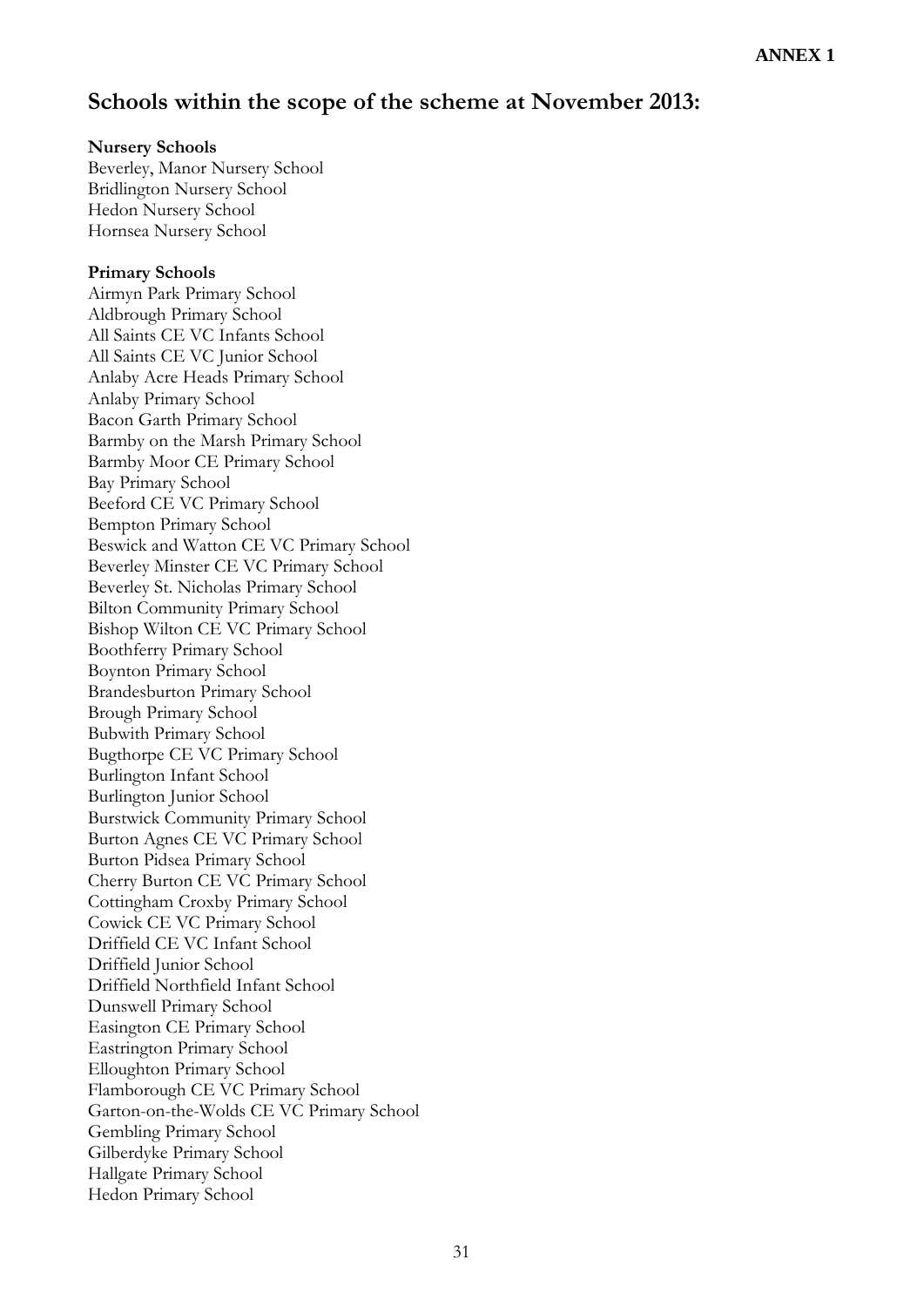**ANNEX 1**

## Schools within the scope of the scheme at November 2013:

**Nursery Schools**
Beverley, Manor Nursery School
Bridlington Nursery School
Hedon Nursery School
Hornsea Nursery School

**Primary Schools**
Airmyn Park Primary School
Aldbrough Primary School
All Saints CE VC Infants School
All Saints CE VC Junior School
Anlaby Acre Heads Primary School
Anlaby Primary School
Bacon Garth Primary School
Barmby on the Marsh Primary School
Barmby Moor CE Primary School
Bay Primary School
Beeford CE VC Primary School
Bempton Primary School
Beswick and Watton CE VC Primary School
Beverley Minster CE VC Primary School
Beverley St. Nicholas Primary School
Bilton Community Primary School
Bishop Wilton CE VC Primary School
Boothferry Primary School
Boynton Primary School
Brandesburton Primary School
Brough Primary School
Bubwith Primary School
Bugthorpe CE VC Primary School
Burlington Infant School
Burlington Junior School
Burstwick Community Primary School
Burton Agnes CE VC Primary School
Burton Pidsea Primary School
Cherry Burton CE VC Primary School
Cottingham Croxby Primary School
Cowick CE VC Primary School
Driffield CE VC Infant School
Driffield Junior School
Driffield Northfield Infant School
Dunswell Primary School
Easington CE Primary School
Eastrington Primary School
Elloughton Primary School
Flamborough CE VC Primary School
Garton-on-the-Wolds CE VC Primary School
Gembling Primary School
Gilberdyke Primary School
Hallgate Primary School
Hedon Primary School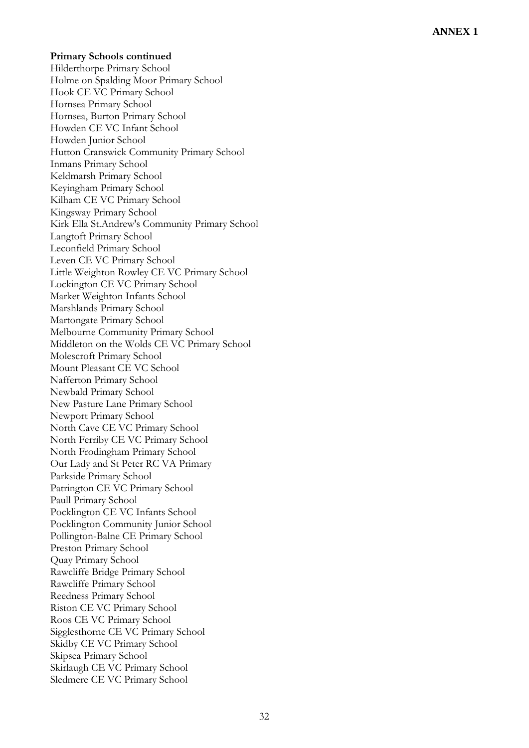ANNEX 1

**Primary Schools continued**

Hilderthorpe Primary School
Holme on Spalding Moor Primary School
Hook CE VC Primary School
Hornsea Primary School
Hornsea, Burton Primary School
Howden CE VC Infant School
Howden Junior School
Hutton Cranswick Community Primary School
Inmans Primary School
Keldmarsh Primary School
Keyingham Primary School
Kilham CE VC Primary School
Kingsway Primary School
Kirk Ella St.Andrew's Community Primary School
Langtoft Primary School
Leconfield Primary School
Leven CE VC Primary School
Little Weighton Rowley CE VC Primary School
Lockington CE VC Primary School
Market Weighton Infants School
Marshlands Primary School
Martongate Primary School
Melbourne Community Primary School
Middleton on the Wolds CE VC Primary School
Molescroft Primary School
Mount Pleasant CE VC School
Nafferton Primary School
Newbald Primary School
New Pasture Lane Primary School
Newport Primary School
North Cave CE VC Primary School
North Ferriby CE VC Primary School
North Frodingham Primary School
Our Lady and St Peter RC VA Primary
Parkside Primary School
Patrington CE VC Primary School
Paull Primary School
Pocklington CE VC Infants School
Pocklington Community Junior School
Pollington-Balne CE Primary School
Preston Primary School
Quay Primary School
Rawcliffe Bridge Primary School
Rawcliffe Primary School
Reedness Primary School
Riston CE VC Primary School
Roos CE VC Primary School
Sigglesthorne CE VC Primary School
Skidby CE VC Primary School
Skipsea Primary School
Skirlaugh CE VC Primary School
Sledmere CE VC Primary School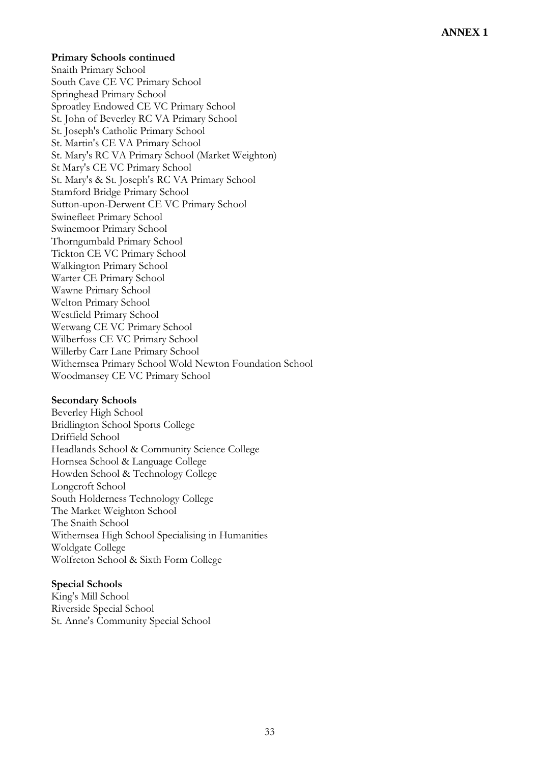**ANNEX 1**

**Primary Schools continued**

Snaith Primary School
South Cave CE VC Primary School
Springhead Primary School
Sproatley Endowed CE VC Primary School
St. John of Beverley RC VA Primary School
St. Joseph's Catholic Primary School
St. Martin's CE VA Primary School
St. Mary's RC VA Primary School (Market Weighton)
St Mary's CE VC Primary School
St. Mary's & St. Joseph's RC VA Primary School
Stamford Bridge Primary School
Sutton-upon-Derwent CE VC Primary School
Swinefleet Primary School
Swinemoor Primary School
Thorngumbald Primary School
Tickton CE VC Primary School
Walkington Primary School
Warter CE Primary School
Wawne Primary School
Welton Primary School
Westfield Primary School
Wetwang CE VC Primary School
Wilberfoss CE VC Primary School
Willerby Carr Lane Primary School
Withernsea Primary School Wold Newton Foundation School
Woodmansey CE VC Primary School

**Secondary Schools**

Beverley High School
Bridlington School Sports College
Driffield School
Headlands School & Community Science College
Hornsea School & Language College
Howden School & Technology College
Longcroft School
South Holderness Technology College
The Market Weighton School
The Snaith School
Withernsea High School Specialising in Humanities
Woldgate College
Wolfreton School & Sixth Form College

**Special Schools**

King's Mill School
Riverside Special School
St. Anne's Community Special School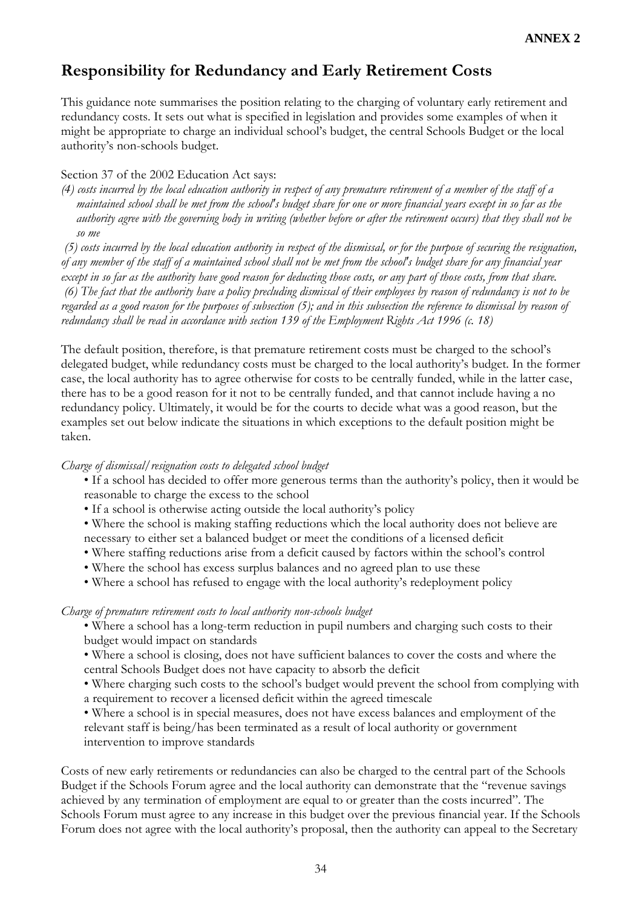**ANNEX 2**

## Responsibility for Redundancy and Early Retirement Costs

This guidance note summarises the position relating to the charging of voluntary early retirement and redundancy costs. It sets out what is specified in legislation and provides some examples of when it might be appropriate to charge an individual school's budget, the central Schools Budget or the local authority's non-schools budget.

Section 37 of the 2002 Education Act says:

*(4) costs incurred by the local education authority in respect of any premature retirement of a member of the staff of a maintained school shall be met from the school's budget share for one or more financial years except in so far as the authority agree with the governing body in writing (whether before or after the retirement occurs) that they shall not be so me*

*(5) costs incurred by the local education authority in respect of the dismissal, or for the purpose of securing the resignation, of any member of the staff of a maintained school shall not be met from the school's budget share for any financial year except in so far as the authority have good reason for deducting those costs, or any part of those costs, from that share.*

*(6) The fact that the authority have a policy precluding dismissal of their employees by reason of redundancy is not to be regarded as a good reason for the purposes of subsection (5); and in this subsection the reference to dismissal by reason of redundancy shall be read in accordance with section 139 of the Employment Rights Act 1996 (c. 18)*

The default position, therefore, is that premature retirement costs must be charged to the school's delegated budget, while redundancy costs must be charged to the local authority's budget. In the former case, the local authority has to agree otherwise for costs to be centrally funded, while in the latter case, there has to be a good reason for it not to be centrally funded, and that cannot include having a no redundancy policy. Ultimately, it would be for the courts to decide what was a good reason, but the examples set out below indicate the situations in which exceptions to the default position might be taken.

*Charge of dismissal/resignation costs to delegated school budget*

- If a school has decided to offer more generous terms than the authority's policy, then it would be reasonable to charge the excess to the school
- If a school is otherwise acting outside the local authority's policy
- Where the school is making staffing reductions which the local authority does not believe are necessary to either set a balanced budget or meet the conditions of a licensed deficit
- Where staffing reductions arise from a deficit caused by factors within the school's control
- Where the school has excess surplus balances and no agreed plan to use these
- Where a school has refused to engage with the local authority's redeployment policy

*Charge of premature retirement costs to local authority non-schools budget*

- Where a school has a long-term reduction in pupil numbers and charging such costs to their budget would impact on standards
- Where a school is closing, does not have sufficient balances to cover the costs and where the central Schools Budget does not have capacity to absorb the deficit
- Where charging such costs to the school's budget would prevent the school from complying with a requirement to recover a licensed deficit within the agreed timescale
- Where a school is in special measures, does not have excess balances and employment of the relevant staff is being/has been terminated as a result of local authority or government intervention to improve standards

Costs of new early retirements or redundancies can also be charged to the central part of the Schools Budget if the Schools Forum agree and the local authority can demonstrate that the "revenue savings achieved by any termination of employment are equal to or greater than the costs incurred". The Schools Forum must agree to any increase in this budget over the previous financial year. If the Schools Forum does not agree with the local authority's proposal, then the authority can appeal to the Secretary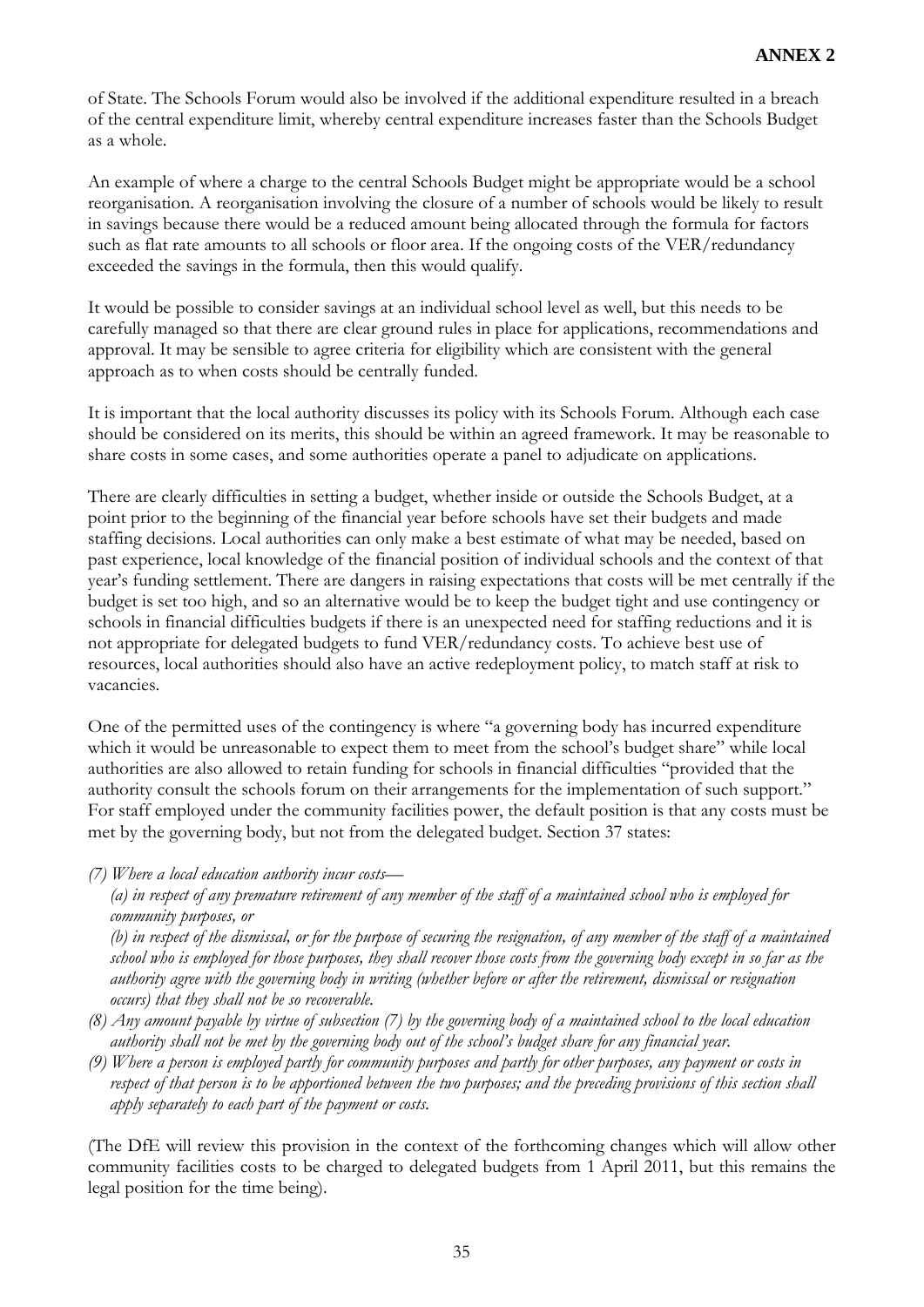of State. The Schools Forum would also be involved if the additional expenditure resulted in a breach of the central expenditure limit, whereby central expenditure increases faster than the Schools Budget as a whole.

An example of where a charge to the central Schools Budget might be appropriate would be a school reorganisation. A reorganisation involving the closure of a number of schools would be likely to result in savings because there would be a reduced amount being allocated through the formula for factors such as flat rate amounts to all schools or floor area. If the ongoing costs of the VER/redundancy exceeded the savings in the formula, then this would qualify.

It would be possible to consider savings at an individual school level as well, but this needs to be carefully managed so that there are clear ground rules in place for applications, recommendations and approval. It may be sensible to agree criteria for eligibility which are consistent with the general approach as to when costs should be centrally funded.

It is important that the local authority discusses its policy with its Schools Forum. Although each case should be considered on its merits, this should be within an agreed framework. It may be reasonable to share costs in some cases, and some authorities operate a panel to adjudicate on applications.

There are clearly difficulties in setting a budget, whether inside or outside the Schools Budget, at a point prior to the beginning of the financial year before schools have set their budgets and made staffing decisions. Local authorities can only make a best estimate of what may be needed, based on past experience, local knowledge of the financial position of individual schools and the context of that year's funding settlement. There are dangers in raising expectations that costs will be met centrally if the budget is set too high, and so an alternative would be to keep the budget tight and use contingency or schools in financial difficulties budgets if there is an unexpected need for staffing reductions and it is not appropriate for delegated budgets to fund VER/redundancy costs. To achieve best use of resources, local authorities should also have an active redeployment policy, to match staff at risk to vacancies.

One of the permitted uses of the contingency is where "a governing body has incurred expenditure which it would be unreasonable to expect them to meet from the school's budget share" while local authorities are also allowed to retain funding for schools in financial difficulties "provided that the authority consult the schools forum on their arrangements for the implementation of such support." For staff employed under the community facilities power, the default position is that any costs must be met by the governing body, but not from the delegated budget. Section 37 states:

*(7) Where a local education authority incur costs—*

*(a) in respect of any premature retirement of any member of the staff of a maintained school who is employed for community purposes, or*

*(b) in respect of the dismissal, or for the purpose of securing the resignation, of any member of the staff of a maintained school who is employed for those purposes, they shall recover those costs from the governing body except in so far as the authority agree with the governing body in writing (whether before or after the retirement, dismissal or resignation occurs) that they shall not be so recoverable.*

*(8) Any amount payable by virtue of subsection (7) by the governing body of a maintained school to the local education authority shall not be met by the governing body out of the school's budget share for any financial year.*

*(9) Where a person is employed partly for community purposes and partly for other purposes, any payment or costs in respect of that person is to be apportioned between the two purposes; and the preceding provisions of this section shall apply separately to each part of the payment or costs.*

(The DfE will review this provision in the context of the forthcoming changes which will allow other community facilities costs to be charged to delegated budgets from 1 April 2011, but this remains the legal position for the time being).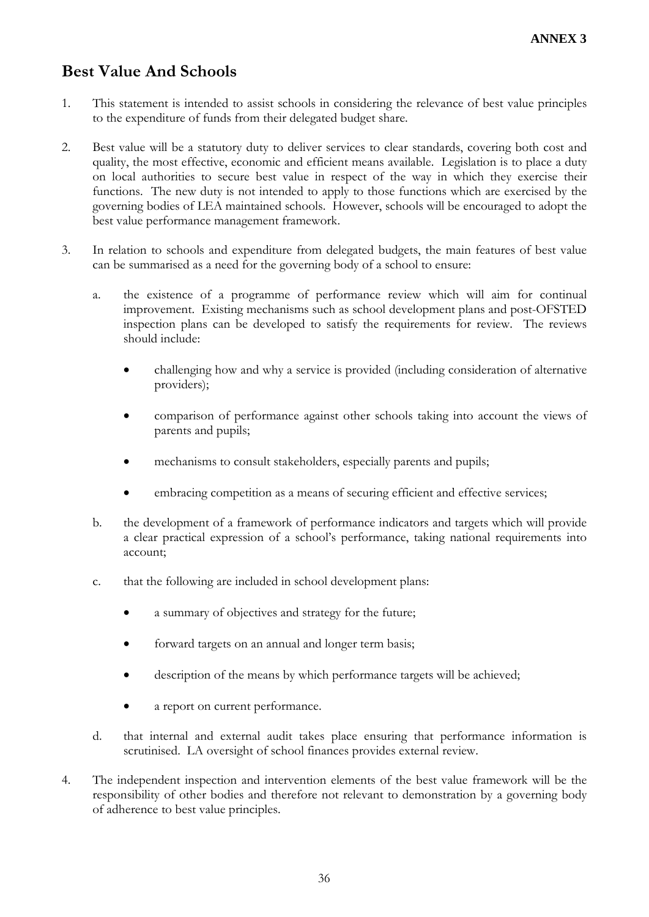**ANNEX 3**

# Best Value And Schools

1. This statement is intended to assist schools in considering the relevance of best value principles to the expenditure of funds from their delegated budget share.

2. Best value will be a statutory duty to deliver services to clear standards, covering both cost and quality, the most effective, economic and efficient means available. Legislation is to place a duty on local authorities to secure best value in respect of the way in which they exercise their functions. The new duty is not intended to apply to those functions which are exercised by the governing bodies of LEA maintained schools. However, schools will be encouraged to adopt the best value performance management framework.

3. In relation to schools and expenditure from delegated budgets, the main features of best value can be summarised as a need for the governing body of a school to ensure:

   a. the existence of a programme of performance review which will aim for continual improvement. Existing mechanisms such as school development plans and post-OFSTED inspection plans can be developed to satisfy the requirements for review. The reviews should include:

      - challenging how and why a service is provided (including consideration of alternative providers);
      - comparison of performance against other schools taking into account the views of parents and pupils;
      - mechanisms to consult stakeholders, especially parents and pupils;
      - embracing competition as a means of securing efficient and effective services;

   b. the development of a framework of performance indicators and targets which will provide a clear practical expression of a school's performance, taking national requirements into account;

   c. that the following are included in school development plans:

      - a summary of objectives and strategy for the future;
      - forward targets on an annual and longer term basis;
      - description of the means by which performance targets will be achieved;
      - a report on current performance.

   d. that internal and external audit takes place ensuring that performance information is scrutinised. LA oversight of school finances provides external review.

4. The independent inspection and intervention elements of the best value framework will be the responsibility of other bodies and therefore not relevant to demonstration by a governing body of adherence to best value principles.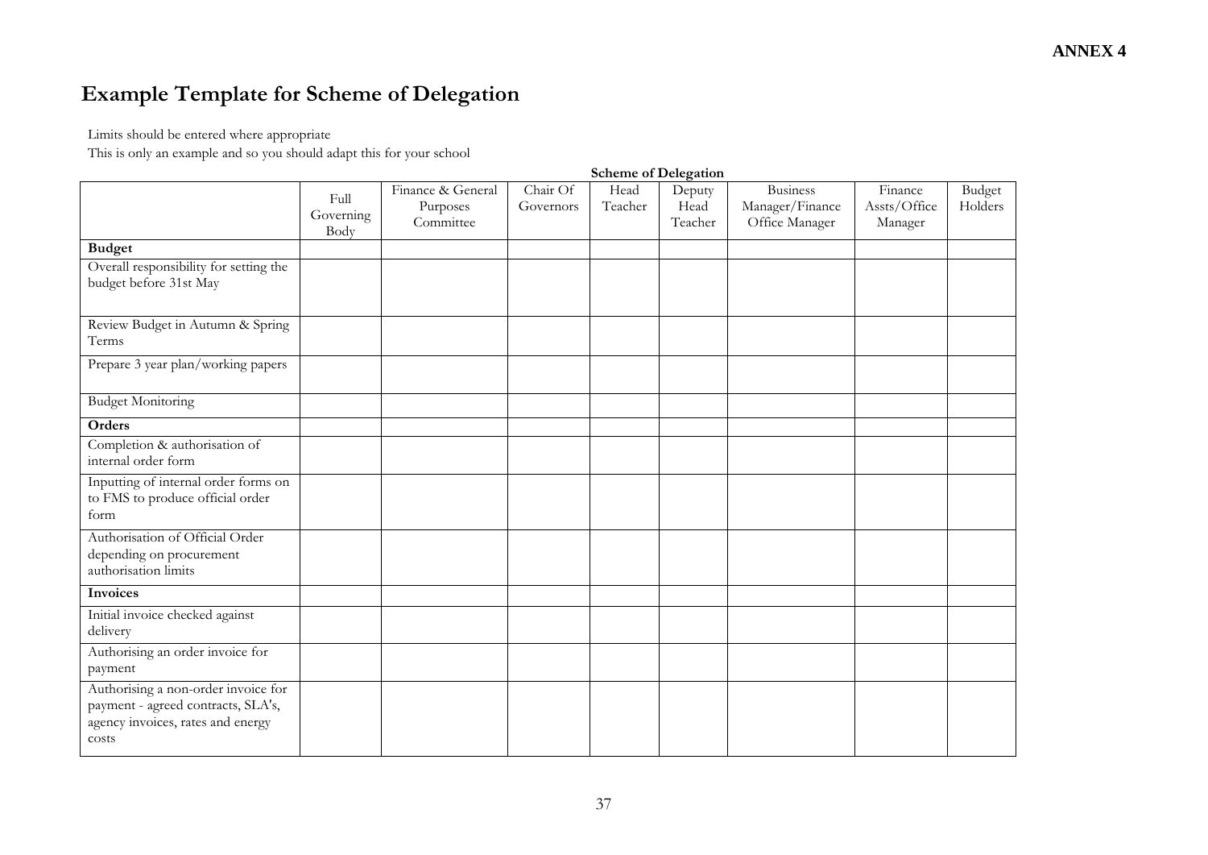**ANNEX 4**

# Example Template for Scheme of Delegation

Limits should be entered where appropriate

This is only an example and so you should adapt this for your school

**Scheme of Delegation**

| | Full Governing Body | Finance & General Purposes Committee | Chair Of Governors | Head Teacher | Deputy Head Teacher | Business Manager/Finance Office Manager | Finance Assts/Office Manager | Budget Holders |
|---|---|---|---|---|---|---|---|---|
| **Budget** | | | | | | | | |
| Overall responsibility for setting the budget before 31st May | | | | | | | | |
| Review Budget in Autumn & Spring Terms | | | | | | | | |
| Prepare 3 year plan/working papers | | | | | | | | |
| Budget Monitoring | | | | | | | | |
| **Orders** | | | | | | | | |
| Completion & authorisation of internal order form | | | | | | | | |
| Inputting of internal order forms on to FMS to produce official order form | | | | | | | | |
| Authorisation of Official Order depending on procurement authorisation limits | | | | | | | | |
| **Invoices** | | | | | | | | |
| Initial invoice checked against delivery | | | | | | | | |
| Authorising an order invoice for payment | | | | | | | | |
| Authorising a non-order invoice for payment - agreed contracts, SLA's, agency invoices, rates and energy costs | | | | | | | | |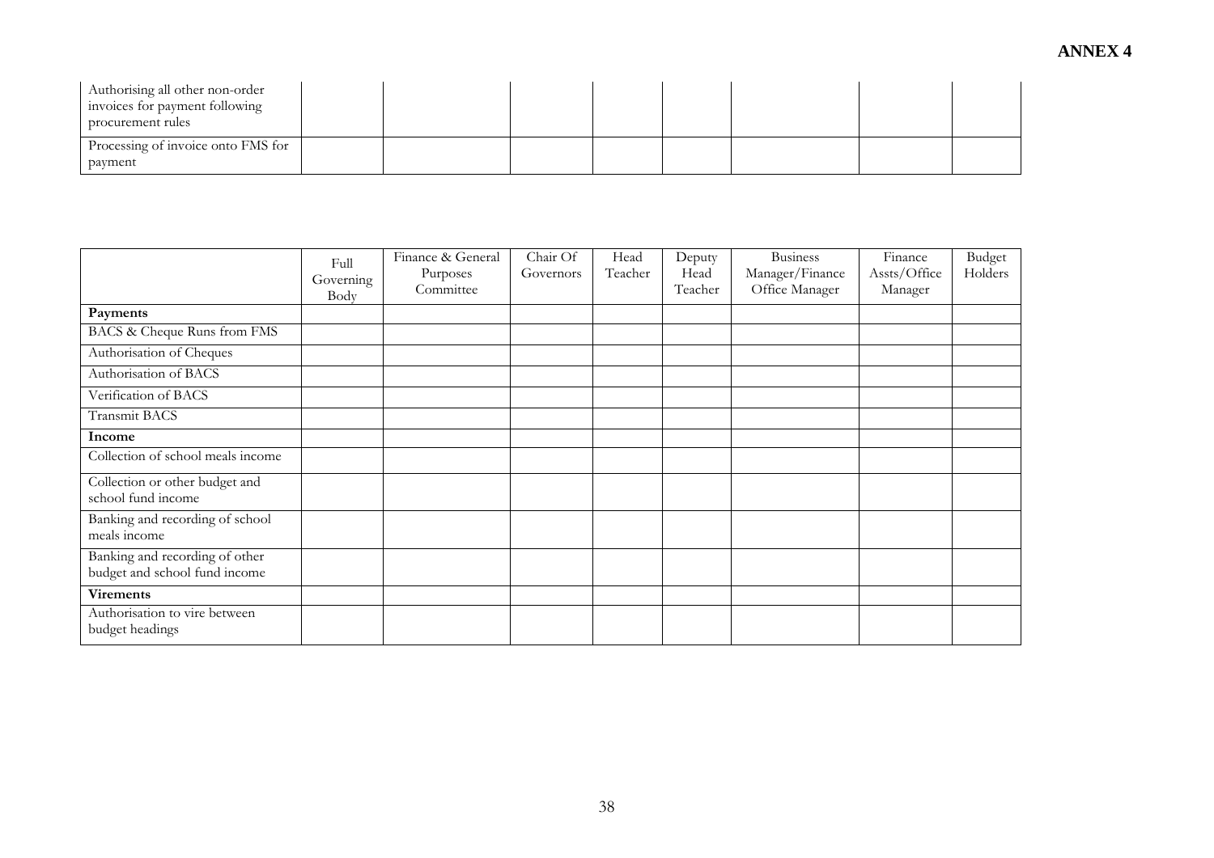**ANNEX 4**

| | | | | | | | | |
|---|---|---|---|---|---|---|---|---|
| Authorising all other non-order invoices for payment following procurement rules | | | | | | | | |
| Processing of invoice onto FMS for payment | | | | | | | | |

| | Full Governing Body | Finance & General Purposes Committee | Chair Of Governors | Head Teacher | Deputy Head Teacher | Business Manager/Finance Office Manager | Finance Assts/Office Manager | Budget Holders |
|---|---|---|---|---|---|---|---|---|
| **Payments** | | | | | | | | |
| BACS & Cheque Runs from FMS | | | | | | | | |
| Authorisation of Cheques | | | | | | | | |
| Authorisation of BACS | | | | | | | | |
| Verification of BACS | | | | | | | | |
| Transmit BACS | | | | | | | | |
| **Income** | | | | | | | | |
| Collection of school meals income | | | | | | | | |
| Collection or other budget and school fund income | | | | | | | | |
| Banking and recording of school meals income | | | | | | | | |
| Banking and recording of other budget and school fund income | | | | | | | | |
| **Virements** | | | | | | | | |
| Authorisation to vire between budget headings | | | | | | | | |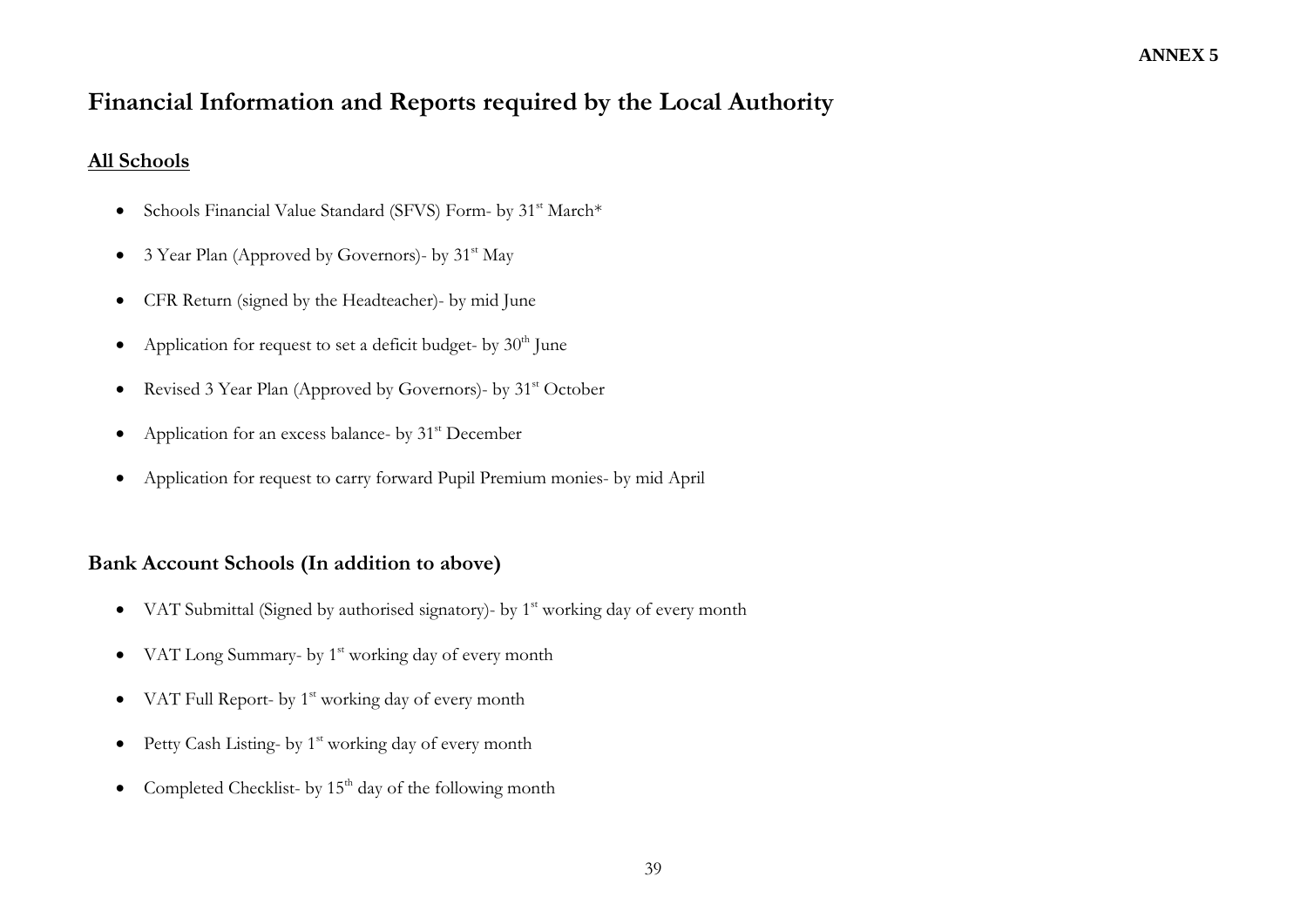**ANNEX 5**

# Financial Information and Reports required by the Local Authority

## <u>All Schools</u>

- Schools Financial Value Standard (SFVS) Form- by 31st March*
- 3 Year Plan (Approved by Governors)- by 31st May
- CFR Return (signed by the Headteacher)- by mid June
- Application for request to set a deficit budget- by 30th June
- Revised 3 Year Plan (Approved by Governors)- by 31st October
- Application for an excess balance- by 31st December
- Application for request to carry forward Pupil Premium monies- by mid April

## Bank Account Schools (In addition to above)

- VAT Submittal (Signed by authorised signatory)- by 1st working day of every month
- VAT Long Summary- by 1st working day of every month
- VAT Full Report- by 1st working day of every month
- Petty Cash Listing- by 1st working day of every month
- Completed Checklist- by 15th day of the following month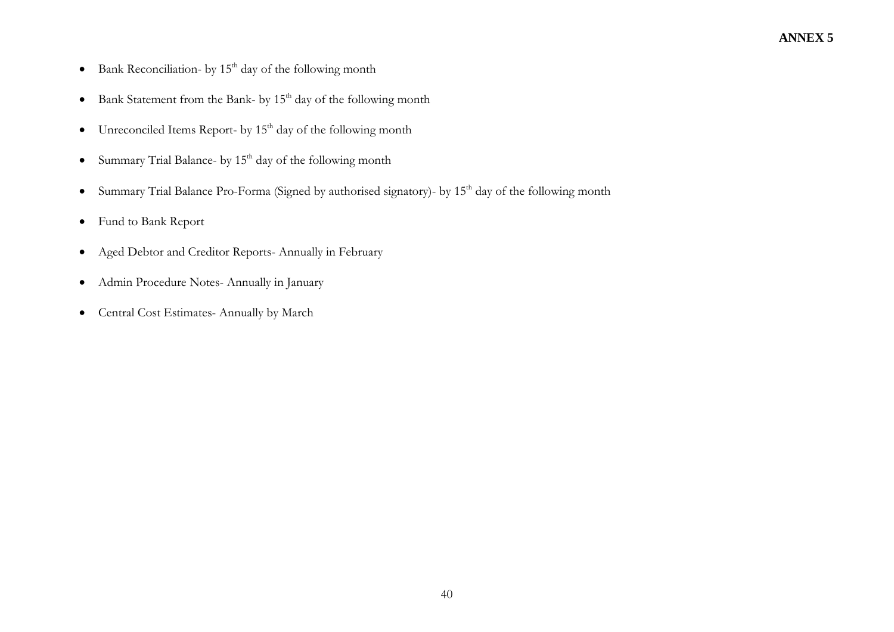**ANNEX 5**

- Bank Reconciliation- by 15th day of the following month
- Bank Statement from the Bank- by 15th day of the following month
- Unreconciled Items Report- by 15th day of the following month
- Summary Trial Balance- by 15th day of the following month
- Summary Trial Balance Pro-Forma (Signed by authorised signatory)- by 15th day of the following month
- Fund to Bank Report
- Aged Debtor and Creditor Reports- Annually in February
- Admin Procedure Notes- Annually in January
- Central Cost Estimates- Annually by March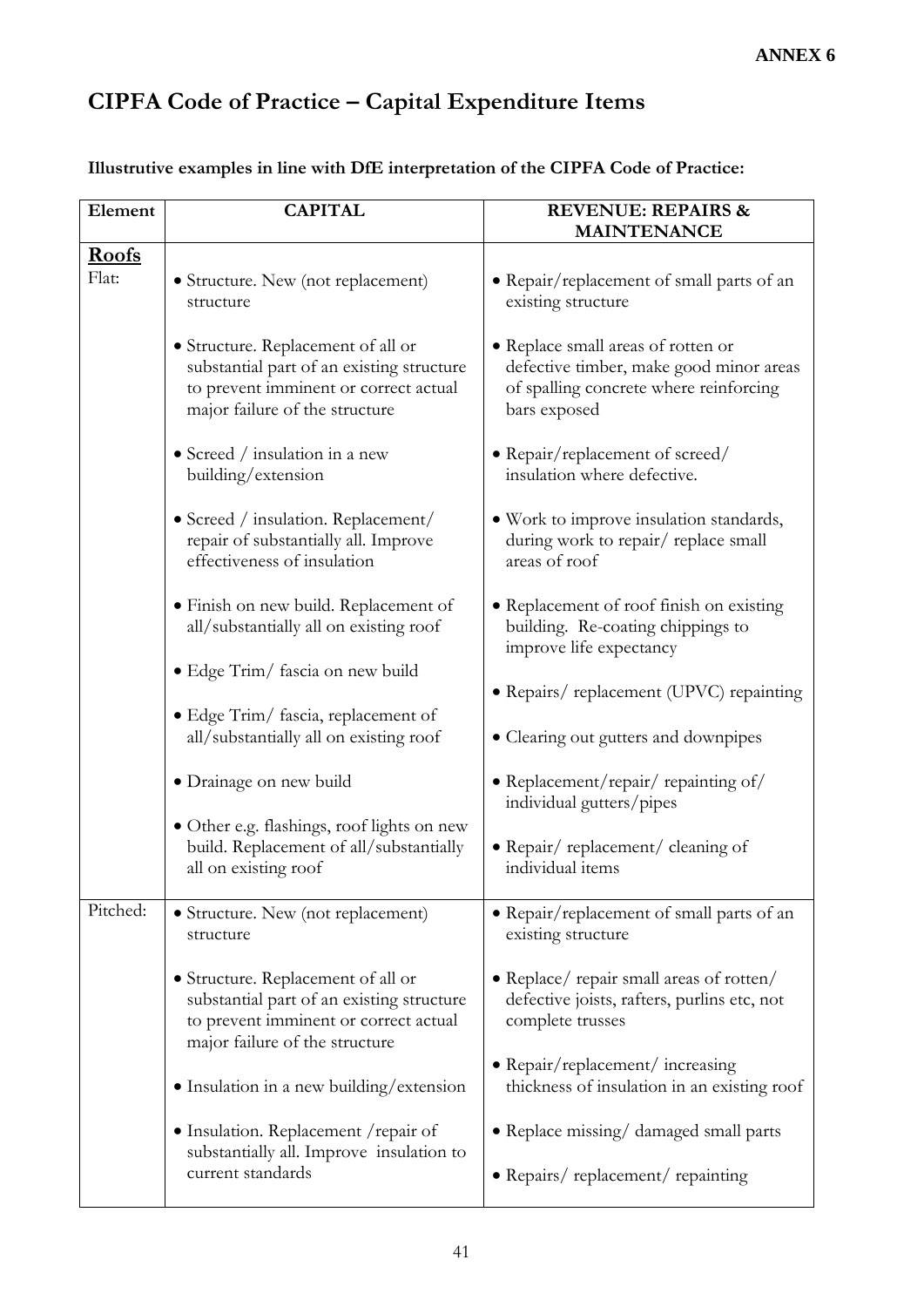**ANNEX 6**

# CIPFA Code of Practice – Capital Expenditure Items

**Illustrutive examples in line with DfE interpretation of the CIPFA Code of Practice:**

| Element | CAPITAL | REVENUE: REPAIRS & MAINTENANCE |
|---|---|---|
| **Roofs** | | |
| Flat: | • Structure. New (not replacement) structure | • Repair/replacement of small parts of an existing structure |
| | • Structure. Replacement of all or substantial part of an existing structure to prevent imminent or correct actual major failure of the structure | • Replace small areas of rotten or defective timber, make good minor areas of spalling concrete where reinforcing bars exposed |
| | • Screed / insulation in a new building/extension | • Repair/replacement of screed/ insulation where defective. |
| | • Screed / insulation. Replacement/ repair of substantially all. Improve effectiveness of insulation | • Work to improve insulation standards, during work to repair/ replace small areas of roof |
| | • Finish on new build. Replacement of all/substantially all on existing roof | • Replacement of roof finish on existing building. Re-coating chippings to improve life expectancy |
| | • Edge Trim/ fascia on new build | • Repairs/ replacement (UPVC) repainting |
| | • Edge Trim/ fascia, replacement of all/substantially all on existing roof | • Clearing out gutters and downpipes |
| | • Drainage on new build | • Replacement/repair/ repainting of/ individual gutters/pipes |
| | • Other e.g. flashings, roof lights on new build. Replacement of all/substantially all on existing roof | • Repair/ replacement/ cleaning of individual items |
| Pitched: | • Structure. New (not replacement) structure | • Repair/replacement of small parts of an existing structure |
| | • Structure. Replacement of all or substantial part of an existing structure to prevent imminent or correct actual major failure of the structure | • Replace/ repair small areas of rotten/ defective joists, rafters, purlins etc, not complete trusses |
| | • Insulation in a new building/extension | • Repair/replacement/ increasing thickness of insulation in an existing roof |
| | • Insulation. Replacement /repair of substantially all. Improve insulation to current standards | • Replace missing/ damaged small parts<br>• Repairs/ replacement/ repainting |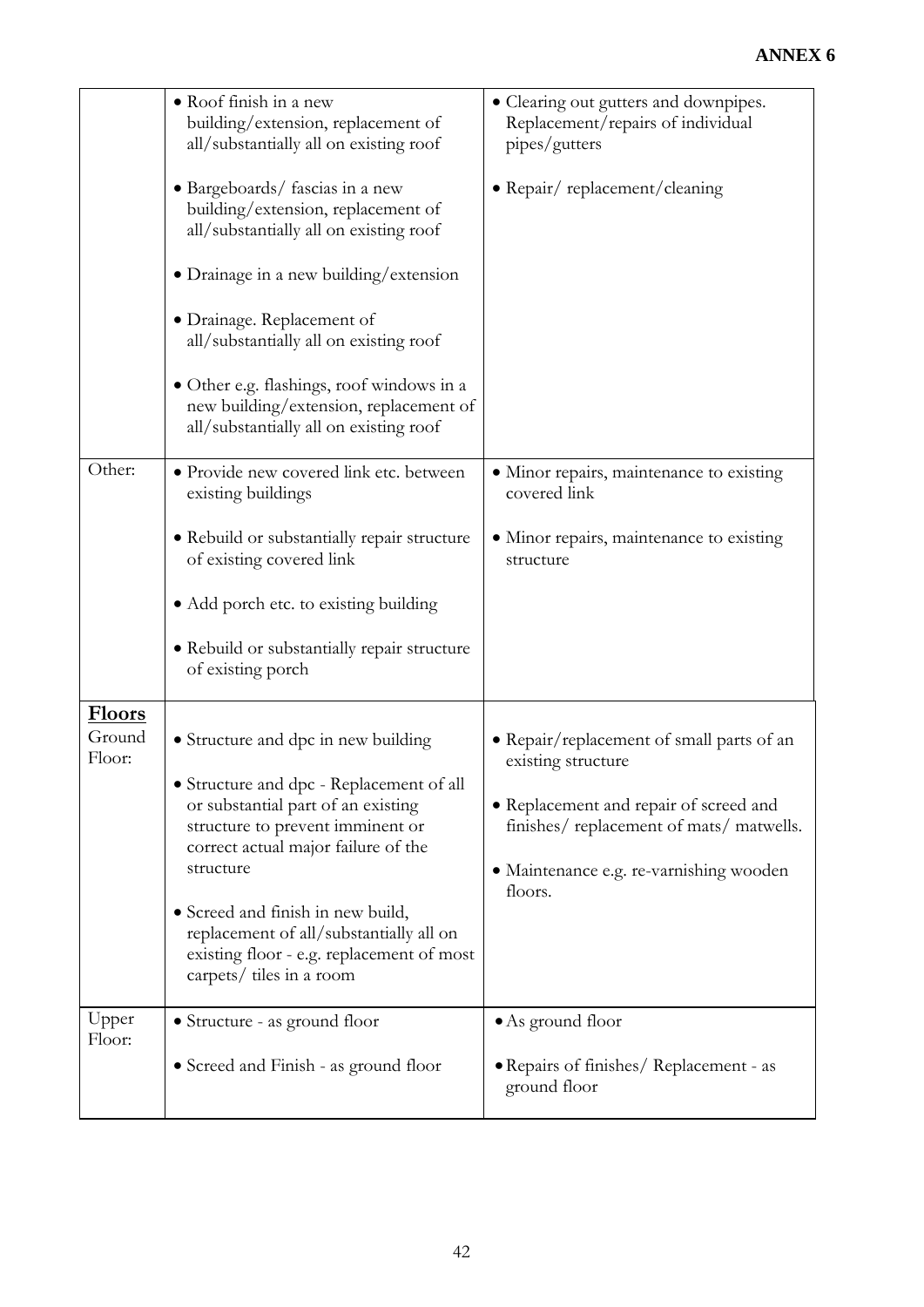**ANNEX 6**

| | | |
|---|---|---|
| | • Roof finish in a new building/extension, replacement of all/substantially all on existing roof<br><br>• Bargeboards/ fascias in a new building/extension, replacement of all/substantially all on existing roof<br><br>• Drainage in a new building/extension<br><br>• Drainage. Replacement of all/substantially all on existing roof<br><br>• Other e.g. flashings, roof windows in a new building/extension, replacement of all/substantially all on existing roof | • Clearing out gutters and downpipes. Replacement/repairs of individual pipes/gutters<br><br>• Repair/ replacement/cleaning |
| Other: | • Provide new covered link etc. between existing buildings<br><br>• Rebuild or substantially repair structure of existing covered link<br><br>• Add porch etc. to existing building<br><br>• Rebuild or substantially repair structure of existing porch | • Minor repairs, maintenance to existing covered link<br><br>• Minor repairs, maintenance to existing structure |
| **Floors**<br>Ground Floor: | • Structure and dpc in new building<br><br>• Structure and dpc - Replacement of all or substantial part of an existing structure to prevent imminent or correct actual major failure of the structure<br><br>• Screed and finish in new build, replacement of all/substantially all on existing floor - e.g. replacement of most carpets/ tiles in a room | • Repair/replacement of small parts of an existing structure<br><br>• Replacement and repair of screed and finishes/ replacement of mats/ matwells.<br><br>• Maintenance e.g. re-varnishing wooden floors. |
| Upper Floor: | • Structure - as ground floor<br><br>• Screed and Finish - as ground floor | • As ground floor<br><br>• Repairs of finishes/ Replacement - as ground floor |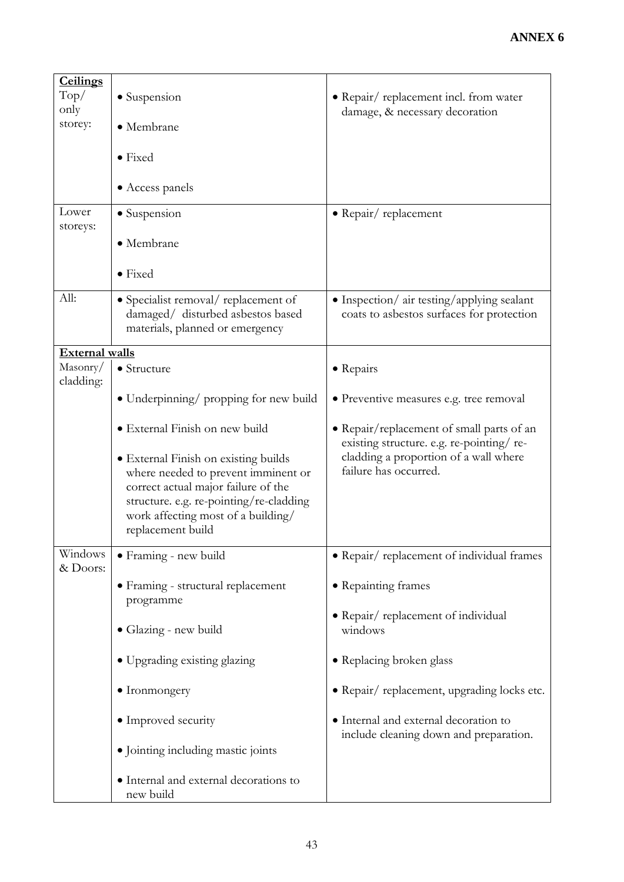# ANNEX 6

| | | |
|---|---|---|
| **Ceilings**<br>Top/ only storey: | • Suspension<br>• Membrane<br>• Fixed<br>• Access panels | • Repair/ replacement incl. from water damage, & necessary decoration |
| Lower storeys: | • Suspension<br>• Membrane<br>• Fixed | • Repair/ replacement |
| All: | • Specialist removal/ replacement of damaged/ disturbed asbestos based materials, planned or emergency | • Inspection/ air testing/applying sealant coats to asbestos surfaces for protection |
| **External walls**<br>Masonry/ cladding: | • Structure<br>• Underpinning/ propping for new build<br>• External Finish on new build<br>• External Finish on existing builds where needed to prevent imminent or correct actual major failure of the structure. e.g. re-pointing/re-cladding work affecting most of a building/ replacement build | • Repairs<br>• Preventive measures e.g. tree removal<br>• Repair/replacement of small parts of an existing structure. e.g. re-pointing/ re-cladding a proportion of a wall where failure has occurred. |
| Windows & Doors: | • Framing - new build<br>• Framing - structural replacement programme<br>• Glazing - new build<br>• Upgrading existing glazing<br>• Ironmongery<br>• Improved security<br>• Jointing including mastic joints<br>• Internal and external decorations to new build | • Repair/ replacement of individual frames<br>• Repainting frames<br>• Repair/ replacement of individual windows<br>• Replacing broken glass<br>• Repair/ replacement, upgrading locks etc.<br>• Internal and external decoration to include cleaning down and preparation. |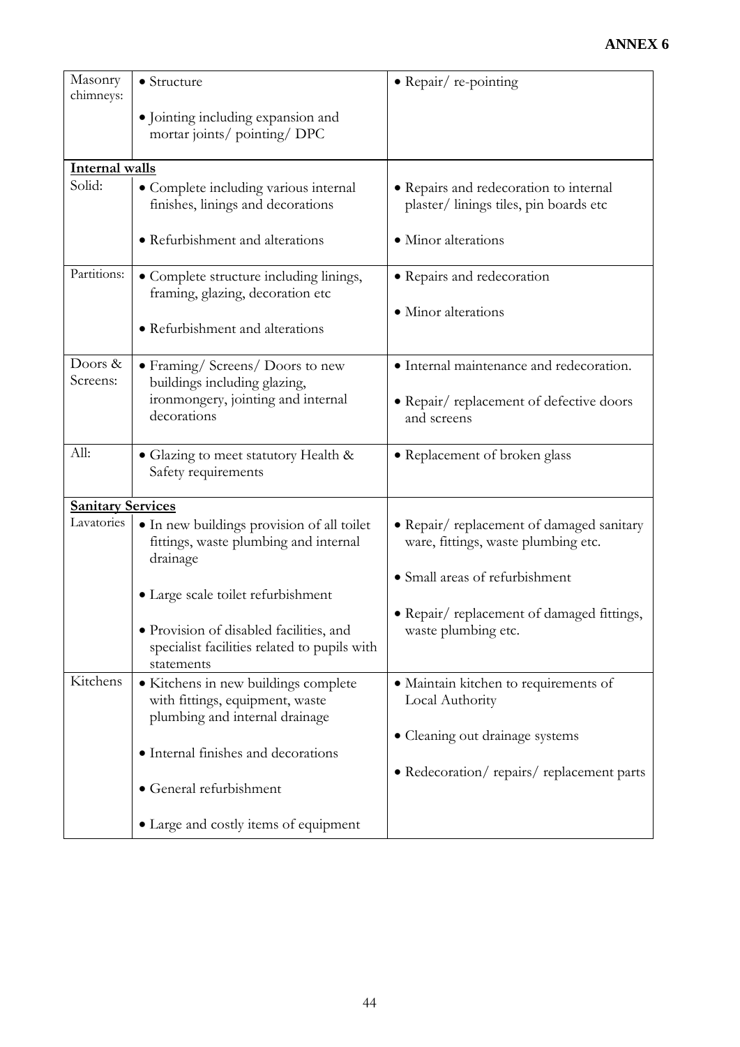**ANNEX 6**

| | | |
|---|---|---|
| Masonry chimneys: | • Structure<br><br>• Jointing including expansion and mortar joints/ pointing/ DPC | • Repair/ re-pointing |
| **Internal walls** | | |
| Solid: | • Complete including various internal finishes, linings and decorations<br><br>• Refurbishment and alterations | • Repairs and redecoration to internal plaster/ linings tiles, pin boards etc<br><br>• Minor alterations |
| Partitions: | • Complete structure including linings, framing, glazing, decoration etc<br><br>• Refurbishment and alterations | • Repairs and redecoration<br><br>• Minor alterations |
| Doors & Screens: | • Framing/ Screens/ Doors to new buildings including glazing, ironmongery, jointing and internal decorations | • Internal maintenance and redecoration.<br><br>• Repair/ replacement of defective doors and screens |
| All: | • Glazing to meet statutory Health & Safety requirements | • Replacement of broken glass |
| **Sanitary Services** | | |
| Lavatories | • In new buildings provision of all toilet fittings, waste plumbing and internal drainage<br><br>• Large scale toilet refurbishment<br><br>• Provision of disabled facilities, and specialist facilities related to pupils with statements | • Repair/ replacement of damaged sanitary ware, fittings, waste plumbing etc.<br><br>• Small areas of refurbishment<br><br>• Repair/ replacement of damaged fittings, waste plumbing etc. |
| Kitchens | • Kitchens in new buildings complete with fittings, equipment, waste plumbing and internal drainage<br><br>• Internal finishes and decorations<br><br>• General refurbishment<br><br>• Large and costly items of equipment | • Maintain kitchen to requirements of Local Authority<br><br>• Cleaning out drainage systems<br><br>• Redecoration/ repairs/ replacement parts |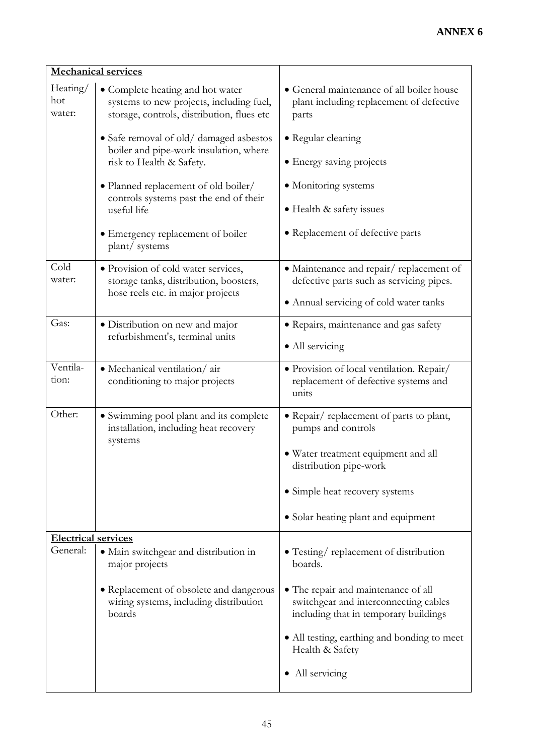**ANNEX 6**

| | | |
|---|---|---|
| **Mechanical services** | | |
| Heating/ hot water: | • Complete heating and hot water systems to new projects, including fuel, storage, controls, distribution, flues etc<br><br>• Safe removal of old/ damaged asbestos boiler and pipe-work insulation, where risk to Health & Safety.<br><br>• Planned replacement of old boiler/ controls systems past the end of their useful life<br><br>• Emergency replacement of boiler plant/ systems | • General maintenance of all boiler house plant including replacement of defective parts<br><br>• Regular cleaning<br><br>• Energy saving projects<br><br>• Monitoring systems<br><br>• Health & safety issues<br><br>• Replacement of defective parts |
| Cold water: | • Provision of cold water services, storage tanks, distribution, boosters, hose reels etc. in major projects | • Maintenance and repair/ replacement of defective parts such as servicing pipes.<br><br>• Annual servicing of cold water tanks |
| Gas: | • Distribution on new and major refurbishment's, terminal units | • Repairs, maintenance and gas safety<br><br>• All servicing |
| Ventila-tion: | • Mechanical ventilation/ air conditioning to major projects | • Provision of local ventilation. Repair/ replacement of defective systems and units |
| Other: | • Swimming pool plant and its complete installation, including heat recovery systems | • Repair/ replacement of parts to plant, pumps and controls<br><br>• Water treatment equipment and all distribution pipe-work<br><br>• Simple heat recovery systems<br><br>• Solar heating plant and equipment |
| **Electrical services** | | |
| General: | • Main switchgear and distribution in major projects<br><br>• Replacement of obsolete and dangerous wiring systems, including distribution boards | • Testing/ replacement of distribution boards.<br><br>• The repair and maintenance of all switchgear and interconnecting cables including that in temporary buildings<br><br>• All testing, earthing and bonding to meet Health & Safety<br><br>• All servicing |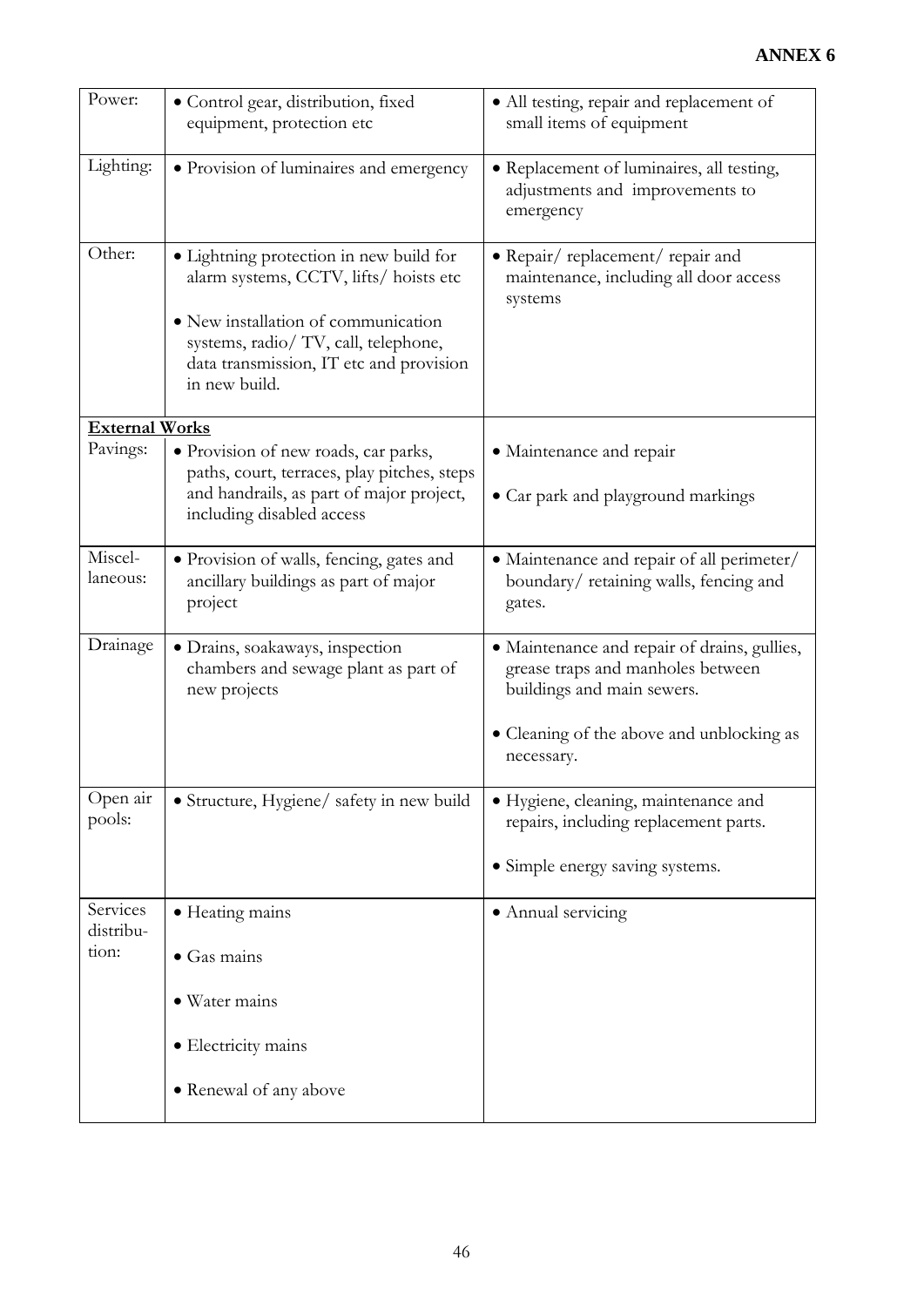# ANNEX 6

| | | |
|---|---|---|
| Power: | • Control gear, distribution, fixed equipment, protection etc | • All testing, repair and replacement of small items of equipment |
| Lighting: | • Provision of luminaires and emergency | • Replacement of luminaires, all testing, adjustments and improvements to emergency |
| Other: | • Lightning protection in new build for alarm systems, CCTV, lifts/ hoists etc<br>• New installation of communication systems, radio/ TV, call, telephone, data transmission, IT etc and provision in new build. | • Repair/ replacement/ repair and maintenance, including all door access systems |
| **<u>External Works</u>** | | |
| Pavings: | • Provision of new roads, car parks, paths, court, terraces, play pitches, steps and handrails, as part of major project, including disabled access | • Maintenance and repair<br>• Car park and playground markings |
| Miscel-laneous: | • Provision of walls, fencing, gates and ancillary buildings as part of major project | • Maintenance and repair of all perimeter/ boundary/ retaining walls, fencing and gates. |
| Drainage | • Drains, soakaways, inspection chambers and sewage plant as part of new projects | • Maintenance and repair of drains, gullies, grease traps and manholes between buildings and main sewers.<br>• Cleaning of the above and unblocking as necessary. |
| Open air pools: | • Structure, Hygiene/ safety in new build | • Hygiene, cleaning, maintenance and repairs, including replacement parts.<br>• Simple energy saving systems. |
| Services distribu-tion: | • Heating mains<br>• Gas mains<br>• Water mains<br>• Electricity mains<br>• Renewal of any above | • Annual servicing |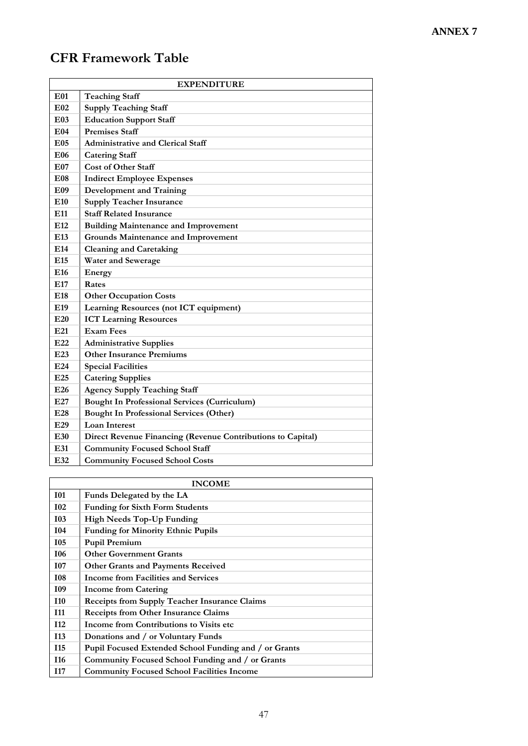**ANNEX 7**

# CFR Framework Table

| EXPENDITURE | |
|---|---|
| **E01** | **Teaching Staff** |
| **E02** | **Supply Teaching Staff** |
| **E03** | **Education Support Staff** |
| **E04** | **Premises Staff** |
| **E05** | **Administrative and Clerical Staff** |
| **E06** | **Catering Staff** |
| **E07** | **Cost of Other Staff** |
| **E08** | **Indirect Employee Expenses** |
| **E09** | **Development and Training** |
| **E10** | **Supply Teacher Insurance** |
| **E11** | **Staff Related Insurance** |
| **E12** | **Building Maintenance and Improvement** |
| **E13** | **Grounds Maintenance and Improvement** |
| **E14** | **Cleaning and Caretaking** |
| **E15** | **Water and Sewerage** |
| **E16** | **Energy** |
| **E17** | **Rates** |
| **E18** | **Other Occupation Costs** |
| **E19** | **Learning Resources (not ICT equipment)** |
| **E20** | **ICT Learning Resources** |
| **E21** | **Exam Fees** |
| **E22** | **Administrative Supplies** |
| **E23** | **Other Insurance Premiums** |
| **E24** | **Special Facilities** |
| **E25** | **Catering Supplies** |
| **E26** | **Agency Supply Teaching Staff** |
| **E27** | **Bought In Professional Services (Curriculum)** |
| **E28** | **Bought In Professional Services (Other)** |
| **E29** | **Loan Interest** |
| **E30** | **Direct Revenue Financing (Revenue Contributions to Capital)** |
| **E31** | **Community Focused School Staff** |
| **E32** | **Community Focused School Costs** |

| INCOME | |
|---|---|
| **I01** | **Funds Delegated by the LA** |
| **I02** | **Funding for Sixth Form Students** |
| **I03** | **High Needs Top-Up Funding** |
| **I04** | **Funding for Minority Ethnic Pupils** |
| **I05** | **Pupil Premium** |
| **I06** | **Other Government Grants** |
| **I07** | **Other Grants and Payments Received** |
| **I08** | **Income from Facilities and Services** |
| **I09** | **Income from Catering** |
| **I10** | **Receipts from Supply Teacher Insurance Claims** |
| **I11** | **Receipts from Other Insurance Claims** |
| **I12** | **Income from Contributions to Visits etc** |
| **I13** | **Donations and / or Voluntary Funds** |
| **I15** | **Pupil Focused Extended School Funding and / or Grants** |
| **I16** | **Community Focused School Funding and / or Grants** |
| **I17** | **Community Focused School Facilities Income** |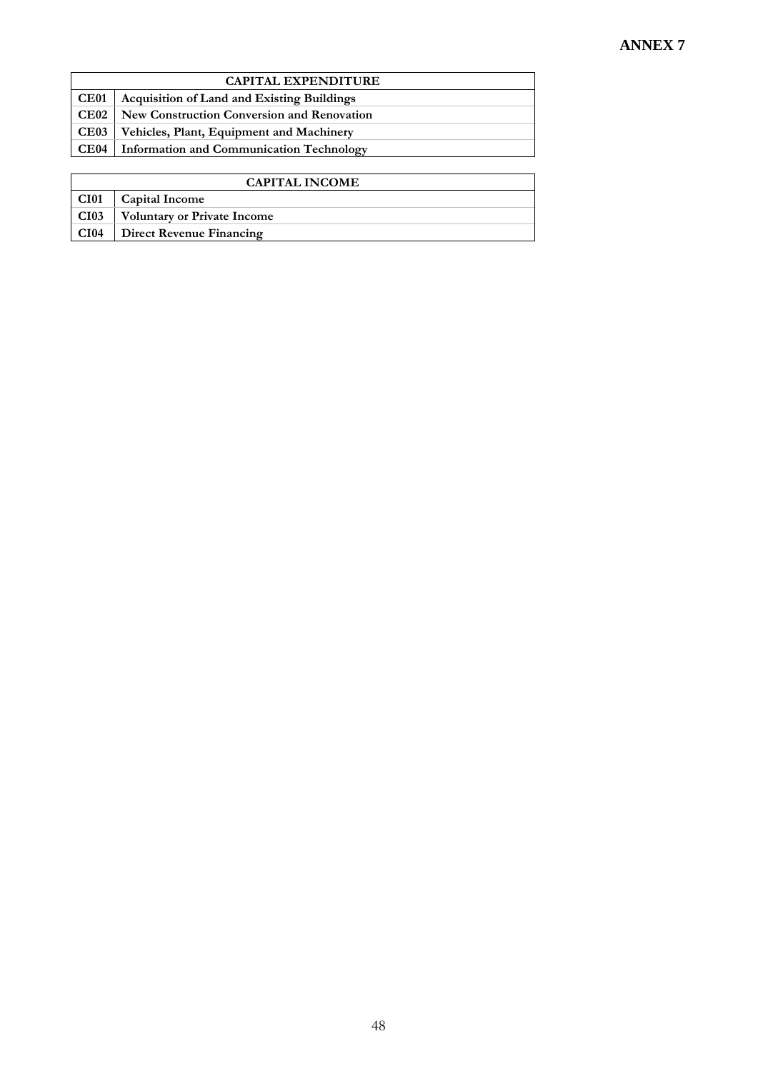# ANNEX 7

| CAPITAL EXPENDITURE | |
|---|---|
| **CE01** | **Acquisition of Land and Existing Buildings** |
| **CE02** | **New Construction Conversion and Renovation** |
| **CE03** | **Vehicles, Plant, Equipment and Machinery** |
| **CE04** | **Information and Communication Technology** |

| CAPITAL INCOME | |
|---|---|
| **CI01** | **Capital Income** |
| **CI03** | **Voluntary or Private Income** |
| **CI04** | **Direct Revenue Financing** |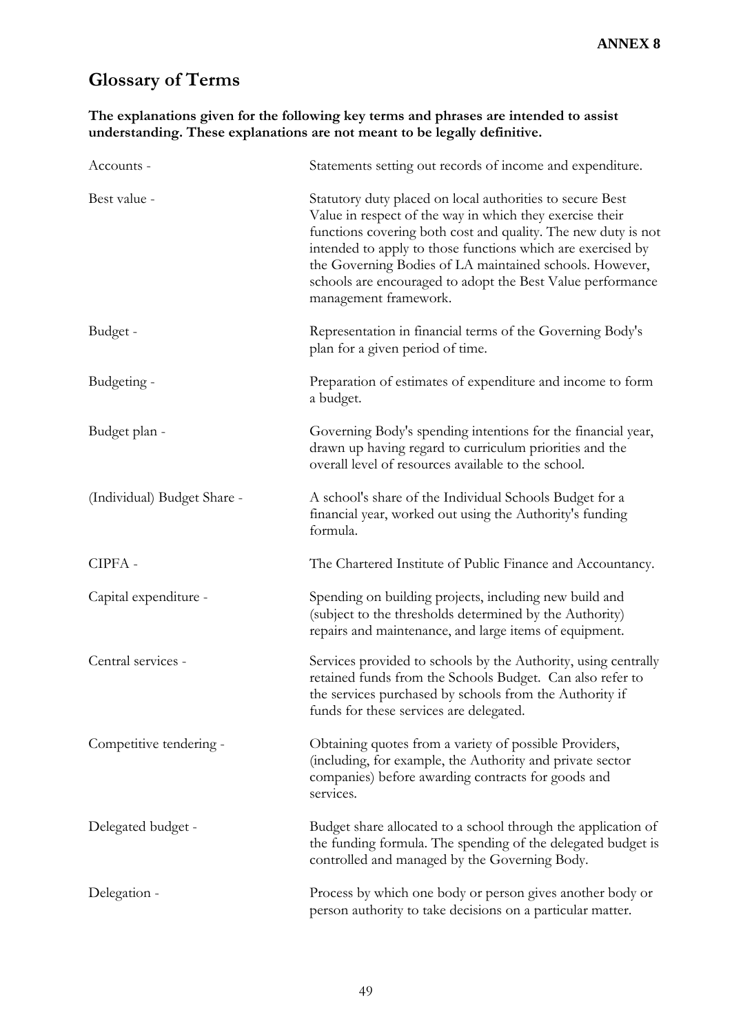**ANNEX 8**

# Glossary of Terms

**The explanations given for the following key terms and phrases are intended to assist understanding. These explanations are not meant to be legally definitive.**

| | |
|---|---|
| Accounts - | Statements setting out records of income and expenditure. |
| Best value - | Statutory duty placed on local authorities to secure Best Value in respect of the way in which they exercise their functions covering both cost and quality. The new duty is not intended to apply to those functions which are exercised by the Governing Bodies of LA maintained schools. However, schools are encouraged to adopt the Best Value performance management framework. |
| Budget - | Representation in financial terms of the Governing Body's plan for a given period of time. |
| Budgeting - | Preparation of estimates of expenditure and income to form a budget. |
| Budget plan - | Governing Body's spending intentions for the financial year, drawn up having regard to curriculum priorities and the overall level of resources available to the school. |
| (Individual) Budget Share - | A school's share of the Individual Schools Budget for a financial year, worked out using the Authority's funding formula. |
| CIPFA - | The Chartered Institute of Public Finance and Accountancy. |
| Capital expenditure - | Spending on building projects, including new build and (subject to the thresholds determined by the Authority) repairs and maintenance, and large items of equipment. |
| Central services - | Services provided to schools by the Authority, using centrally retained funds from the Schools Budget. Can also refer to the services purchased by schools from the Authority if funds for these services are delegated. |
| Competitive tendering - | Obtaining quotes from a variety of possible Providers, (including, for example, the Authority and private sector companies) before awarding contracts for goods and services. |
| Delegated budget - | Budget share allocated to a school through the application of the funding formula. The spending of the delegated budget is controlled and managed by the Governing Body. |
| Delegation - | Process by which one body or person gives another body or person authority to take decisions on a particular matter. |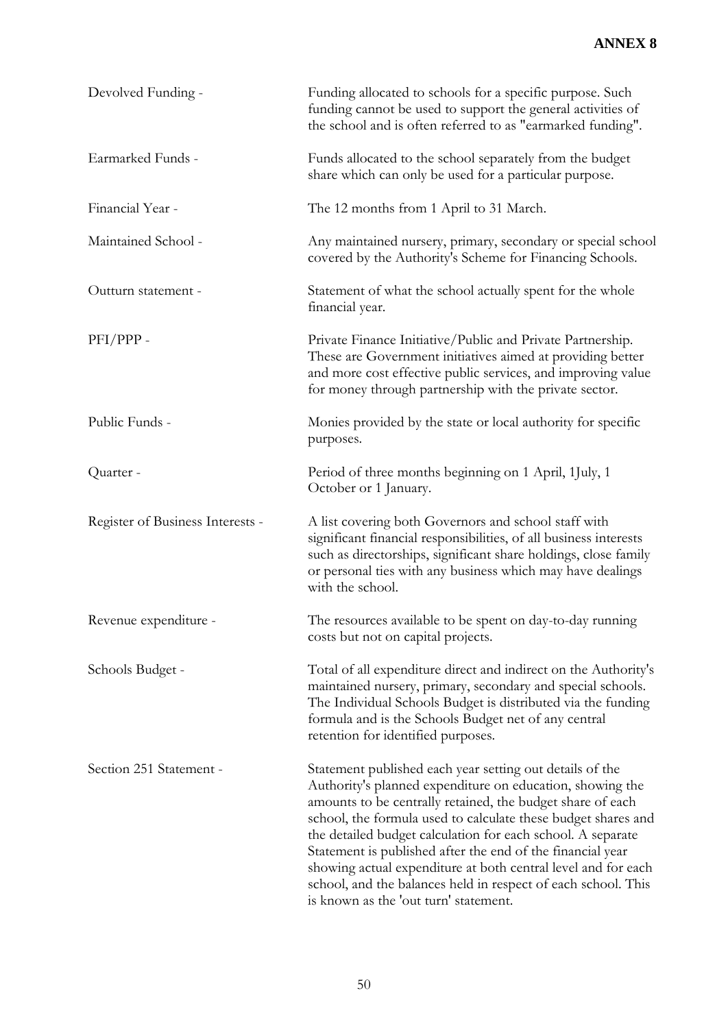**ANNEX 8**

| | |
|---|---|
| Devolved Funding - | Funding allocated to schools for a specific purpose. Such funding cannot be used to support the general activities of the school and is often referred to as "earmarked funding". |
| Earmarked Funds - | Funds allocated to the school separately from the budget share which can only be used for a particular purpose. |
| Financial Year - | The 12 months from 1 April to 31 March. |
| Maintained School - | Any maintained nursery, primary, secondary or special school covered by the Authority's Scheme for Financing Schools. |
| Outturn statement - | Statement of what the school actually spent for the whole financial year. |
| PFI/PPP - | Private Finance Initiative/Public and Private Partnership. These are Government initiatives aimed at providing better and more cost effective public services, and improving value for money through partnership with the private sector. |
| Public Funds - | Monies provided by the state or local authority for specific purposes. |
| Quarter - | Period of three months beginning on 1 April, 1July, 1 October or 1 January. |
| Register of Business Interests - | A list covering both Governors and school staff with significant financial responsibilities, of all business interests such as directorships, significant share holdings, close family or personal ties with any business which may have dealings with the school. |
| Revenue expenditure - | The resources available to be spent on day-to-day running costs but not on capital projects. |
| Schools Budget - | Total of all expenditure direct and indirect on the Authority's maintained nursery, primary, secondary and special schools. The Individual Schools Budget is distributed via the funding formula and is the Schools Budget net of any central retention for identified purposes. |
| Section 251 Statement - | Statement published each year setting out details of the Authority's planned expenditure on education, showing the amounts to be centrally retained, the budget share of each school, the formula used to calculate these budget shares and the detailed budget calculation for each school. A separate Statement is published after the end of the financial year showing actual expenditure at both central level and for each school, and the balances held in respect of each school. This is known as the 'out turn' statement. |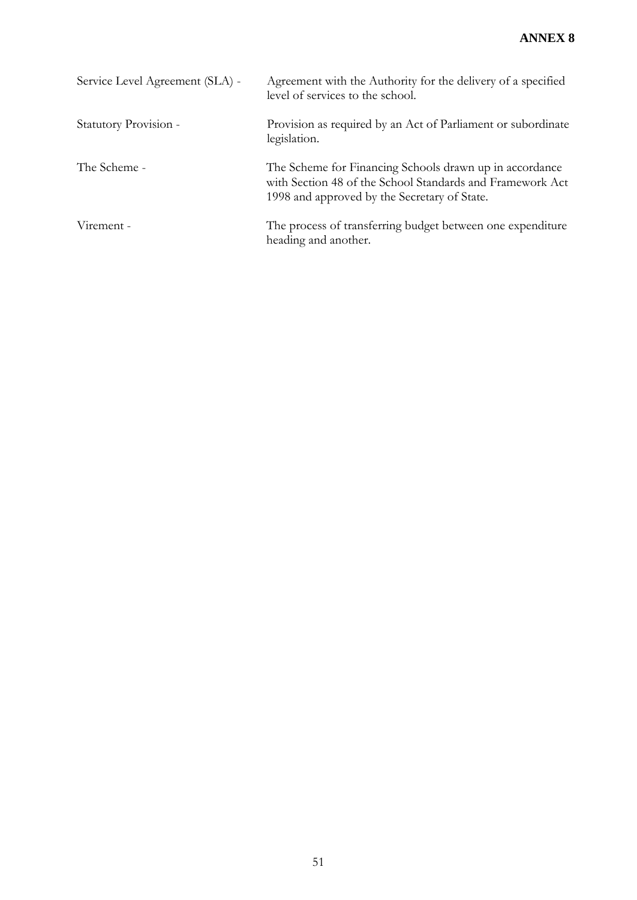**ANNEX 8**

| | |
|---|---|
| Service Level Agreement (SLA) - | Agreement with the Authority for the delivery of a specified level of services to the school. |
| Statutory Provision - | Provision as required by an Act of Parliament or subordinate legislation. |
| The Scheme - | The Scheme for Financing Schools drawn up in accordance with Section 48 of the School Standards and Framework Act 1998 and approved by the Secretary of State. |
| Virement - | The process of transferring budget between one expenditure heading and another. |